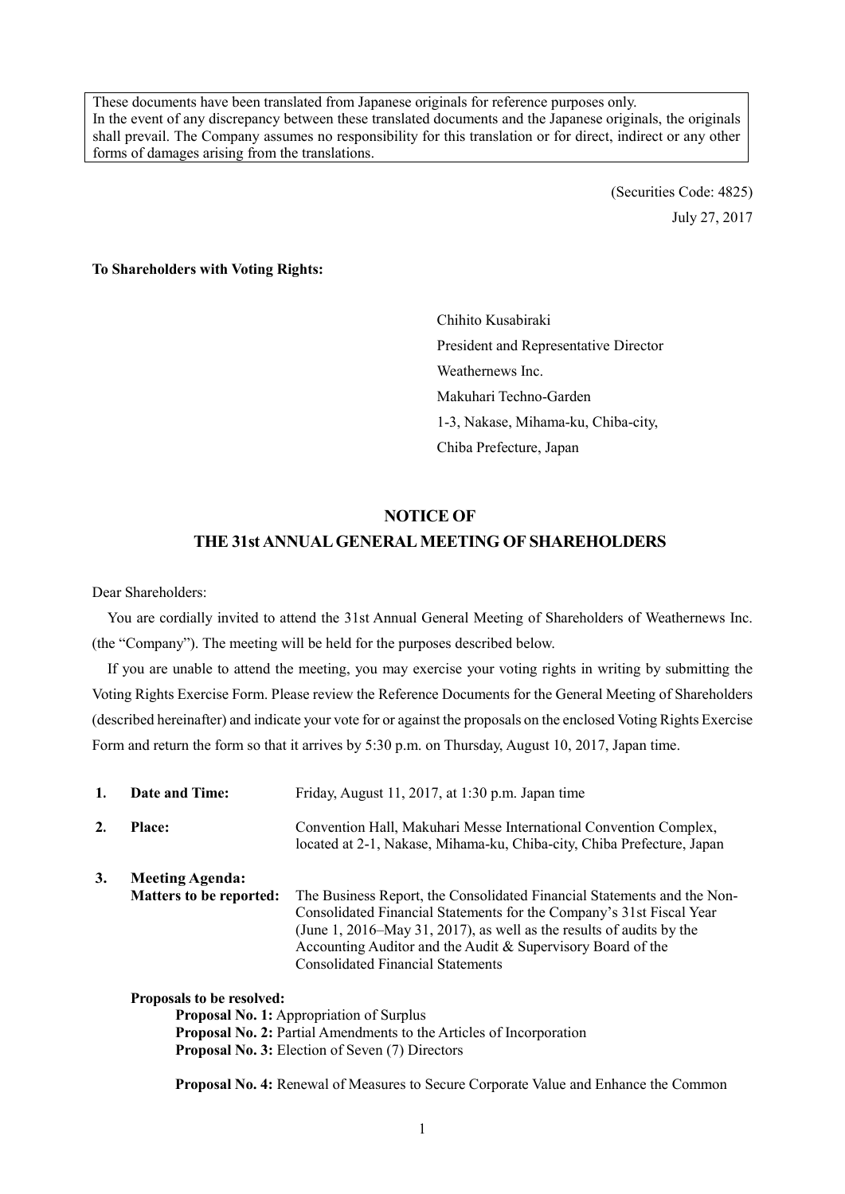These documents have been translated from Japanese originals for reference purposes only.
In the event of any discrepancy between these translated documents and the Japanese originals, the originals shall prevail. The Company assumes no responsibility for this translation or for direct, indirect or any other forms of damages arising from the translations.

(Securities Code: 4825)

July 27, 2017

**To Shareholders with Voting Rights:**

Chihito Kusabiraki
President and Representative Director
Weathernews Inc.
Makuhari Techno-Garden
1-3, Nakase, Mihama-ku, Chiba-city,
Chiba Prefecture, Japan

# NOTICE OF
# THE 31st ANNUAL GENERAL MEETING OF SHAREHOLDERS

Dear Shareholders:

You are cordially invited to attend the 31st Annual General Meeting of Shareholders of Weathernews Inc. (the "Company"). The meeting will be held for the purposes described below.

If you are unable to attend the meeting, you may exercise your voting rights in writing by submitting the Voting Rights Exercise Form. Please review the Reference Documents for the General Meeting of Shareholders (described hereinafter) and indicate your vote for or against the proposals on the enclosed Voting Rights Exercise Form and return the form so that it arrives by 5:30 p.m. on Thursday, August 10, 2017, Japan time.

1. **Date and Time:** Friday, August 11, 2017, at 1:30 p.m. Japan time

2. **Place:** Convention Hall, Makuhari Messe International Convention Complex, located at 2-1, Nakase, Mihama-ku, Chiba-city, Chiba Prefecture, Japan

3. **Meeting Agenda:**

   **Matters to be reported:** The Business Report, the Consolidated Financial Statements and the Non-Consolidated Financial Statements for the Company's 31st Fiscal Year (June 1, 2016–May 31, 2017), as well as the results of audits by the Accounting Auditor and the Audit & Supervisory Board of the Consolidated Financial Statements

   **Proposals to be resolved:**

   **Proposal No. 1:** Appropriation of Surplus
   **Proposal No. 2:** Partial Amendments to the Articles of Incorporation
   **Proposal No. 3:** Election of Seven (7) Directors

   **Proposal No. 4:** Renewal of Measures to Secure Corporate Value and Enhance the Common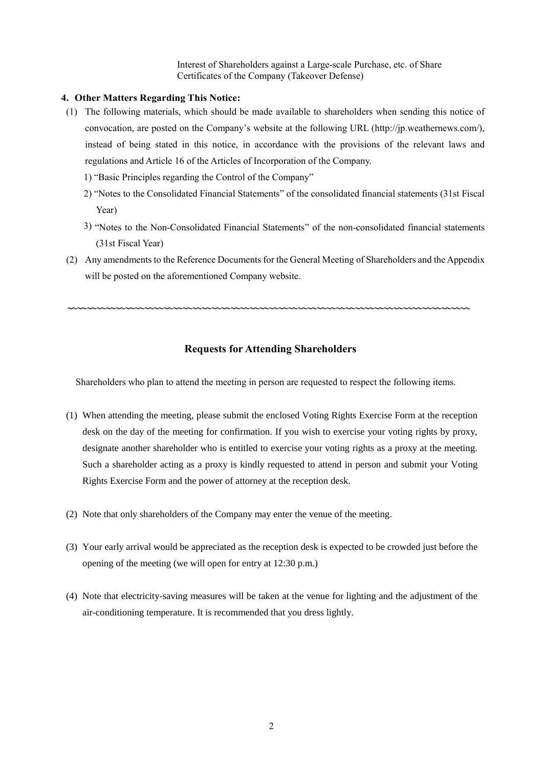Interest of Shareholders against a Large-scale Purchase, etc. of Share Certificates of the Company (Takeover Defense)

**4. Other Matters Regarding This Notice:**

(1) The following materials, which should be made available to shareholders when sending this notice of convocation, are posted on the Company's website at the following URL (http://jp.weathernews.com/), instead of being stated in this notice, in accordance with the provisions of the relevant laws and regulations and Article 16 of the Articles of Incorporation of the Company.

1) "Basic Principles regarding the Control of the Company"

2) "Notes to the Consolidated Financial Statements" of the consolidated financial statements (31st Fiscal Year)

3) "Notes to the Non-Consolidated Financial Statements" of the non-consolidated financial statements (31st Fiscal Year)

(2) Any amendments to the Reference Documents for the General Meeting of Shareholders and the Appendix will be posted on the aforementioned Company website.

~~~~~~~~~~~~~~~~~~~~~~~~~~~~~~~~~~~~~~~~~~~~~~~~~~~~~~~~~~~~~~~~~~~~~~~~~~~~

## Requests for Attending Shareholders

Shareholders who plan to attend the meeting in person are requested to respect the following items.

(1) When attending the meeting, please submit the enclosed Voting Rights Exercise Form at the reception desk on the day of the meeting for confirmation. If you wish to exercise your voting rights by proxy, designate another shareholder who is entitled to exercise your voting rights as a proxy at the meeting. Such a shareholder acting as a proxy is kindly requested to attend in person and submit your Voting Rights Exercise Form and the power of attorney at the reception desk.

(2) Note that only shareholders of the Company may enter the venue of the meeting.

(3) Your early arrival would be appreciated as the reception desk is expected to be crowded just before the opening of the meeting (we will open for entry at 12:30 p.m.)

(4) Note that electricity-saving measures will be taken at the venue for lighting and the adjustment of the air-conditioning temperature. It is recommended that you dress lightly.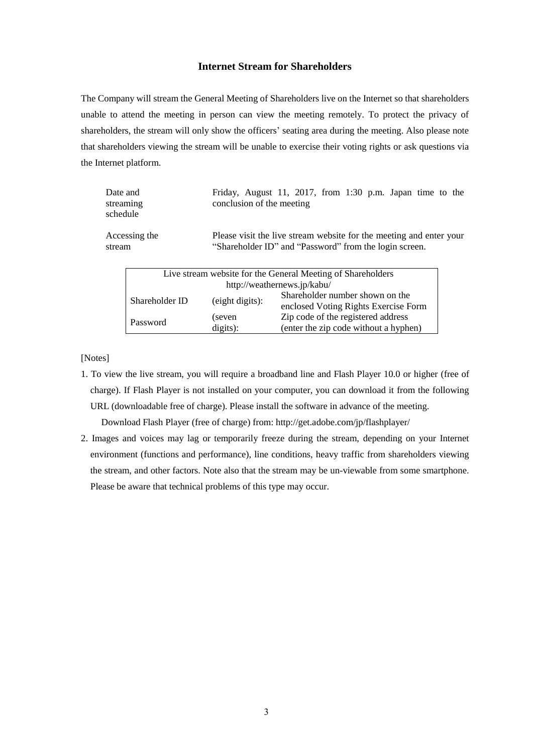## Internet Stream for Shareholders

The Company will stream the General Meeting of Shareholders live on the Internet so that shareholders unable to attend the meeting in person can view the meeting remotely. To protect the privacy of shareholders, the stream will only show the officers' seating area during the meeting. Also please note that shareholders viewing the stream will be unable to exercise their voting rights or ask questions via the Internet platform.

| | |
|---|---|
| Date and streaming schedule | Friday, August 11, 2017, from 1:30 p.m. Japan time to the conclusion of the meeting |
| Accessing the stream | Please visit the live stream website for the meeting and enter your "Shareholder ID" and "Password" from the login screen. |

| Live stream website for the General Meeting of Shareholders<br>http://weathernews.jp/kabu/ | | |
|---|---|---|
| Shareholder ID | (eight digits): | Shareholder number shown on the enclosed Voting Rights Exercise Form |
| Password | (seven digits): | Zip code of the registered address (enter the zip code without a hyphen) |

[Notes]

1. To view the live stream, you will require a broadband line and Flash Player 10.0 or higher (free of charge). If Flash Player is not installed on your computer, you can download it from the following URL (downloadable free of charge). Please install the software in advance of the meeting.
   Download Flash Player (free of charge) from: http://get.adobe.com/jp/flashplayer/
2. Images and voices may lag or temporarily freeze during the stream, depending on your Internet environment (functions and performance), line conditions, heavy traffic from shareholders viewing the stream, and other factors. Note also that the stream may be un-viewable from some smartphone. Please be aware that technical problems of this type may occur.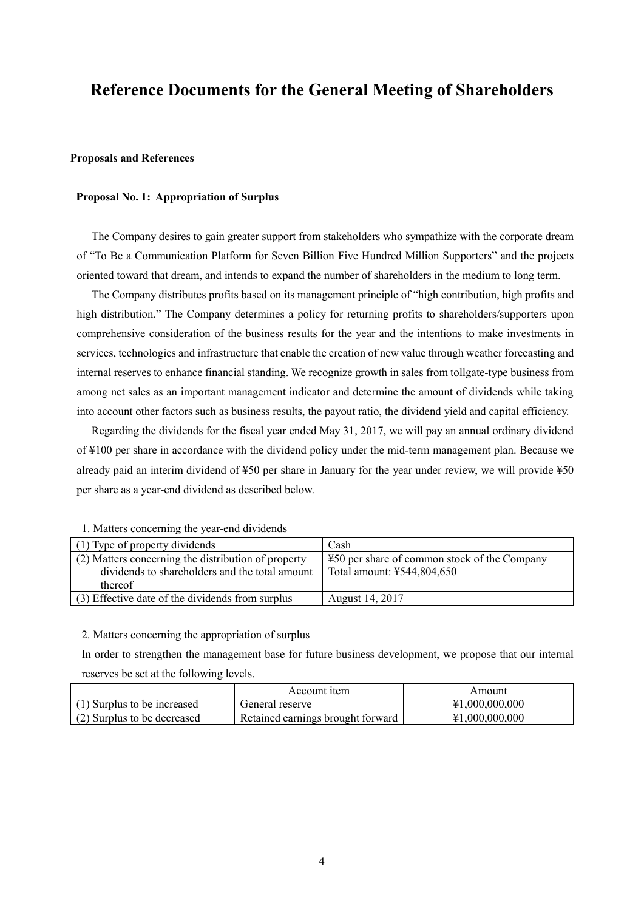# Reference Documents for the General Meeting of Shareholders

**Proposals and References**

**Proposal No. 1: Appropriation of Surplus**

The Company desires to gain greater support from stakeholders who sympathize with the corporate dream of "To Be a Communication Platform for Seven Billion Five Hundred Million Supporters" and the projects oriented toward that dream, and intends to expand the number of shareholders in the medium to long term.

The Company distributes profits based on its management principle of "high contribution, high profits and high distribution." The Company determines a policy for returning profits to shareholders/supporters upon comprehensive consideration of the business results for the year and the intentions to make investments in services, technologies and infrastructure that enable the creation of new value through weather forecasting and internal reserves to enhance financial standing. We recognize growth in sales from tollgate-type business from among net sales as an important management indicator and determine the amount of dividends while taking into account other factors such as business results, the payout ratio, the dividend yield and capital efficiency.

Regarding the dividends for the fiscal year ended May 31, 2017, we will pay an annual ordinary dividend of ¥100 per share in accordance with the dividend policy under the mid-term management plan. Because we already paid an interim dividend of ¥50 per share in January for the year under review, we will provide ¥50 per share as a year-end dividend as described below.

1. Matters concerning the year-end dividends

| (1) Type of property dividends | Cash |
|---|---|
| (2) Matters concerning the distribution of property dividends to shareholders and the total amount thereof | ¥50 per share of common stock of the Company<br>Total amount: ¥544,804,650 |
| (3) Effective date of the dividends from surplus | August 14, 2017 |

2. Matters concerning the appropriation of surplus

In order to strengthen the management base for future business development, we propose that our internal reserves be set at the following levels.

| | Account item | Amount |
|---|---|---|
| (1) Surplus to be increased | General reserve | ¥1,000,000,000 |
| (2) Surplus to be decreased | Retained earnings brought forward | ¥1,000,000,000 |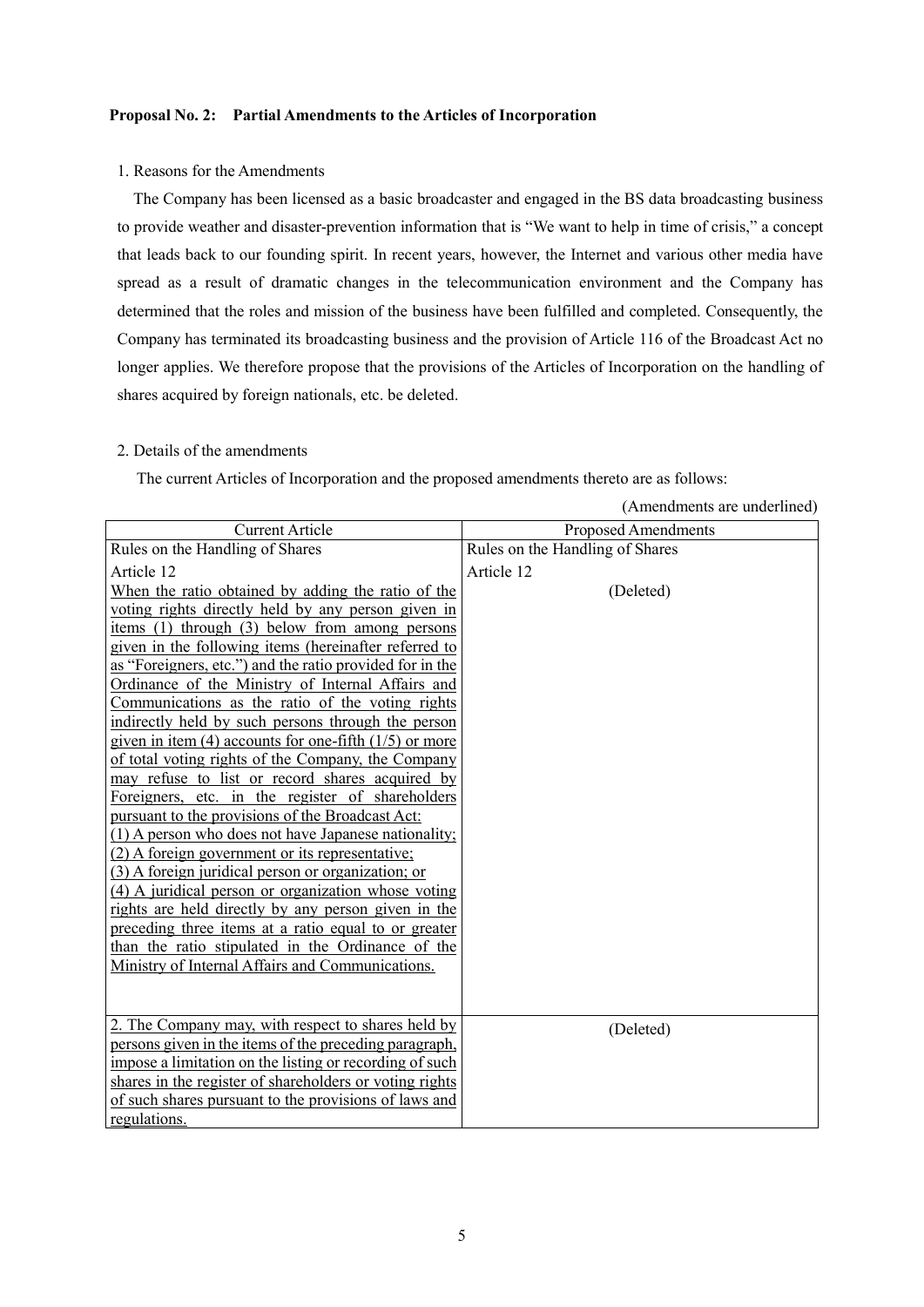### Proposal No. 2: Partial Amendments to the Articles of Incorporation

1. Reasons for the Amendments

The Company has been licensed as a basic broadcaster and engaged in the BS data broadcasting business to provide weather and disaster-prevention information that is "We want to help in time of crisis," a concept that leads back to our founding spirit. In recent years, however, the Internet and various other media have spread as a result of dramatic changes in the telecommunication environment and the Company has determined that the roles and mission of the business have been fulfilled and completed. Consequently, the Company has terminated its broadcasting business and the provision of Article 116 of the Broadcast Act no longer applies. We therefore propose that the provisions of the Articles of Incorporation on the handling of shares acquired by foreign nationals, etc. be deleted.

2. Details of the amendments

The current Articles of Incorporation and the proposed amendments thereto are as follows:

(Amendments are underlined)

| Current Article | Proposed Amendments |
|---|---|
| Rules on the Handling of Shares<br>Article 12<br>When the ratio obtained by adding the ratio of the voting rights directly held by any person given in items (1) through (3) below from among persons given in the following items (hereinafter referred to as "Foreigners, etc.") and the ratio provided for in the Ordinance of the Ministry of Internal Affairs and Communications as the ratio of the voting rights indirectly held by such persons through the person given in item (4) accounts for one-fifth (1/5) or more of total voting rights of the Company, the Company may refuse to list or record shares acquired by Foreigners, etc. in the register of shareholders pursuant to the provisions of the Broadcast Act:<br>(1) A person who does not have Japanese nationality;<br>(2) A foreign government or its representative;<br>(3) A foreign juridical person or organization; or<br>(4) A juridical person or organization whose voting rights are held directly by any person given in the preceding three items at a ratio equal to or greater than the ratio stipulated in the Ordinance of the Ministry of Internal Affairs and Communications. | Rules on the Handling of Shares<br>Article 12<br>(Deleted) |
| 2. The Company may, with respect to shares held by persons given in the items of the preceding paragraph, impose a limitation on the listing or recording of such shares in the register of shareholders or voting rights of such shares pursuant to the provisions of laws and regulations. | (Deleted) |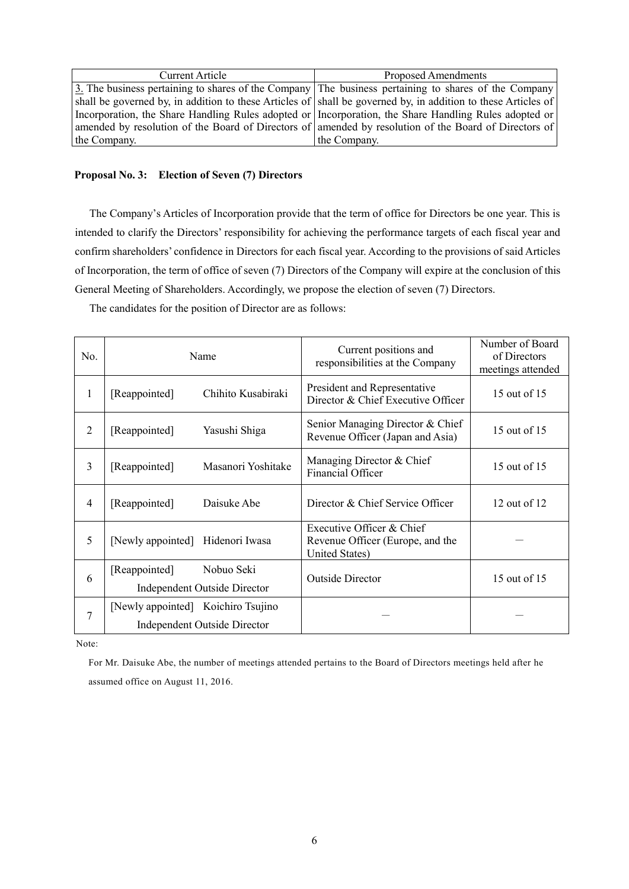| Current Article | Proposed Amendments |
| --- | --- |
| 3. The business pertaining to shares of the Company shall be governed by, in addition to these Articles of Incorporation, the Share Handling Rules adopted or amended by resolution of the Board of Directors of the Company. | The business pertaining to shares of the Company shall be governed by, in addition to these Articles of Incorporation, the Share Handling Rules adopted or amended by resolution of the Board of Directors of the Company. |

**Proposal No. 3: Election of Seven (7) Directors**

The Company's Articles of Incorporation provide that the term of office for Directors be one year. This is intended to clarify the Directors' responsibility for achieving the performance targets of each fiscal year and confirm shareholders' confidence in Directors for each fiscal year. According to the provisions of said Articles of Incorporation, the term of office of seven (7) Directors of the Company will expire at the conclusion of this General Meeting of Shareholders. Accordingly, we propose the election of seven (7) Directors.

The candidates for the position of Director are as follows:

| No. | Name | Current positions and responsibilities at the Company | Number of Board of Directors meetings attended |
| --- | --- | --- | --- |
| 1 | [Reappointed] Chihito Kusabiraki | President and Representative Director & Chief Executive Officer | 15 out of 15 |
| 2 | [Reappointed] Yasushi Shiga | Senior Managing Director & Chief Revenue Officer (Japan and Asia) | 15 out of 15 |
| 3 | [Reappointed] Masanori Yoshitake | Managing Director & Chief Financial Officer | 15 out of 15 |
| 4 | [Reappointed] Daisuke Abe | Director & Chief Service Officer | 12 out of 12 |
| 5 | [Newly appointed] Hidenori Iwasa | Executive Officer & Chief Revenue Officer (Europe, and the United States) | — |
| 6 | [Reappointed] Nobuo Seki<br>Independent Outside Director | Outside Director | 15 out of 15 |
| 7 | [Newly appointed] Koichiro Tsujino<br>Independent Outside Director | — | — |

Note:

For Mr. Daisuke Abe, the number of meetings attended pertains to the Board of Directors meetings held after he assumed office on August 11, 2016.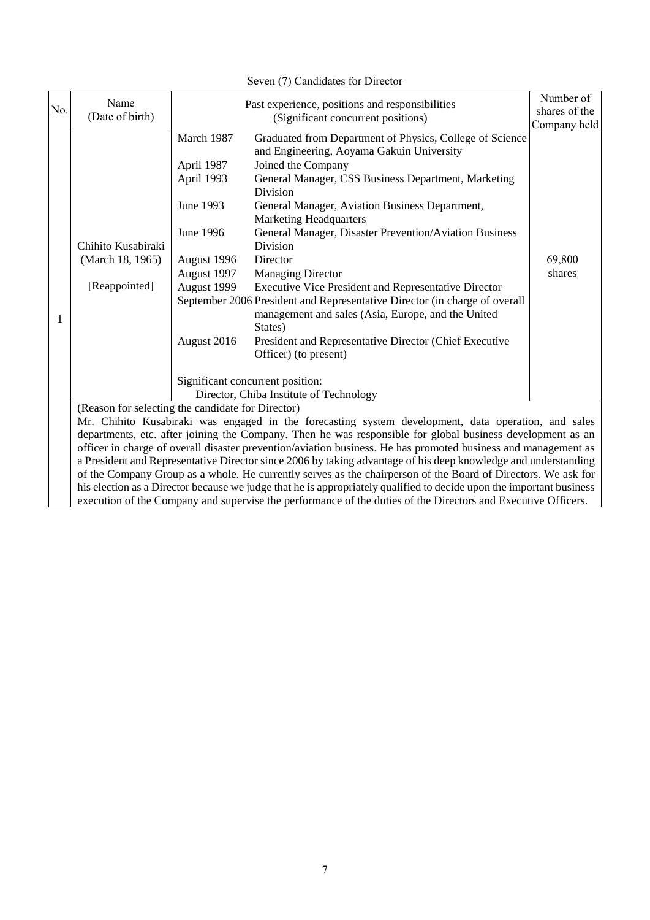Seven (7) Candidates for Director

| No. | Name (Date of birth) | Past experience, positions and responsibilities (Significant concurrent positions) | | Number of shares of the Company held |
|---|---|---|---|---|
| 1 | Chihito Kusabiraki (March 18, 1965) [Reappointed] | March 1987 | Graduated from Department of Physics, College of Science and Engineering, Aoyama Gakuin University | 69,800 shares |
| | | April 1987 | Joined the Company | |
| | | April 1993 | General Manager, CSS Business Department, Marketing Division | |
| | | June 1993 | General Manager, Aviation Business Department, Marketing Headquarters | |
| | | June 1996 | General Manager, Disaster Prevention/Aviation Business Division | |
| | | August 1996 | Director | |
| | | August 1997 | Managing Director | |
| | | August 1999 | Executive Vice President and Representative Director | |
| | | September 2006 | President and Representative Director (in charge of overall management and sales (Asia, Europe, and the United States) | |
| | | August 2016 | President and Representative Director (Chief Executive Officer) (to present) | |
| | | Significant concurrent position: Director, Chiba Institute of Technology | | |

(Reason for selecting the candidate for Director)

Mr. Chihito Kusabiraki was engaged in the forecasting system development, data operation, and sales departments, etc. after joining the Company. Then he was responsible for global business development as an officer in charge of overall disaster prevention/aviation business. He has promoted business and management as a President and Representative Director since 2006 by taking advantage of his deep knowledge and understanding of the Company Group as a whole. He currently serves as the chairperson of the Board of Directors. We ask for his election as a Director because we judge that he is appropriately qualified to decide upon the important business execution of the Company and supervise the performance of the duties of the Directors and Executive Officers.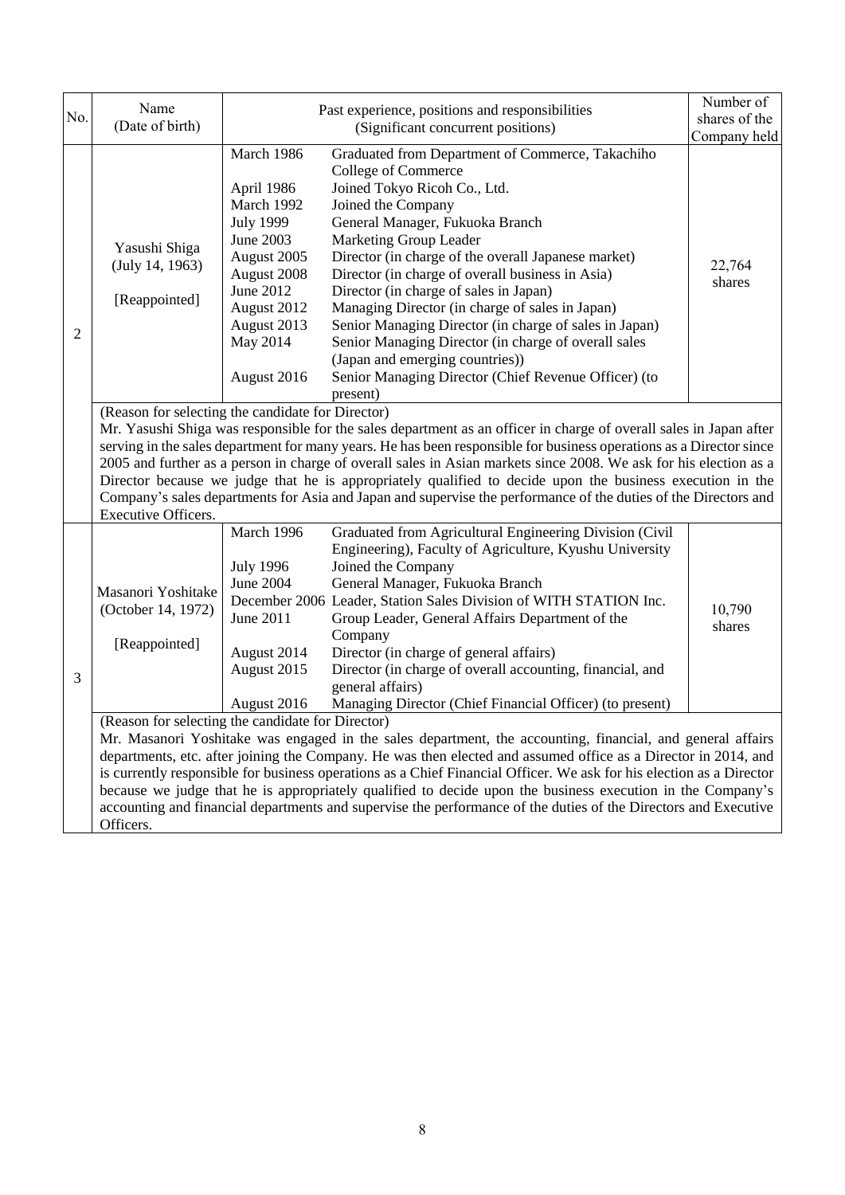| No. | Name (Date of birth) | Past experience, positions and responsibilities (Significant concurrent positions) | | Number of shares of the Company held |
|---|---|---|---|---|
| 2 | Yasushi Shiga (July 14, 1963) [Reappointed] | March 1986 | Graduated from Department of Commerce, Takachiho College of Commerce | 22,764 shares |
| | | April 1986 | Joined Tokyo Ricoh Co., Ltd. | |
| | | March 1992 | Joined the Company | |
| | | July 1999 | General Manager, Fukuoka Branch | |
| | | June 2003 | Marketing Group Leader | |
| | | August 2005 | Director (in charge of the overall Japanese market) | |
| | | August 2008 | Director (in charge of overall business in Asia) | |
| | | June 2012 | Director (in charge of sales in Japan) | |
| | | August 2012 | Managing Director (in charge of sales in Japan) | |
| | | August 2013 | Senior Managing Director (in charge of sales in Japan) | |
| | | May 2014 | Senior Managing Director (in charge of overall sales (Japan and emerging countries)) | |
| | | August 2016 | Senior Managing Director (Chief Revenue Officer) (to present) | |
| | (Reason for selecting the candidate for Director) Mr. Yasushi Shiga was responsible for the sales department as an officer in charge of overall sales in Japan after serving in the sales department for many years. He has been responsible for business operations as a Director since 2005 and further as a person in charge of overall sales in Asian markets since 2008. We ask for his election as a Director because we judge that he is appropriately qualified to decide upon the business execution in the Company's sales departments for Asia and Japan and supervise the performance of the duties of the Directors and Executive Officers. | | | |
| 3 | Masanori Yoshitake (October 14, 1972) [Reappointed] | March 1996 | Graduated from Agricultural Engineering Division (Civil Engineering), Faculty of Agriculture, Kyushu University | 10,790 shares |
| | | July 1996 | Joined the Company | |
| | | June 2004 | General Manager, Fukuoka Branch | |
| | | December 2006 | Leader, Station Sales Division of WITH STATION Inc. | |
| | | June 2011 | Group Leader, General Affairs Department of the Company | |
| | | August 2014 | Director (in charge of general affairs) | |
| | | August 2015 | Director (in charge of overall accounting, financial, and general affairs) | |
| | | August 2016 | Managing Director (Chief Financial Officer) (to present) | |
| | (Reason for selecting the candidate for Director) Mr. Masanori Yoshitake was engaged in the sales department, the accounting, financial, and general affairs departments, etc. after joining the Company. He was then elected and assumed office as a Director in 2014, and is currently responsible for business operations as a Chief Financial Officer. We ask for his election as a Director because we judge that he is appropriately qualified to decide upon the business execution in the Company's accounting and financial departments and supervise the performance of the duties of the Directors and Executive Officers. | | | |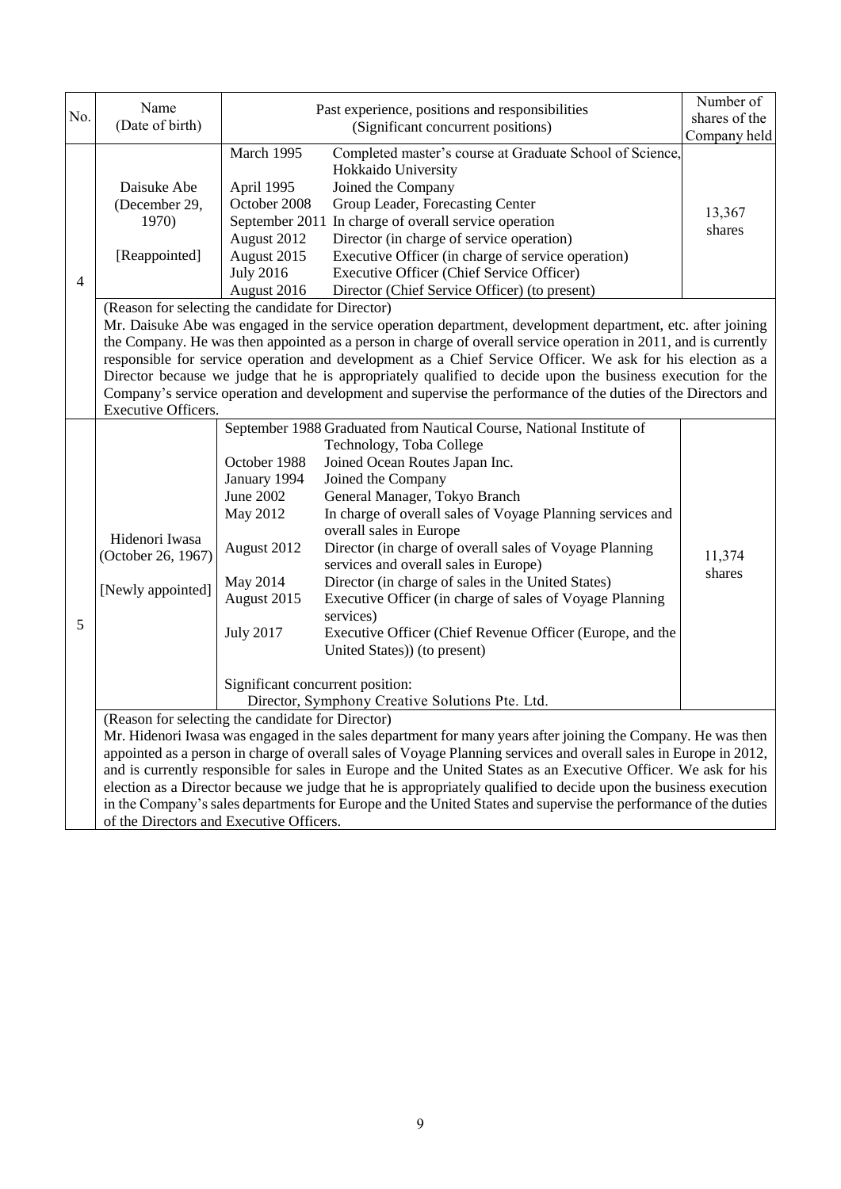| No. | Name (Date of birth) | Past experience, positions and responsibilities (Significant concurrent positions) | Number of shares of the Company held |
|---|---|---|---|
| 4 | Daisuke Abe (December 29, 1970) [Reappointed] | March 1995 Completed master's course at Graduate School of Science, Hokkaido University<br>April 1995 Joined the Company<br>October 2008 Group Leader, Forecasting Center<br>September 2011 In charge of overall service operation<br>August 2012 Director (in charge of service operation)<br>August 2015 Executive Officer (in charge of service operation)<br>July 2016 Executive Officer (Chief Service Officer)<br>August 2016 Director (Chief Service Officer) (to present) | 13,367 shares |
| | (Reason for selecting the candidate for Director)<br>Mr. Daisuke Abe was engaged in the service operation department, development department, etc. after joining the Company. He was then appointed as a person in charge of overall service operation in 2011, and is currently responsible for service operation and development as a Chief Service Officer. We ask for his election as a Director because we judge that he is appropriately qualified to decide upon the business execution for the Company's service operation and development and supervise the performance of the duties of the Directors and Executive Officers. | | |
| 5 | Hidenori Iwasa (October 26, 1967) [Newly appointed] | September 1988 Graduated from Nautical Course, National Institute of Technology, Toba College<br>October 1988 Joined Ocean Routes Japan Inc.<br>January 1994 Joined the Company<br>June 2002 General Manager, Tokyo Branch<br>May 2012 In charge of overall sales of Voyage Planning services and overall sales in Europe<br>August 2012 Director (in charge of overall sales of Voyage Planning services and overall sales in Europe)<br>May 2014 Director (in charge of sales in the United States)<br>August 2015 Executive Officer (in charge of sales of Voyage Planning services)<br>July 2017 Executive Officer (Chief Revenue Officer (Europe, and the United States)) (to present)<br><br>Significant concurrent position:<br>Director, Symphony Creative Solutions Pte. Ltd. | 11,374 shares |
| | (Reason for selecting the candidate for Director)<br>Mr. Hidenori Iwasa was engaged in the sales department for many years after joining the Company. He was then appointed as a person in charge of overall sales of Voyage Planning services and overall sales in Europe in 2012, and is currently responsible for sales in Europe and the United States as an Executive Officer. We ask for his election as a Director because we judge that he is appropriately qualified to decide upon the business execution in the Company's sales departments for Europe and the United States and supervise the performance of the duties of the Directors and Executive Officers. | | |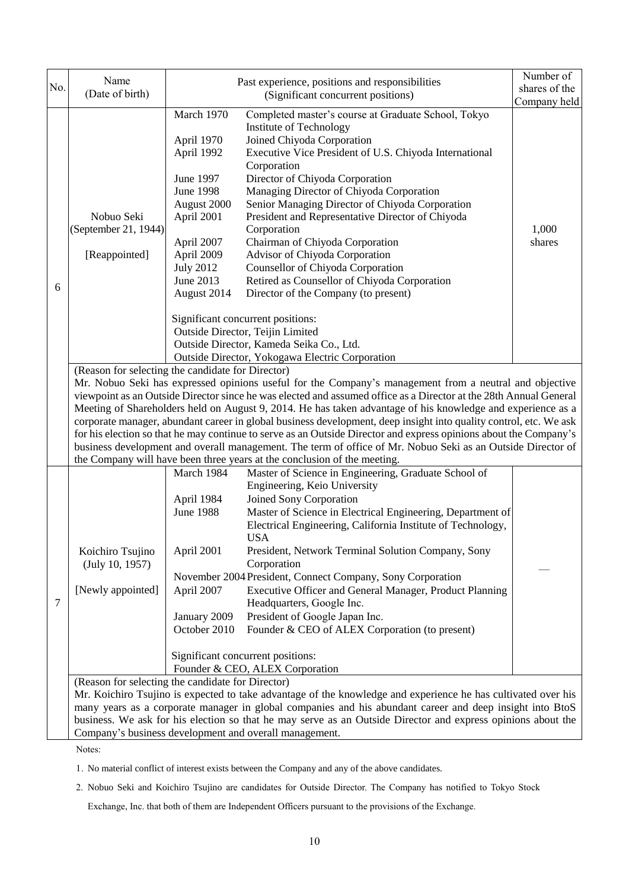| No. | Name (Date of birth) | Past experience, positions and responsibilities (Significant concurrent positions) | Number of shares of the Company held |
|---|---|---|---|
| 6 | Nobuo Seki (September 21, 1944) [Reappointed] | March 1970 Completed master's course at Graduate School, Tokyo Institute of Technology<br>April 1970 Joined Chiyoda Corporation<br>April 1992 Executive Vice President of U.S. Chiyoda International Corporation<br>June 1997 Director of Chiyoda Corporation<br>June 1998 Managing Director of Chiyoda Corporation<br>August 2000 Senior Managing Director of Chiyoda Corporation<br>April 2001 President and Representative Director of Chiyoda Corporation<br>April 2007 Chairman of Chiyoda Corporation<br>April 2009 Advisor of Chiyoda Corporation<br>July 2012 Counsellor of Chiyoda Corporation<br>June 2013 Retired as Counsellor of Chiyoda Corporation<br>August 2014 Director of the Company (to present)<br><br>Significant concurrent positions:<br>Outside Director, Teijin Limited<br>Outside Director, Kameda Seika Co., Ltd.<br>Outside Director, Yokogawa Electric Corporation | 1,000 shares |
| | (Reason for selecting the candidate for Director)<br>Mr. Nobuo Seki has expressed opinions useful for the Company's management from a neutral and objective viewpoint as an Outside Director since he was elected and assumed office as a Director at the 28th Annual General Meeting of Shareholders held on August 9, 2014. He has taken advantage of his knowledge and experience as a corporate manager, abundant career in global business development, deep insight into quality control, etc. We ask for his election so that he may continue to serve as an Outside Director and express opinions about the Company's business development and overall management. The term of office of Mr. Nobuo Seki as an Outside Director of the Company will have been three years at the conclusion of the meeting. | | |
| 7 | Koichiro Tsujino (July 10, 1957) [Newly appointed] | March 1984 Master of Science in Engineering, Graduate School of Engineering, Keio University<br>April 1984 Joined Sony Corporation<br>June 1988 Master of Science in Electrical Engineering, Department of Electrical Engineering, California Institute of Technology, USA<br>April 2001 President, Network Terminal Solution Company, Sony Corporation<br>November 2004 President, Connect Company, Sony Corporation<br>April 2007 Executive Officer and General Manager, Product Planning Headquarters, Google Inc.<br>January 2009 President of Google Japan Inc.<br>October 2010 Founder & CEO of ALEX Corporation (to present)<br><br>Significant concurrent positions:<br>Founder & CEO, ALEX Corporation | — |
| | (Reason for selecting the candidate for Director)<br>Mr. Koichiro Tsujino is expected to take advantage of the knowledge and experience he has cultivated over his many years as a corporate manager in global companies and his abundant career and deep insight into BtoS business. We ask for his election so that he may serve as an Outside Director and express opinions about the Company's business development and overall management. | | |

Notes:

1. No material conflict of interest exists between the Company and any of the above candidates.

2. Nobuo Seki and Koichiro Tsujino are candidates for Outside Director. The Company has notified to Tokyo Stock Exchange, Inc. that both of them are Independent Officers pursuant to the provisions of the Exchange.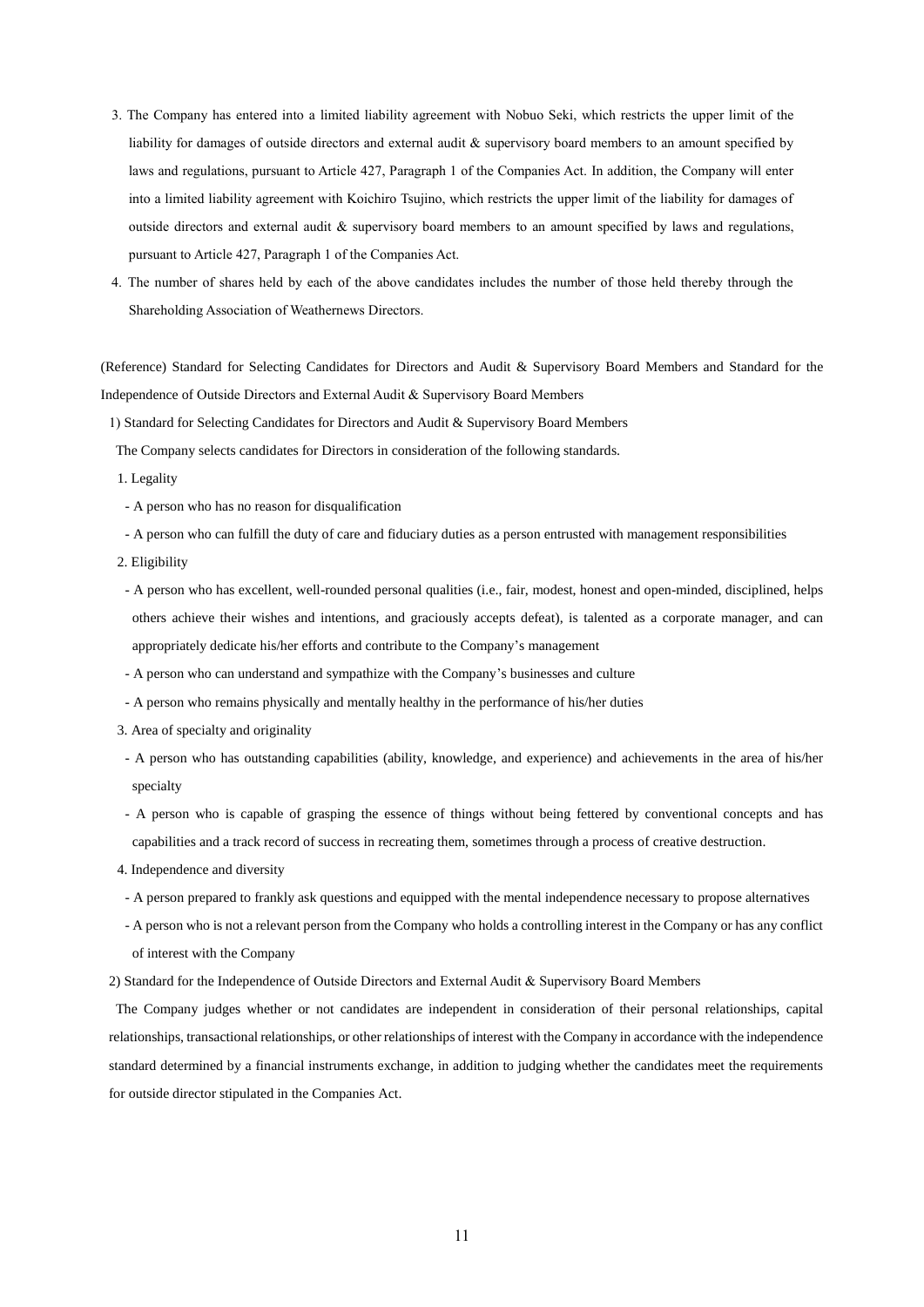3. The Company has entered into a limited liability agreement with Nobuo Seki, which restricts the upper limit of the liability for damages of outside directors and external audit & supervisory board members to an amount specified by laws and regulations, pursuant to Article 427, Paragraph 1 of the Companies Act. In addition, the Company will enter into a limited liability agreement with Koichiro Tsujino, which restricts the upper limit of the liability for damages of outside directors and external audit & supervisory board members to an amount specified by laws and regulations, pursuant to Article 427, Paragraph 1 of the Companies Act.
4. The number of shares held by each of the above candidates includes the number of those held thereby through the Shareholding Association of Weathernews Directors.

(Reference) Standard for Selecting Candidates for Directors and Audit & Supervisory Board Members and Standard for the Independence of Outside Directors and External Audit & Supervisory Board Members

1) Standard for Selecting Candidates for Directors and Audit & Supervisory Board Members

The Company selects candidates for Directors in consideration of the following standards.

1. Legality
   - A person who has no reason for disqualification
   - A person who can fulfill the duty of care and fiduciary duties as a person entrusted with management responsibilities
2. Eligibility
   - A person who has excellent, well-rounded personal qualities (i.e., fair, modest, honest and open-minded, disciplined, helps others achieve their wishes and intentions, and graciously accepts defeat), is talented as a corporate manager, and can appropriately dedicate his/her efforts and contribute to the Company's management
   - A person who can understand and sympathize with the Company's businesses and culture
   - A person who remains physically and mentally healthy in the performance of his/her duties
3. Area of specialty and originality
   - A person who has outstanding capabilities (ability, knowledge, and experience) and achievements in the area of his/her specialty
   - A person who is capable of grasping the essence of things without being fettered by conventional concepts and has capabilities and a track record of success in recreating them, sometimes through a process of creative destruction.
4. Independence and diversity
   - A person prepared to frankly ask questions and equipped with the mental independence necessary to propose alternatives
   - A person who is not a relevant person from the Company who holds a controlling interest in the Company or has any conflict of interest with the Company

2) Standard for the Independence of Outside Directors and External Audit & Supervisory Board Members

The Company judges whether or not candidates are independent in consideration of their personal relationships, capital relationships, transactional relationships, or other relationships of interest with the Company in accordance with the independence standard determined by a financial instruments exchange, in addition to judging whether the candidates meet the requirements for outside director stipulated in the Companies Act.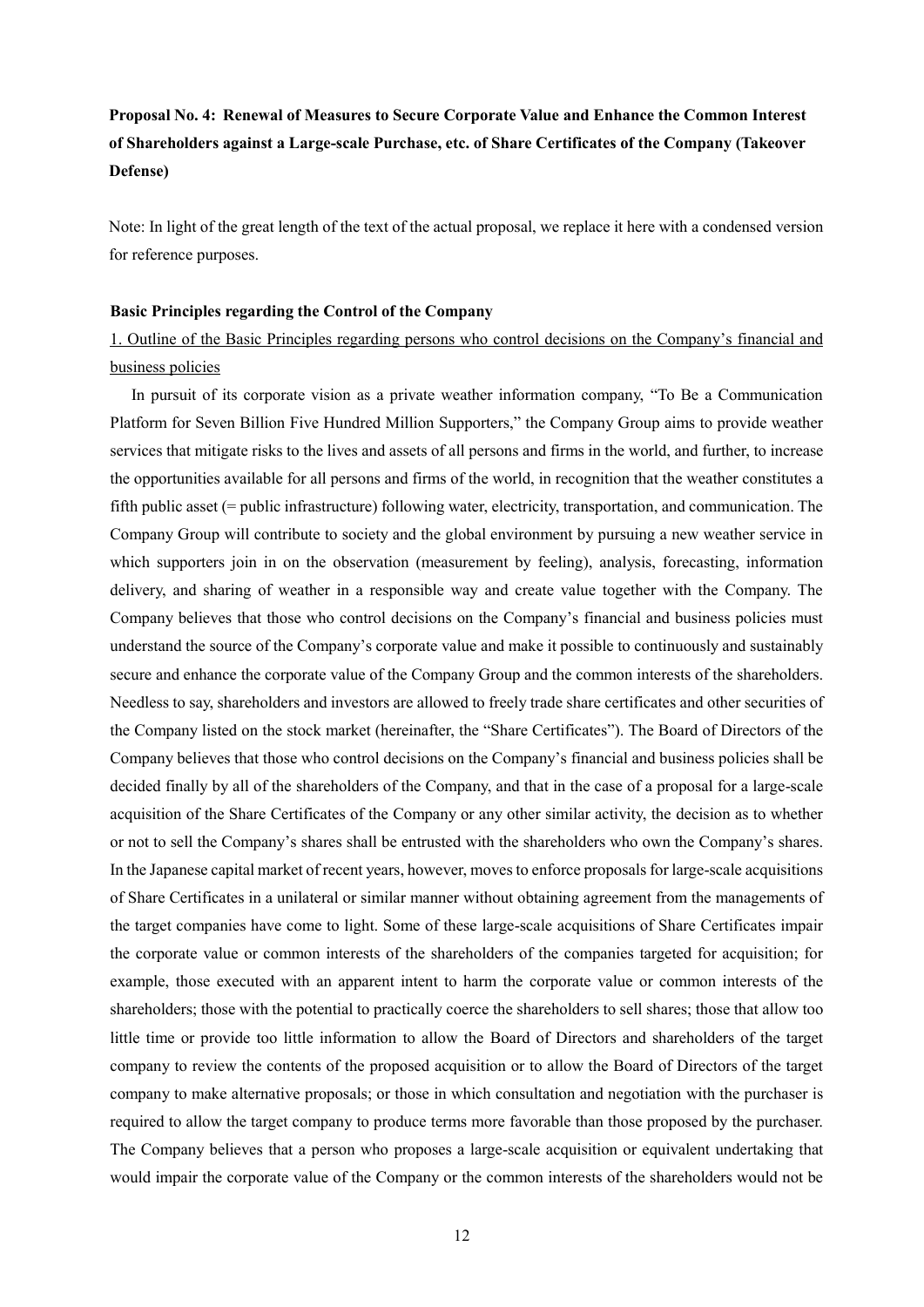**Proposal No. 4: Renewal of Measures to Secure Corporate Value and Enhance the Common Interest of Shareholders against a Large-scale Purchase, etc. of Share Certificates of the Company (Takeover Defense)**

Note: In light of the great length of the text of the actual proposal, we replace it here with a condensed version for reference purposes.

**Basic Principles regarding the Control of the Company**

1. Outline of the Basic Principles regarding persons who control decisions on the Company's financial and business policies

In pursuit of its corporate vision as a private weather information company, "To Be a Communication Platform for Seven Billion Five Hundred Million Supporters," the Company Group aims to provide weather services that mitigate risks to the lives and assets of all persons and firms in the world, and further, to increase the opportunities available for all persons and firms of the world, in recognition that the weather constitutes a fifth public asset (= public infrastructure) following water, electricity, transportation, and communication. The Company Group will contribute to society and the global environment by pursuing a new weather service in which supporters join in on the observation (measurement by feeling), analysis, forecasting, information delivery, and sharing of weather in a responsible way and create value together with the Company. The Company believes that those who control decisions on the Company's financial and business policies must understand the source of the Company's corporate value and make it possible to continuously and sustainably secure and enhance the corporate value of the Company Group and the common interests of the shareholders. Needless to say, shareholders and investors are allowed to freely trade share certificates and other securities of the Company listed on the stock market (hereinafter, the "Share Certificates"). The Board of Directors of the Company believes that those who control decisions on the Company's financial and business policies shall be decided finally by all of the shareholders of the Company, and that in the case of a proposal for a large-scale acquisition of the Share Certificates of the Company or any other similar activity, the decision as to whether or not to sell the Company's shares shall be entrusted with the shareholders who own the Company's shares. In the Japanese capital market of recent years, however, moves to enforce proposals for large-scale acquisitions of Share Certificates in a unilateral or similar manner without obtaining agreement from the managements of the target companies have come to light. Some of these large-scale acquisitions of Share Certificates impair the corporate value or common interests of the shareholders of the companies targeted for acquisition; for example, those executed with an apparent intent to harm the corporate value or common interests of the shareholders; those with the potential to practically coerce the shareholders to sell shares; those that allow too little time or provide too little information to allow the Board of Directors and shareholders of the target company to review the contents of the proposed acquisition or to allow the Board of Directors of the target company to make alternative proposals; or those in which consultation and negotiation with the purchaser is required to allow the target company to produce terms more favorable than those proposed by the purchaser. The Company believes that a person who proposes a large-scale acquisition or equivalent undertaking that would impair the corporate value of the Company or the common interests of the shareholders would not be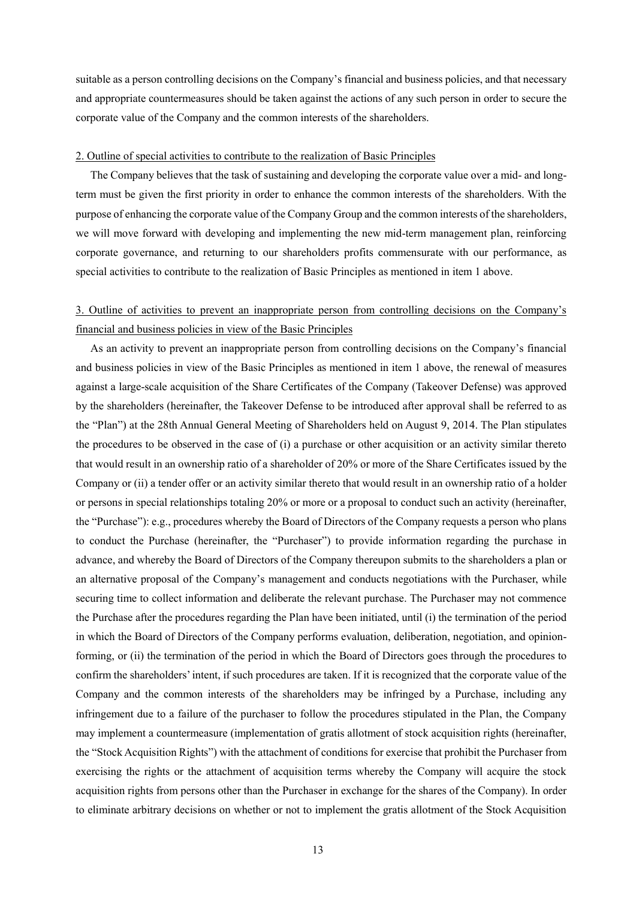suitable as a person controlling decisions on the Company's financial and business policies, and that necessary and appropriate countermeasures should be taken against the actions of any such person in order to secure the corporate value of the Company and the common interests of the shareholders.

2. Outline of special activities to contribute to the realization of Basic Principles

The Company believes that the task of sustaining and developing the corporate value over a mid- and long-term must be given the first priority in order to enhance the common interests of the shareholders. With the purpose of enhancing the corporate value of the Company Group and the common interests of the shareholders, we will move forward with developing and implementing the new mid-term management plan, reinforcing corporate governance, and returning to our shareholders profits commensurate with our performance, as special activities to contribute to the realization of Basic Principles as mentioned in item 1 above.

3. Outline of activities to prevent an inappropriate person from controlling decisions on the Company's financial and business policies in view of the Basic Principles

As an activity to prevent an inappropriate person from controlling decisions on the Company's financial and business policies in view of the Basic Principles as mentioned in item 1 above, the renewal of measures against a large-scale acquisition of the Share Certificates of the Company (Takeover Defense) was approved by the shareholders (hereinafter, the Takeover Defense to be introduced after approval shall be referred to as the "Plan") at the 28th Annual General Meeting of Shareholders held on August 9, 2014. The Plan stipulates the procedures to be observed in the case of (i) a purchase or other acquisition or an activity similar thereto that would result in an ownership ratio of a shareholder of 20% or more of the Share Certificates issued by the Company or (ii) a tender offer or an activity similar thereto that would result in an ownership ratio of a holder or persons in special relationships totaling 20% or more or a proposal to conduct such an activity (hereinafter, the "Purchase"): e.g., procedures whereby the Board of Directors of the Company requests a person who plans to conduct the Purchase (hereinafter, the "Purchaser") to provide information regarding the purchase in advance, and whereby the Board of Directors of the Company thereupon submits to the shareholders a plan or an alternative proposal of the Company's management and conducts negotiations with the Purchaser, while securing time to collect information and deliberate the relevant purchase. The Purchaser may not commence the Purchase after the procedures regarding the Plan have been initiated, until (i) the termination of the period in which the Board of Directors of the Company performs evaluation, deliberation, negotiation, and opinion-forming, or (ii) the termination of the period in which the Board of Directors goes through the procedures to confirm the shareholders' intent, if such procedures are taken. If it is recognized that the corporate value of the Company and the common interests of the shareholders may be infringed by a Purchase, including any infringement due to a failure of the purchaser to follow the procedures stipulated in the Plan, the Company may implement a countermeasure (implementation of gratis allotment of stock acquisition rights (hereinafter, the "Stock Acquisition Rights") with the attachment of conditions for exercise that prohibit the Purchaser from exercising the rights or the attachment of acquisition terms whereby the Company will acquire the stock acquisition rights from persons other than the Purchaser in exchange for the shares of the Company). In order to eliminate arbitrary decisions on whether or not to implement the gratis allotment of the Stock Acquisition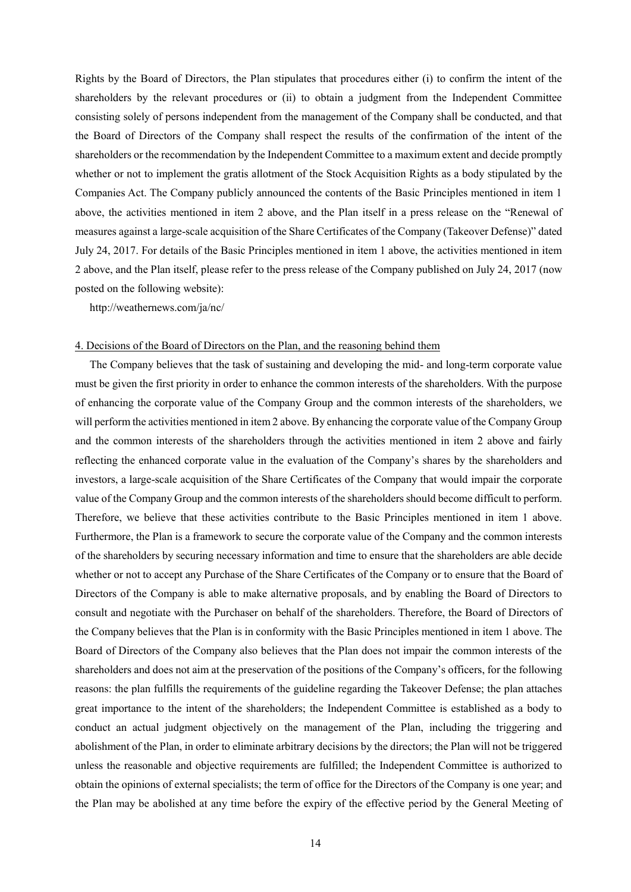Rights by the Board of Directors, the Plan stipulates that procedures either (i) to confirm the intent of the shareholders by the relevant procedures or (ii) to obtain a judgment from the Independent Committee consisting solely of persons independent from the management of the Company shall be conducted, and that the Board of Directors of the Company shall respect the results of the confirmation of the intent of the shareholders or the recommendation by the Independent Committee to a maximum extent and decide promptly whether or not to implement the gratis allotment of the Stock Acquisition Rights as a body stipulated by the Companies Act. The Company publicly announced the contents of the Basic Principles mentioned in item 1 above, the activities mentioned in item 2 above, and the Plan itself in a press release on the "Renewal of measures against a large-scale acquisition of the Share Certificates of the Company (Takeover Defense)" dated July 24, 2017. For details of the Basic Principles mentioned in item 1 above, the activities mentioned in item 2 above, and the Plan itself, please refer to the press release of the Company published on July 24, 2017 (now posted on the following website):

http://weathernews.com/ja/nc/

4. Decisions of the Board of Directors on the Plan, and the reasoning behind them

The Company believes that the task of sustaining and developing the mid- and long-term corporate value must be given the first priority in order to enhance the common interests of the shareholders. With the purpose of enhancing the corporate value of the Company Group and the common interests of the shareholders, we will perform the activities mentioned in item 2 above. By enhancing the corporate value of the Company Group and the common interests of the shareholders through the activities mentioned in item 2 above and fairly reflecting the enhanced corporate value in the evaluation of the Company's shares by the shareholders and investors, a large-scale acquisition of the Share Certificates of the Company that would impair the corporate value of the Company Group and the common interests of the shareholders should become difficult to perform. Therefore, we believe that these activities contribute to the Basic Principles mentioned in item 1 above. Furthermore, the Plan is a framework to secure the corporate value of the Company and the common interests of the shareholders by securing necessary information and time to ensure that the shareholders are able decide whether or not to accept any Purchase of the Share Certificates of the Company or to ensure that the Board of Directors of the Company is able to make alternative proposals, and by enabling the Board of Directors to consult and negotiate with the Purchaser on behalf of the shareholders. Therefore, the Board of Directors of the Company believes that the Plan is in conformity with the Basic Principles mentioned in item 1 above. The Board of Directors of the Company also believes that the Plan does not impair the common interests of the shareholders and does not aim at the preservation of the positions of the Company's officers, for the following reasons: the plan fulfills the requirements of the guideline regarding the Takeover Defense; the plan attaches great importance to the intent of the shareholders; the Independent Committee is established as a body to conduct an actual judgment objectively on the management of the Plan, including the triggering and abolishment of the Plan, in order to eliminate arbitrary decisions by the directors; the Plan will not be triggered unless the reasonable and objective requirements are fulfilled; the Independent Committee is authorized to obtain the opinions of external specialists; the term of office for the Directors of the Company is one year; and the Plan may be abolished at any time before the expiry of the effective period by the General Meeting of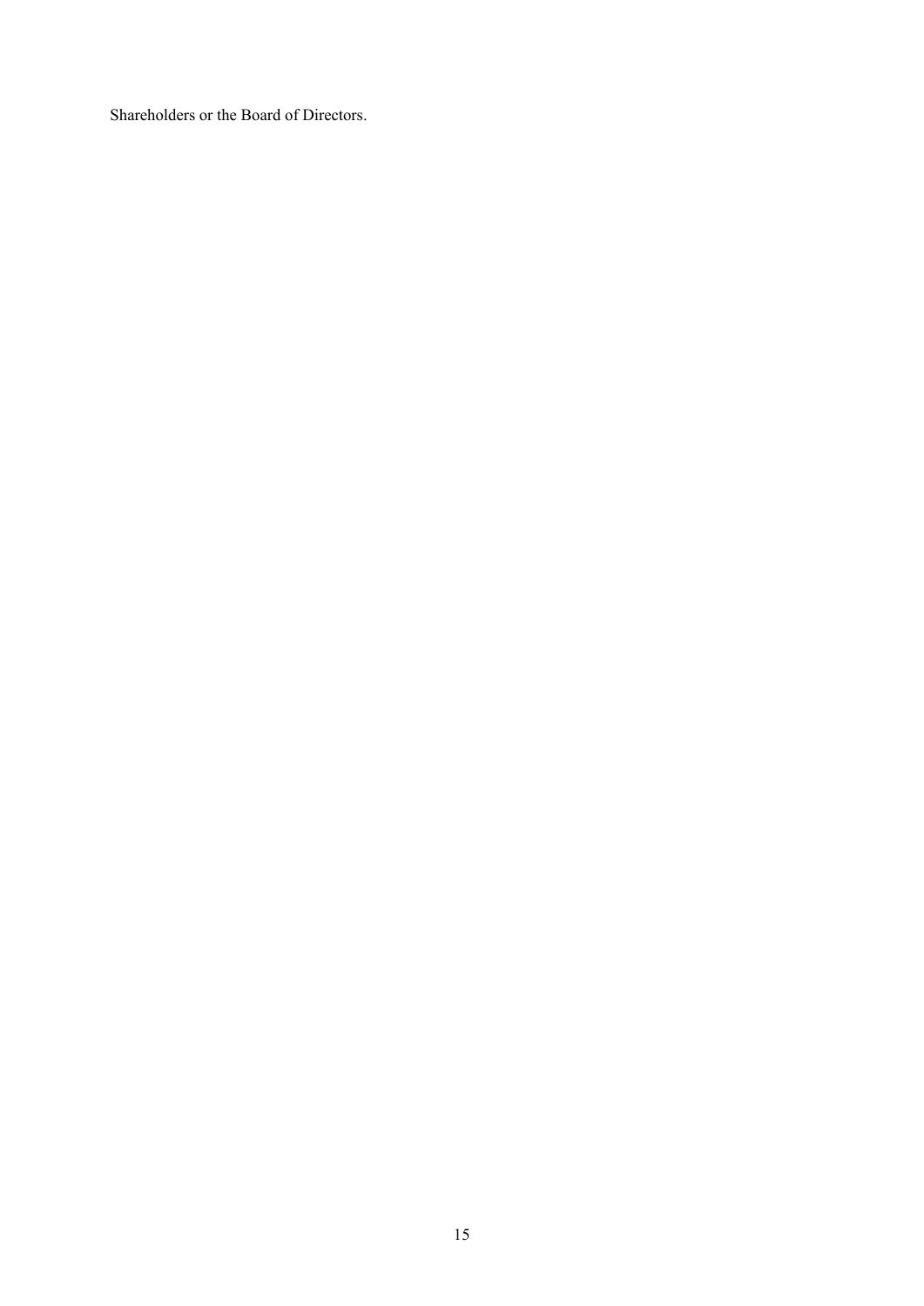Shareholders or the Board of Directors.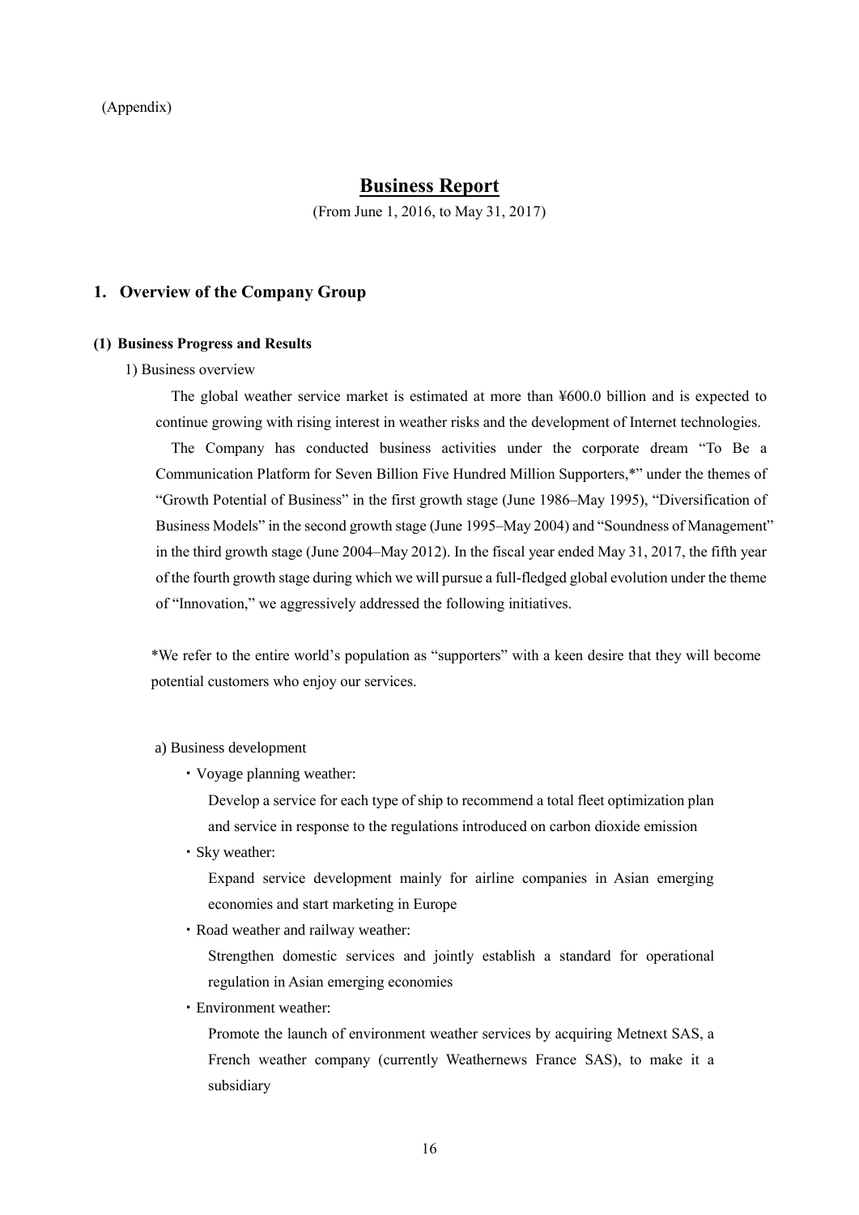(Appendix)

# Business Report

(From June 1, 2016, to May 31, 2017)

## 1. Overview of the Company Group

### (1) Business Progress and Results

1) Business overview

The global weather service market is estimated at more than ¥600.0 billion and is expected to continue growing with rising interest in weather risks and the development of Internet technologies.

The Company has conducted business activities under the corporate dream "To Be a Communication Platform for Seven Billion Five Hundred Million Supporters,*" under the themes of "Growth Potential of Business" in the first growth stage (June 1986–May 1995), "Diversification of Business Models" in the second growth stage (June 1995–May 2004) and "Soundness of Management" in the third growth stage (June 2004–May 2012). In the fiscal year ended May 31, 2017, the fifth year of the fourth growth stage during which we will pursue a full-fledged global evolution under the theme of "Innovation," we aggressively addressed the following initiatives.

*We refer to the entire world's population as "supporters" with a keen desire that they will become potential customers who enjoy our services.

a) Business development

- Voyage planning weather:

  Develop a service for each type of ship to recommend a total fleet optimization plan and service in response to the regulations introduced on carbon dioxide emission

- Sky weather:

  Expand service development mainly for airline companies in Asian emerging economies and start marketing in Europe

- Road weather and railway weather:

  Strengthen domestic services and jointly establish a standard for operational regulation in Asian emerging economies

- Environment weather:

  Promote the launch of environment weather services by acquiring Metnext SAS, a French weather company (currently Weathernews France SAS), to make it a subsidiary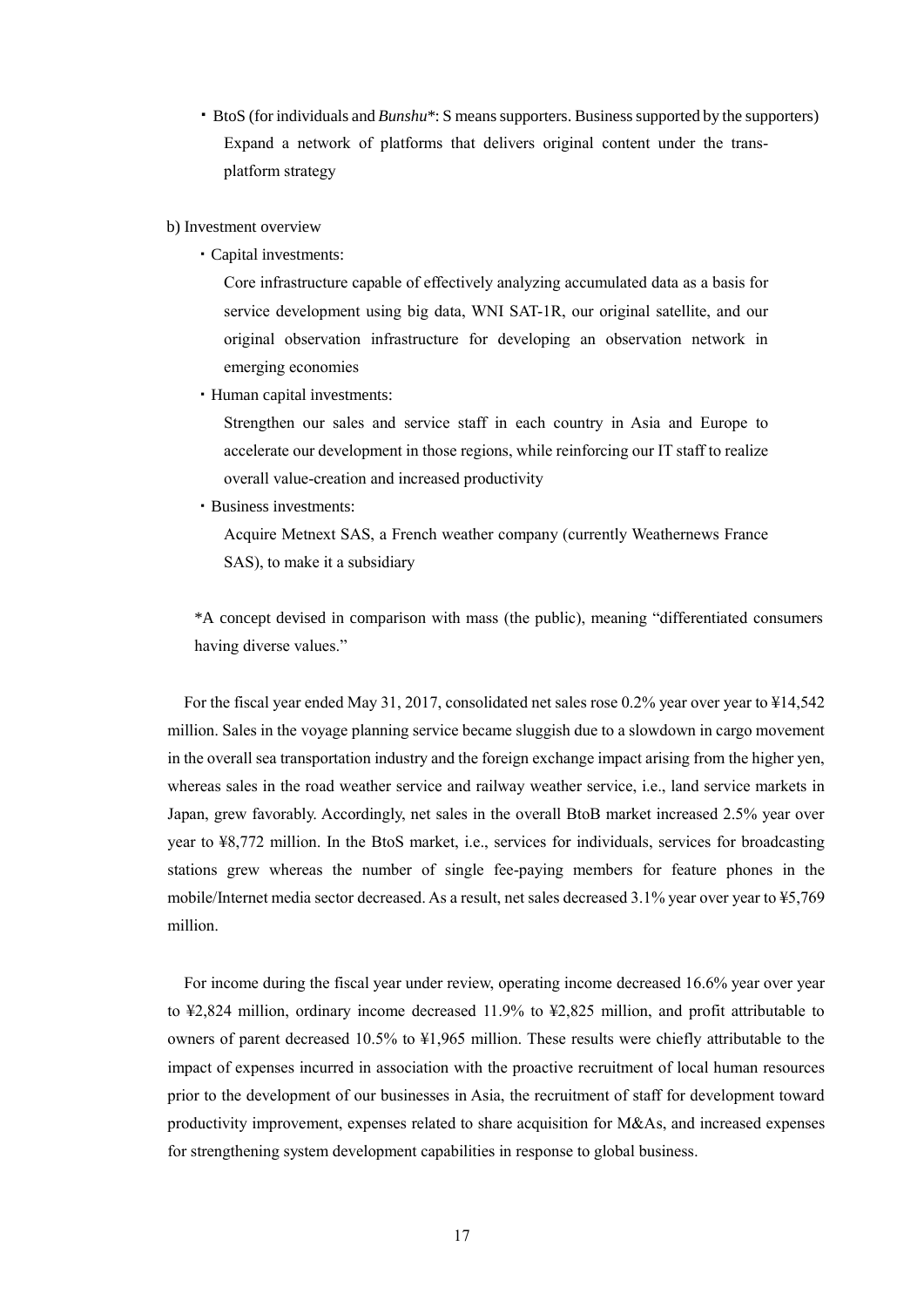・BtoS (for individuals and *Bunshu*\*: S means supporters. Business supported by the supporters)

Expand a network of platforms that delivers original content under the trans-platform strategy

b) Investment overview

・Capital investments:

Core infrastructure capable of effectively analyzing accumulated data as a basis for service development using big data, WNI SAT-1R, our original satellite, and our original observation infrastructure for developing an observation network in emerging economies

・Human capital investments:

Strengthen our sales and service staff in each country in Asia and Europe to accelerate our development in those regions, while reinforcing our IT staff to realize overall value-creation and increased productivity

・Business investments:

Acquire Metnext SAS, a French weather company (currently Weathernews France SAS), to make it a subsidiary

*A concept devised in comparison with mass (the public), meaning "differentiated consumers having diverse values."

For the fiscal year ended May 31, 2017, consolidated net sales rose 0.2% year over year to ¥14,542 million. Sales in the voyage planning service became sluggish due to a slowdown in cargo movement in the overall sea transportation industry and the foreign exchange impact arising from the higher yen, whereas sales in the road weather service and railway weather service, i.e., land service markets in Japan, grew favorably. Accordingly, net sales in the overall BtoB market increased 2.5% year over year to ¥8,772 million. In the BtoS market, i.e., services for individuals, services for broadcasting stations grew whereas the number of single fee-paying members for feature phones in the mobile/Internet media sector decreased. As a result, net sales decreased 3.1% year over year to ¥5,769 million.

For income during the fiscal year under review, operating income decreased 16.6% year over year to ¥2,824 million, ordinary income decreased 11.9% to ¥2,825 million, and profit attributable to owners of parent decreased 10.5% to ¥1,965 million. These results were chiefly attributable to the impact of expenses incurred in association with the proactive recruitment of local human resources prior to the development of our businesses in Asia, the recruitment of staff for development toward productivity improvement, expenses related to share acquisition for M&As, and increased expenses for strengthening system development capabilities in response to global business.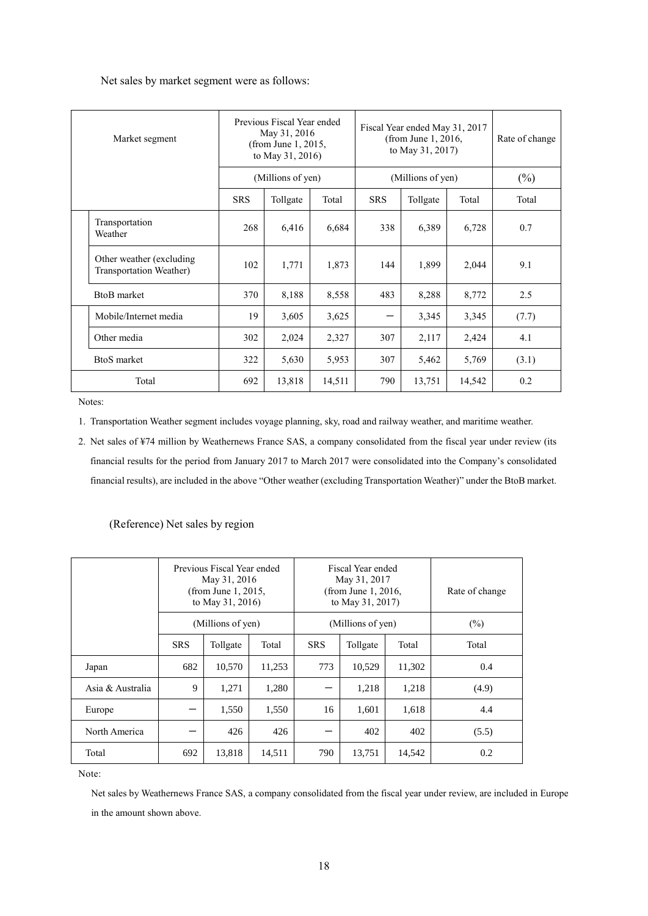Net sales by market segment were as follows:

| Market segment | | Previous Fiscal Year ended May 31, 2016 (from June 1, 2015, to May 31, 2016) | | | Fiscal Year ended May 31, 2017 (from June 1, 2016, to May 31, 2017) | | | Rate of change |
|---|---|---|---|---|---|---|---|---|
| | | (Millions of yen) | | | (Millions of yen) | | | (%) |
| | | SRS | Tollgate | Total | SRS | Tollgate | Total | Total |
| | Transportation Weather | 268 | 6,416 | 6,684 | 338 | 6,389 | 6,728 | 0.7 |
| | Other weather (excluding Transportation Weather) | 102 | 1,771 | 1,873 | 144 | 1,899 | 2,044 | 9.1 |
| BtoB market | | 370 | 8,188 | 8,558 | 483 | 8,288 | 8,772 | 2.5 |
| | Mobile/Internet media | 19 | 3,605 | 3,625 | — | 3,345 | 3,345 | (7.7) |
| | Other media | 302 | 2,024 | 2,327 | 307 | 2,117 | 2,424 | 4.1 |
| BtoS market | | 322 | 5,630 | 5,953 | 307 | 5,462 | 5,769 | (3.1) |
| Total | | 692 | 13,818 | 14,511 | 790 | 13,751 | 14,542 | 0.2 |

Notes:

1. Transportation Weather segment includes voyage planning, sky, road and railway weather, and maritime weather.
2. Net sales of ¥74 million by Weathernews France SAS, a company consolidated from the fiscal year under review (its financial results for the period from January 2017 to March 2017 were consolidated into the Company's consolidated financial results), are included in the above "Other weather (excluding Transportation Weather)" under the BtoB market.

(Reference) Net sales by region

| | Previous Fiscal Year ended May 31, 2016 (from June 1, 2015, to May 31, 2016) | | | Fiscal Year ended May 31, 2017 (from June 1, 2016, to May 31, 2017) | | | Rate of change |
|---|---|---|---|---|---|---|---|
| | (Millions of yen) | | | (Millions of yen) | | | (%) |
| | SRS | Tollgate | Total | SRS | Tollgate | Total | Total |
| Japan | 682 | 10,570 | 11,253 | 773 | 10,529 | 11,302 | 0.4 |
| Asia & Australia | 9 | 1,271 | 1,280 | — | 1,218 | 1,218 | (4.9) |
| Europe | — | 1,550 | 1,550 | 16 | 1,601 | 1,618 | 4.4 |
| North America | — | 426 | 426 | — | 402 | 402 | (5.5) |
| Total | 692 | 13,818 | 14,511 | 790 | 13,751 | 14,542 | 0.2 |

Note:

Net sales by Weathernews France SAS, a company consolidated from the fiscal year under review, are included in Europe in the amount shown above.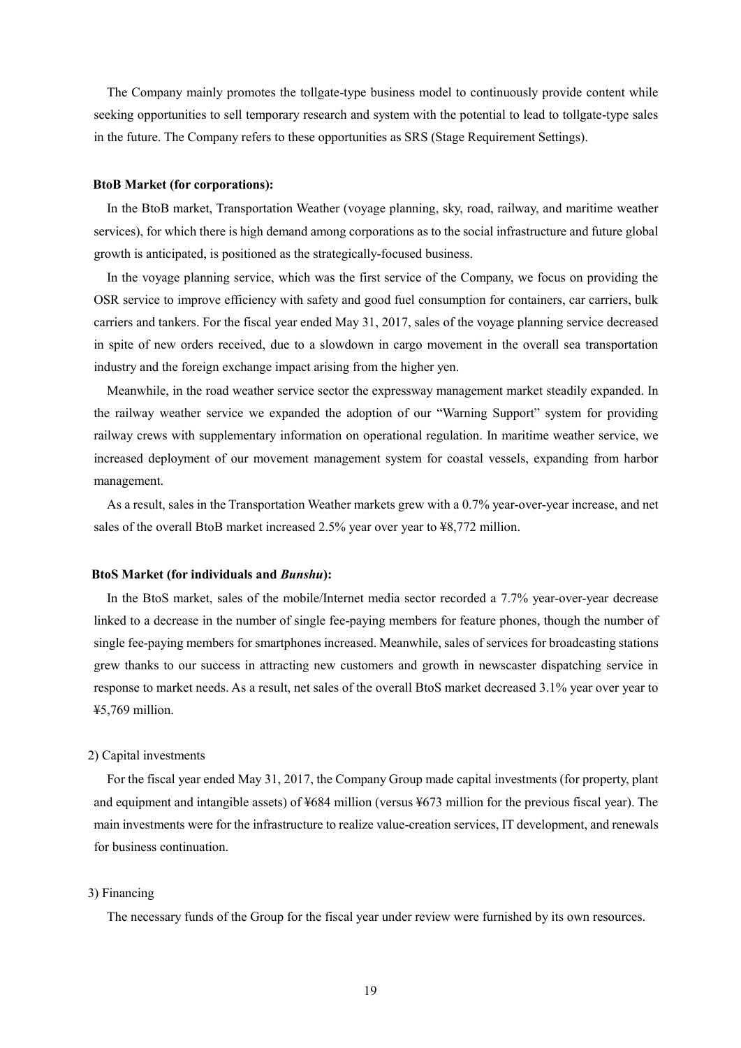The Company mainly promotes the tollgate-type business model to continuously provide content while seeking opportunities to sell temporary research and system with the potential to lead to tollgate-type sales in the future. The Company refers to these opportunities as SRS (Stage Requirement Settings).

**BtoB Market (for corporations):**

In the BtoB market, Transportation Weather (voyage planning, sky, road, railway, and maritime weather services), for which there is high demand among corporations as to the social infrastructure and future global growth is anticipated, is positioned as the strategically-focused business.

In the voyage planning service, which was the first service of the Company, we focus on providing the OSR service to improve efficiency with safety and good fuel consumption for containers, car carriers, bulk carriers and tankers. For the fiscal year ended May 31, 2017, sales of the voyage planning service decreased in spite of new orders received, due to a slowdown in cargo movement in the overall sea transportation industry and the foreign exchange impact arising from the higher yen.

Meanwhile, in the road weather service sector the expressway management market steadily expanded. In the railway weather service we expanded the adoption of our "Warning Support" system for providing railway crews with supplementary information on operational regulation. In maritime weather service, we increased deployment of our movement management system for coastal vessels, expanding from harbor management.

As a result, sales in the Transportation Weather markets grew with a 0.7% year-over-year increase, and net sales of the overall BtoB market increased 2.5% year over year to ¥8,772 million.

**BtoS Market (for individuals and *Bunshu*):**

In the BtoS market, sales of the mobile/Internet media sector recorded a 7.7% year-over-year decrease linked to a decrease in the number of single fee-paying members for feature phones, though the number of single fee-paying members for smartphones increased. Meanwhile, sales of services for broadcasting stations grew thanks to our success in attracting new customers and growth in newscaster dispatching service in response to market needs. As a result, net sales of the overall BtoS market decreased 3.1% year over year to ¥5,769 million.

2) Capital investments

For the fiscal year ended May 31, 2017, the Company Group made capital investments (for property, plant and equipment and intangible assets) of ¥684 million (versus ¥673 million for the previous fiscal year). The main investments were for the infrastructure to realize value-creation services, IT development, and renewals for business continuation.

3) Financing

The necessary funds of the Group for the fiscal year under review were furnished by its own resources.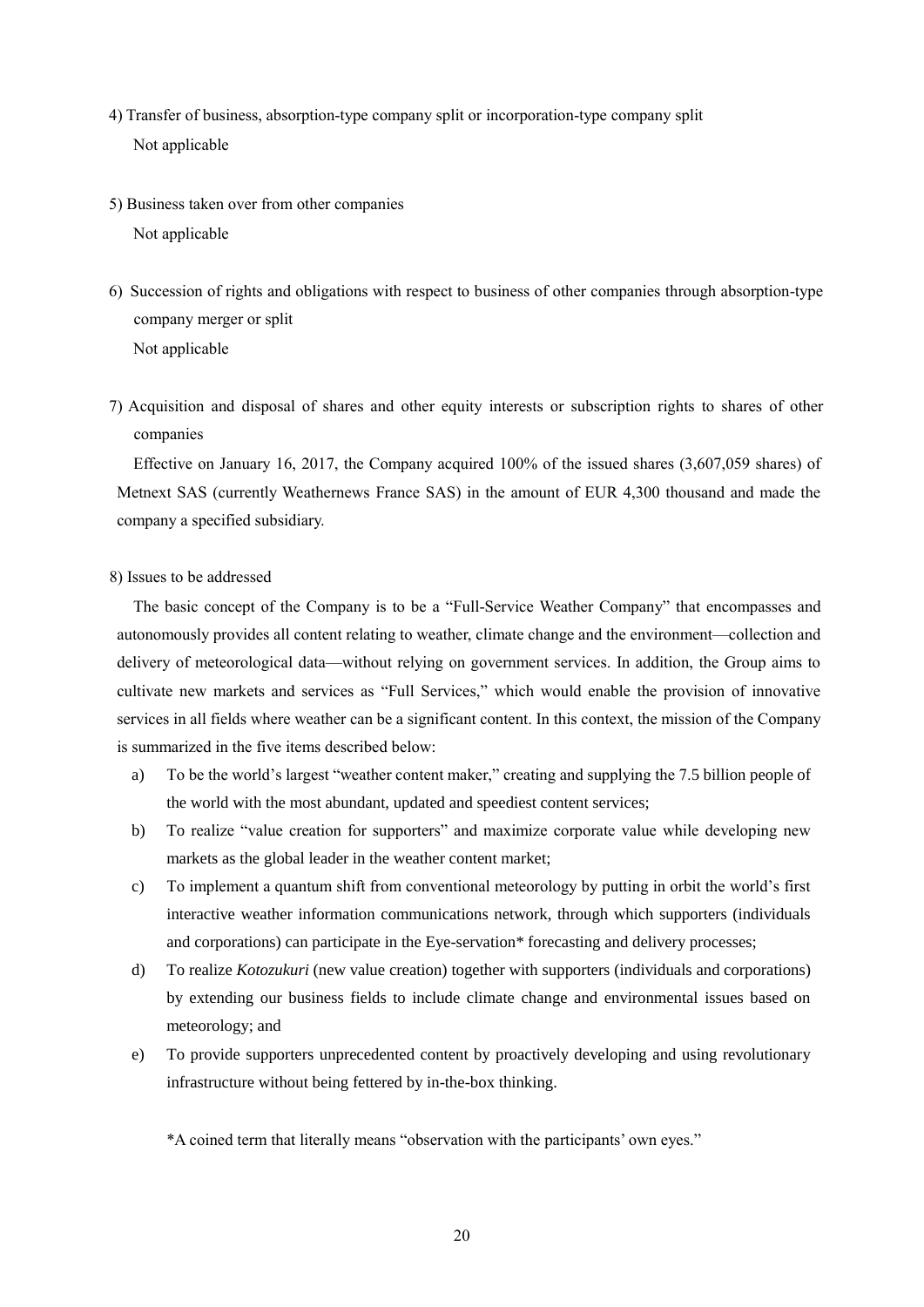4) Transfer of business, absorption-type company split or incorporation-type company split

Not applicable

5) Business taken over from other companies

Not applicable

6) Succession of rights and obligations with respect to business of other companies through absorption-type company merger or split

Not applicable

7) Acquisition and disposal of shares and other equity interests or subscription rights to shares of other companies

Effective on January 16, 2017, the Company acquired 100% of the issued shares (3,607,059 shares) of Metnext SAS (currently Weathernews France SAS) in the amount of EUR 4,300 thousand and made the company a specified subsidiary.

8) Issues to be addressed

The basic concept of the Company is to be a "Full-Service Weather Company" that encompasses and autonomously provides all content relating to weather, climate change and the environment—collection and delivery of meteorological data—without relying on government services. In addition, the Group aims to cultivate new markets and services as "Full Services," which would enable the provision of innovative services in all fields where weather can be a significant content. In this context, the mission of the Company is summarized in the five items described below:

a) To be the world's largest "weather content maker," creating and supplying the 7.5 billion people of the world with the most abundant, updated and speediest content services;

b) To realize "value creation for supporters" and maximize corporate value while developing new markets as the global leader in the weather content market;

c) To implement a quantum shift from conventional meteorology by putting in orbit the world's first interactive weather information communications network, through which supporters (individuals and corporations) can participate in the Eye-servation* forecasting and delivery processes;

d) To realize *Kotozukuri* (new value creation) together with supporters (individuals and corporations) by extending our business fields to include climate change and environmental issues based on meteorology; and

e) To provide supporters unprecedented content by proactively developing and using revolutionary infrastructure without being fettered by in-the-box thinking.

*A coined term that literally means "observation with the participants' own eyes."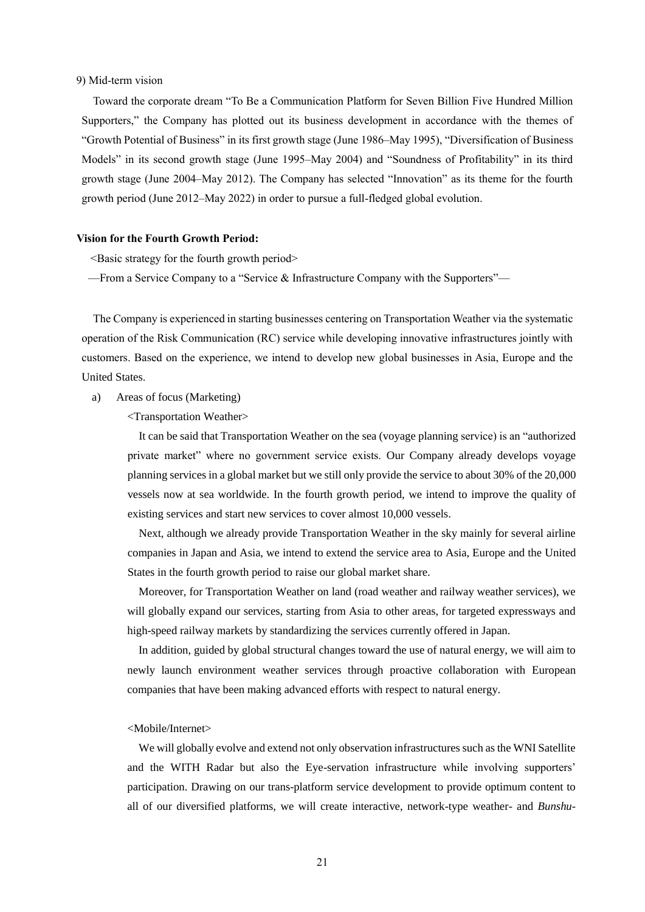9) Mid-term vision

Toward the corporate dream "To Be a Communication Platform for Seven Billion Five Hundred Million Supporters," the Company has plotted out its business development in accordance with the themes of "Growth Potential of Business" in its first growth stage (June 1986–May 1995), "Diversification of Business Models" in its second growth stage (June 1995–May 2004) and "Soundness of Profitability" in its third growth stage (June 2004–May 2012). The Company has selected "Innovation" as its theme for the fourth growth period (June 2012–May 2022) in order to pursue a full-fledged global evolution.

**Vision for the Fourth Growth Period:**

<Basic strategy for the fourth growth period>

—From a Service Company to a "Service & Infrastructure Company with the Supporters"—

The Company is experienced in starting businesses centering on Transportation Weather via the systematic operation of the Risk Communication (RC) service while developing innovative infrastructures jointly with customers. Based on the experience, we intend to develop new global businesses in Asia, Europe and the United States.

a) Areas of focus (Marketing)

<Transportation Weather>

It can be said that Transportation Weather on the sea (voyage planning service) is an "authorized private market" where no government service exists. Our Company already develops voyage planning services in a global market but we still only provide the service to about 30% of the 20,000 vessels now at sea worldwide. In the fourth growth period, we intend to improve the quality of existing services and start new services to cover almost 10,000 vessels.

Next, although we already provide Transportation Weather in the sky mainly for several airline companies in Japan and Asia, we intend to extend the service area to Asia, Europe and the United States in the fourth growth period to raise our global market share.

Moreover, for Transportation Weather on land (road weather and railway weather services), we will globally expand our services, starting from Asia to other areas, for targeted expressways and high-speed railway markets by standardizing the services currently offered in Japan.

In addition, guided by global structural changes toward the use of natural energy, we will aim to newly launch environment weather services through proactive collaboration with European companies that have been making advanced efforts with respect to natural energy.

<Mobile/Internet>

We will globally evolve and extend not only observation infrastructures such as the WNI Satellite and the WITH Radar but also the Eye-servation infrastructure while involving supporters' participation. Drawing on our trans-platform service development to provide optimum content to all of our diversified platforms, we will create interactive, network-type weather- and *Bunshu-*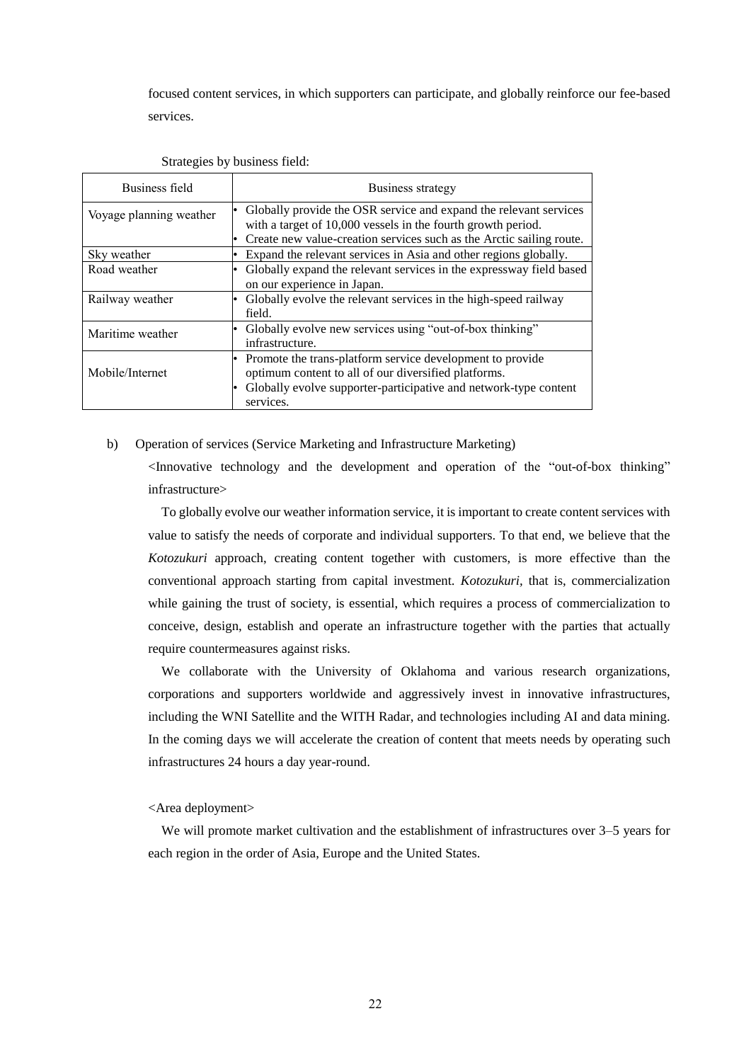focused content services, in which supporters can participate, and globally reinforce our fee-based services.

Strategies by business field:

| Business field | Business strategy |
|---|---|
| Voyage planning weather | • Globally provide the OSR service and expand the relevant services with a target of 10,000 vessels in the fourth growth period.<br>• Create new value-creation services such as the Arctic sailing route. |
| Sky weather | • Expand the relevant services in Asia and other regions globally. |
| Road weather | • Globally expand the relevant services in the expressway field based on our experience in Japan. |
| Railway weather | • Globally evolve the relevant services in the high-speed railway field. |
| Maritime weather | • Globally evolve new services using "out-of-box thinking" infrastructure. |
| Mobile/Internet | • Promote the trans-platform service development to provide optimum content to all of our diversified platforms.<br>• Globally evolve supporter-participative and network-type content services. |

b) Operation of services (Service Marketing and Infrastructure Marketing)

<Innovative technology and the development and operation of the "out-of-box thinking" infrastructure>

To globally evolve our weather information service, it is important to create content services with value to satisfy the needs of corporate and individual supporters. To that end, we believe that the *Kotozukuri* approach, creating content together with customers, is more effective than the conventional approach starting from capital investment. *Kotozukuri*, that is, commercialization while gaining the trust of society, is essential, which requires a process of commercialization to conceive, design, establish and operate an infrastructure together with the parties that actually require countermeasures against risks.

We collaborate with the University of Oklahoma and various research organizations, corporations and supporters worldwide and aggressively invest in innovative infrastructures, including the WNI Satellite and the WITH Radar, and technologies including AI and data mining. In the coming days we will accelerate the creation of content that meets needs by operating such infrastructures 24 hours a day year-round.

<Area deployment>

We will promote market cultivation and the establishment of infrastructures over 3–5 years for each region in the order of Asia, Europe and the United States.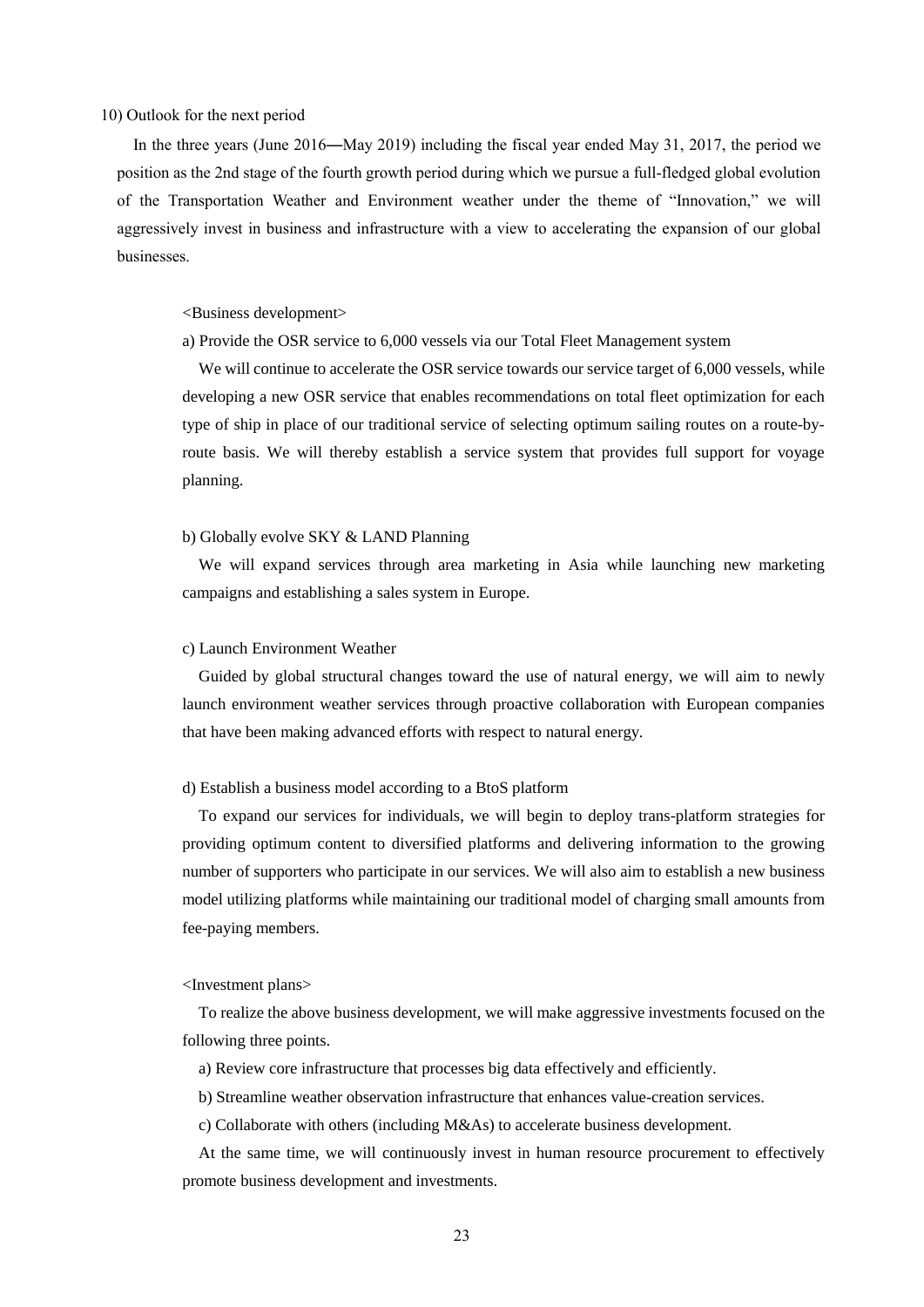### 10) Outlook for the next period

In the three years (June 2016―May 2019) including the fiscal year ended May 31, 2017, the period we position as the 2nd stage of the fourth growth period during which we pursue a full-fledged global evolution of the Transportation Weather and Environment weather under the theme of "Innovation," we will aggressively invest in business and infrastructure with a view to accelerating the expansion of our global businesses.

<Business development>

a) Provide the OSR service to 6,000 vessels via our Total Fleet Management system

We will continue to accelerate the OSR service towards our service target of 6,000 vessels, while developing a new OSR service that enables recommendations on total fleet optimization for each type of ship in place of our traditional service of selecting optimum sailing routes on a route-by-route basis. We will thereby establish a service system that provides full support for voyage planning.

b) Globally evolve SKY & LAND Planning

We will expand services through area marketing in Asia while launching new marketing campaigns and establishing a sales system in Europe.

c) Launch Environment Weather

Guided by global structural changes toward the use of natural energy, we will aim to newly launch environment weather services through proactive collaboration with European companies that have been making advanced efforts with respect to natural energy.

d) Establish a business model according to a BtoS platform

To expand our services for individuals, we will begin to deploy trans-platform strategies for providing optimum content to diversified platforms and delivering information to the growing number of supporters who participate in our services. We will also aim to establish a new business model utilizing platforms while maintaining our traditional model of charging small amounts from fee-paying members.

<Investment plans>

To realize the above business development, we will make aggressive investments focused on the following three points.

a) Review core infrastructure that processes big data effectively and efficiently.

b) Streamline weather observation infrastructure that enhances value-creation services.

c) Collaborate with others (including M&As) to accelerate business development.

At the same time, we will continuously invest in human resource procurement to effectively promote business development and investments.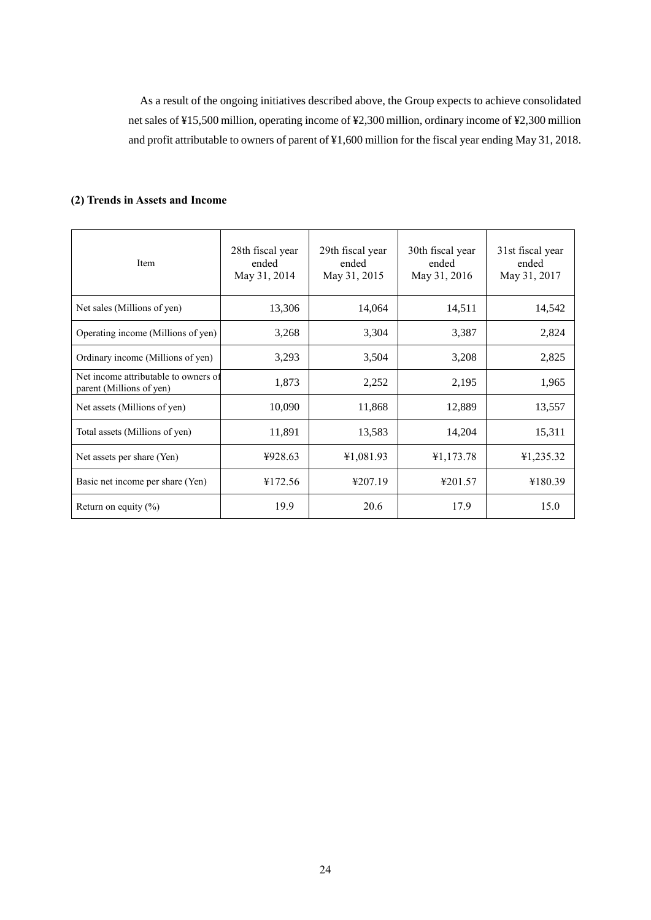As a result of the ongoing initiatives described above, the Group expects to achieve consolidated net sales of ¥15,500 million, operating income of ¥2,300 million, ordinary income of ¥2,300 million and profit attributable to owners of parent of ¥1,600 million for the fiscal year ending May 31, 2018.

**(2) Trends in Assets and Income**

| Item | 28th fiscal year ended May 31, 2014 | 29th fiscal year ended May 31, 2015 | 30th fiscal year ended May 31, 2016 | 31st fiscal year ended May 31, 2017 |
|---|---|---|---|---|
| Net sales (Millions of yen) | 13,306 | 14,064 | 14,511 | 14,542 |
| Operating income (Millions of yen) | 3,268 | 3,304 | 3,387 | 2,824 |
| Ordinary income (Millions of yen) | 3,293 | 3,504 | 3,208 | 2,825 |
| Net income attributable to owners of parent (Millions of yen) | 1,873 | 2,252 | 2,195 | 1,965 |
| Net assets (Millions of yen) | 10,090 | 11,868 | 12,889 | 13,557 |
| Total assets (Millions of yen) | 11,891 | 13,583 | 14,204 | 15,311 |
| Net assets per share (Yen) | ¥928.63 | ¥1,081.93 | ¥1,173.78 | ¥1,235.32 |
| Basic net income per share (Yen) | ¥172.56 | ¥207.19 | ¥201.57 | ¥180.39 |
| Return on equity (%) | 19.9 | 20.6 | 17.9 | 15.0 |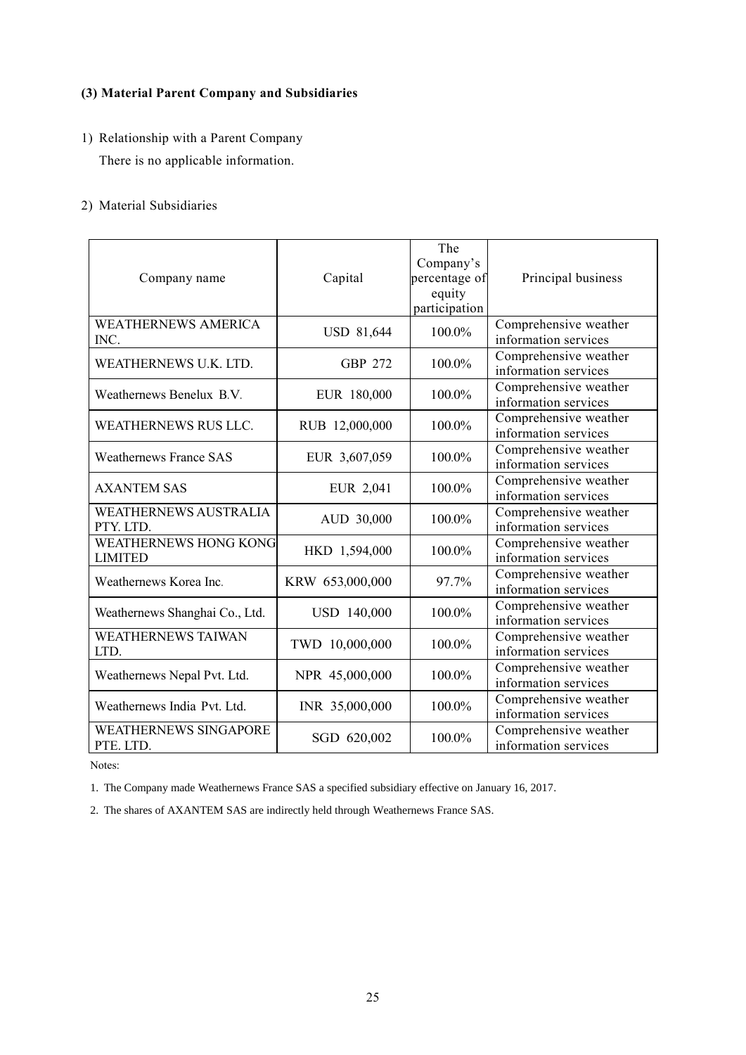### (3) Material Parent Company and Subsidiaries

1) Relationship with a Parent Company

There is no applicable information.

2) Material Subsidiaries

| Company name | Capital | The Company's percentage of equity participation | Principal business |
|---|---|---|---|
| WEATHERNEWS AMERICA INC. | USD 81,644 | 100.0% | Comprehensive weather information services |
| WEATHERNEWS U.K. LTD. | GBP 272 | 100.0% | Comprehensive weather information services |
| Weathernews Benelux B.V. | EUR 180,000 | 100.0% | Comprehensive weather information services |
| WEATHERNEWS RUS LLC. | RUB 12,000,000 | 100.0% | Comprehensive weather information services |
| Weathernews France SAS | EUR 3,607,059 | 100.0% | Comprehensive weather information services |
| AXANTEM SAS | EUR 2,041 | 100.0% | Comprehensive weather information services |
| WEATHERNEWS AUSTRALIA PTY. LTD. | AUD 30,000 | 100.0% | Comprehensive weather information services |
| WEATHERNEWS HONG KONG LIMITED | HKD 1,594,000 | 100.0% | Comprehensive weather information services |
| Weathernews Korea Inc. | KRW 653,000,000 | 97.7% | Comprehensive weather information services |
| Weathernews Shanghai Co., Ltd. | USD 140,000 | 100.0% | Comprehensive weather information services |
| WEATHERNEWS TAIWAN LTD. | TWD 10,000,000 | 100.0% | Comprehensive weather information services |
| Weathernews Nepal Pvt. Ltd. | NPR 45,000,000 | 100.0% | Comprehensive weather information services |
| Weathernews India Pvt. Ltd. | INR 35,000,000 | 100.0% | Comprehensive weather information services |
| WEATHERNEWS SINGAPORE PTE. LTD. | SGD 620,002 | 100.0% | Comprehensive weather information services |

Notes:

1. The Company made Weathernews France SAS a specified subsidiary effective on January 16, 2017.
2. The shares of AXANTEM SAS are indirectly held through Weathernews France SAS.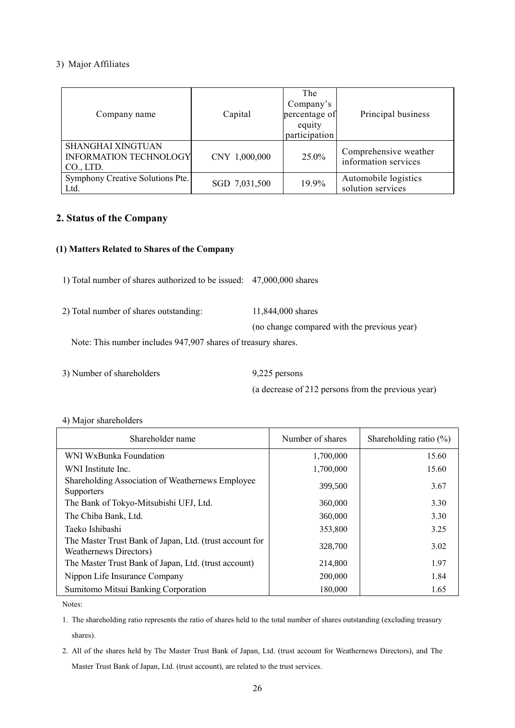3) Major Affiliates

| Company name | Capital | The Company's percentage of equity participation | Principal business |
|---|---|---|---|
| SHANGHAI XINGTUAN INFORMATION TECHNOLOGY CO., LTD. | CNY 1,000,000 | 25.0% | Comprehensive weather information services |
| Symphony Creative Solutions Pte. Ltd. | SGD 7,031,500 | 19.9% | Automobile logistics solution services |

## 2. Status of the Company

### (1) Matters Related to Shares of the Company

1) Total number of shares authorized to be issued: 47,000,000 shares

2) Total number of shares outstanding: 11,844,000 shares (no change compared with the previous year)

Note: This number includes 947,907 shares of treasury shares.

3) Number of shareholders 9,225 persons (a decrease of 212 persons from the previous year)

4) Major shareholders

| Shareholder name | Number of shares | Shareholding ratio (%) |
|---|---|---|
| WNI WxBunka Foundation | 1,700,000 | 15.60 |
| WNI Institute Inc. | 1,700,000 | 15.60 |
| Shareholding Association of Weathernews Employee Supporters | 399,500 | 3.67 |
| The Bank of Tokyo-Mitsubishi UFJ, Ltd. | 360,000 | 3.30 |
| The Chiba Bank, Ltd. | 360,000 | 3.30 |
| Taeko Ishibashi | 353,800 | 3.25 |
| The Master Trust Bank of Japan, Ltd. (trust account for Weathernews Directors) | 328,700 | 3.02 |
| The Master Trust Bank of Japan, Ltd. (trust account) | 214,800 | 1.97 |
| Nippon Life Insurance Company | 200,000 | 1.84 |
| Sumitomo Mitsui Banking Corporation | 180,000 | 1.65 |

Notes:

1. The shareholding ratio represents the ratio of shares held to the total number of shares outstanding (excluding treasury shares).
2. All of the shares held by The Master Trust Bank of Japan, Ltd. (trust account for Weathernews Directors), and The Master Trust Bank of Japan, Ltd. (trust account), are related to the trust services.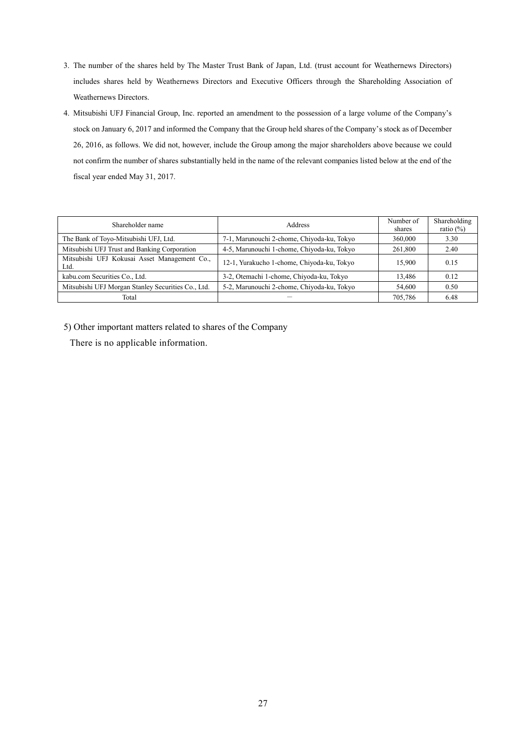3. The number of the shares held by The Master Trust Bank of Japan, Ltd. (trust account for Weathernews Directors) includes shares held by Weathernews Directors and Executive Officers through the Shareholding Association of Weathernews Directors.

4. Mitsubishi UFJ Financial Group, Inc. reported an amendment to the possession of a large volume of the Company's stock on January 6, 2017 and informed the Company that the Group held shares of the Company's stock as of December 26, 2016, as follows. We did not, however, include the Group among the major shareholders above because we could not confirm the number of shares substantially held in the name of the relevant companies listed below at the end of the fiscal year ended May 31, 2017.

| Shareholder name | Address | Number of shares | Shareholding ratio (%) |
|---|---|---|---|
| The Bank of Toyo-Mitsubishi UFJ, Ltd. | 7-1, Marunouchi 2-chome, Chiyoda-ku, Tokyo | 360,000 | 3.30 |
| Mitsubishi UFJ Trust and Banking Corporation | 4-5, Marunouchi 1-chome, Chiyoda-ku, Tokyo | 261,800 | 2.40 |
| Mitsubishi UFJ Kokusai Asset Management Co., Ltd. | 12-1, Yurakucho 1-chome, Chiyoda-ku, Tokyo | 15,900 | 0.15 |
| kabu.com Securities Co., Ltd. | 3-2, Otemachi 1-chome, Chiyoda-ku, Tokyo | 13,486 | 0.12 |
| Mitsubishi UFJ Morgan Stanley Securities Co., Ltd. | 5-2, Marunouchi 2-chome, Chiyoda-ku, Tokyo | 54,600 | 0.50 |
| Total | ― | 705,786 | 6.48 |

5) Other important matters related to shares of the Company

There is no applicable information.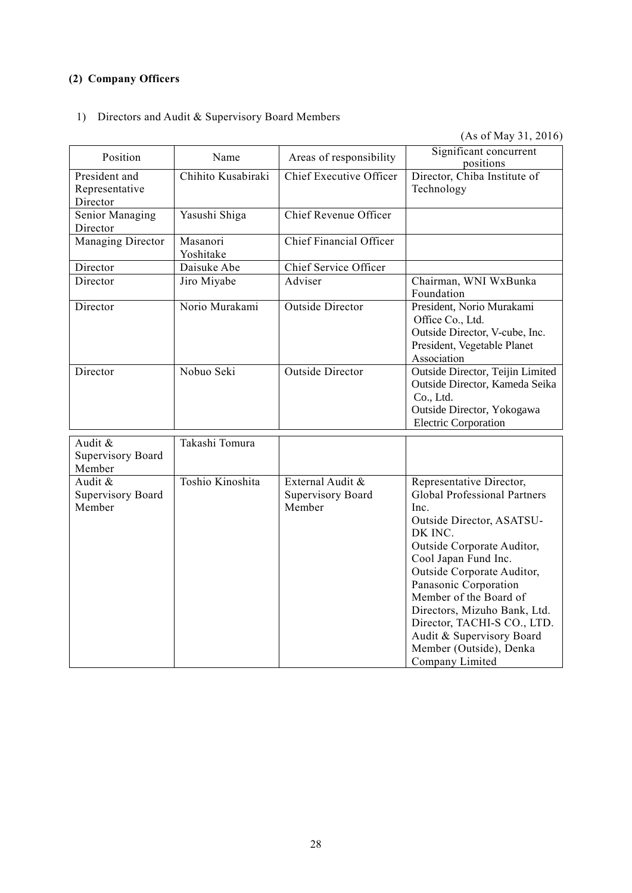**(2) Company Officers**

1) Directors and Audit & Supervisory Board Members

(As of May 31, 2016)

| Position | Name | Areas of responsibility | Significant concurrent positions |
|---|---|---|---|
| President and Representative Director | Chihito Kusabiraki | Chief Executive Officer | Director, Chiba Institute of Technology |
| Senior Managing Director | Yasushi Shiga | Chief Revenue Officer | |
| Managing Director | Masanori Yoshitake | Chief Financial Officer | |
| Director | Daisuke Abe | Chief Service Officer | |
| Director | Jiro Miyabe | Adviser | Chairman, WNI WxBunka Foundation |
| Director | Norio Murakami | Outside Director | President, Norio Murakami Office Co., Ltd.<br>Outside Director, V-cube, Inc.<br>President, Vegetable Planet Association |
| Director | Nobuo Seki | Outside Director | Outside Director, Teijin Limited<br>Outside Director, Kameda Seika Co., Ltd.<br>Outside Director, Yokogawa Electric Corporation |
| Audit & Supervisory Board Member | Takashi Tomura | | |
| Audit & Supervisory Board Member | Toshio Kinoshita | External Audit & Supervisory Board Member | Representative Director, Global Professional Partners Inc.<br>Outside Director, ASATSU-DK INC.<br>Outside Corporate Auditor, Cool Japan Fund Inc.<br>Outside Corporate Auditor, Panasonic Corporation<br>Member of the Board of Directors, Mizuho Bank, Ltd.<br>Director, TACHI-S CO., LTD.<br>Audit & Supervisory Board Member (Outside), Denka Company Limited |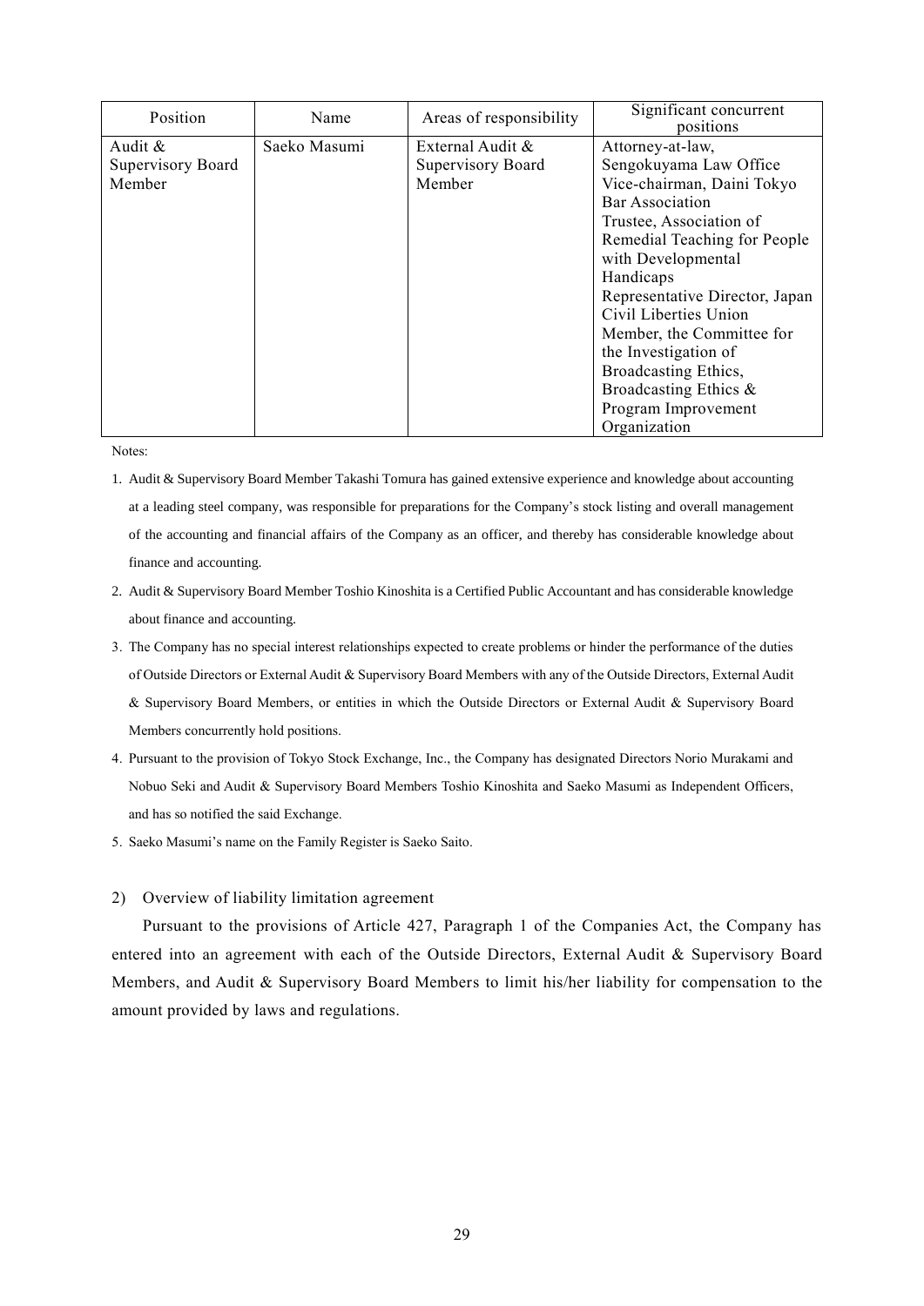| Position | Name | Areas of responsibility | Significant concurrent positions |
| --- | --- | --- | --- |
| Audit & Supervisory Board Member | Saeko Masumi | External Audit & Supervisory Board Member | Attorney-at-law, Sengokuyama Law Office<br>Vice-chairman, Daini Tokyo Bar Association<br>Trustee, Association of Remedial Teaching for People with Developmental Handicaps<br>Representative Director, Japan Civil Liberties Union<br>Member, the Committee for the Investigation of Broadcasting Ethics, Broadcasting Ethics & Program Improvement Organization |

Notes:

1. Audit & Supervisory Board Member Takashi Tomura has gained extensive experience and knowledge about accounting at a leading steel company, was responsible for preparations for the Company's stock listing and overall management of the accounting and financial affairs of the Company as an officer, and thereby has considerable knowledge about finance and accounting.
2. Audit & Supervisory Board Member Toshio Kinoshita is a Certified Public Accountant and has considerable knowledge about finance and accounting.
3. The Company has no special interest relationships expected to create problems or hinder the performance of the duties of Outside Directors or External Audit & Supervisory Board Members with any of the Outside Directors, External Audit & Supervisory Board Members, or entities in which the Outside Directors or External Audit & Supervisory Board Members concurrently hold positions.
4. Pursuant to the provision of Tokyo Stock Exchange, Inc., the Company has designated Directors Norio Murakami and Nobuo Seki and Audit & Supervisory Board Members Toshio Kinoshita and Saeko Masumi as Independent Officers, and has so notified the said Exchange.
5. Saeko Masumi's name on the Family Register is Saeko Saito.

2) Overview of liability limitation agreement

Pursuant to the provisions of Article 427, Paragraph 1 of the Companies Act, the Company has entered into an agreement with each of the Outside Directors, External Audit & Supervisory Board Members, and Audit & Supervisory Board Members to limit his/her liability for compensation to the amount provided by laws and regulations.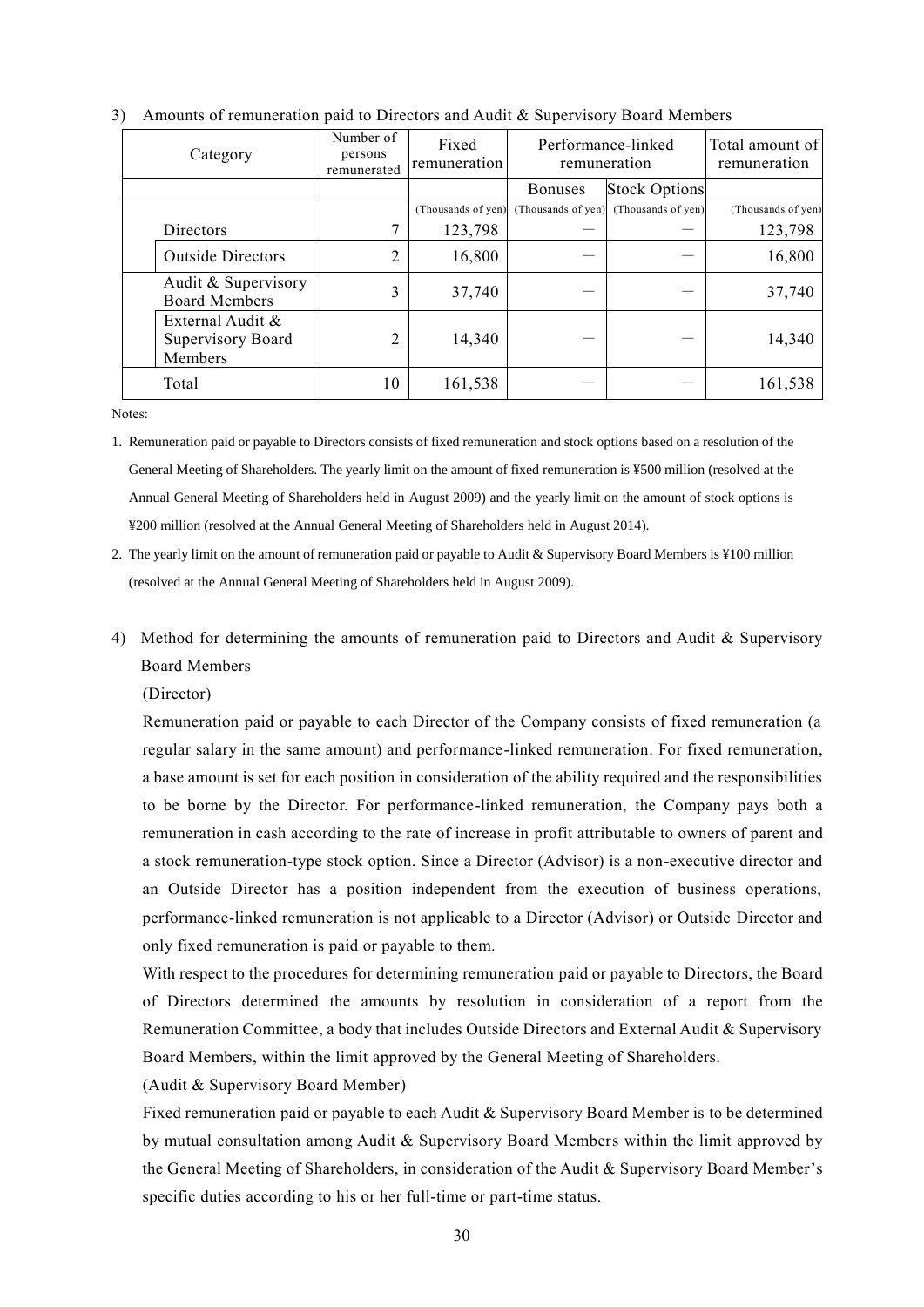3) Amounts of remuneration paid to Directors and Audit & Supervisory Board Members

| Category | Number of persons remunerated | Fixed remuneration | Performance-linked remuneration | | Total amount of remuneration |
|---|---|---|---|---|---|
| | | | Bonuses | Stock Options | |
| | | (Thousands of yen) | (Thousands of yen) | (Thousands of yen) | (Thousands of yen) |
| Directors | 7 | 123,798 | ― | ― | 123,798 |
| Outside Directors | 2 | 16,800 | ― | ― | 16,800 |
| Audit & Supervisory Board Members | 3 | 37,740 | ― | ― | 37,740 |
| External Audit & Supervisory Board Members | 2 | 14,340 | ― | ― | 14,340 |
| Total | 10 | 161,538 | ― | ― | 161,538 |

Notes:

1. Remuneration paid or payable to Directors consists of fixed remuneration and stock options based on a resolution of the General Meeting of Shareholders. The yearly limit on the amount of fixed remuneration is ¥500 million (resolved at the Annual General Meeting of Shareholders held in August 2009) and the yearly limit on the amount of stock options is ¥200 million (resolved at the Annual General Meeting of Shareholders held in August 2014).
2. The yearly limit on the amount of remuneration paid or payable to Audit & Supervisory Board Members is ¥100 million (resolved at the Annual General Meeting of Shareholders held in August 2009).

4) Method for determining the amounts of remuneration paid to Directors and Audit & Supervisory Board Members

(Director)

Remuneration paid or payable to each Director of the Company consists of fixed remuneration (a regular salary in the same amount) and performance-linked remuneration. For fixed remuneration, a base amount is set for each position in consideration of the ability required and the responsibilities to be borne by the Director. For performance-linked remuneration, the Company pays both a remuneration in cash according to the rate of increase in profit attributable to owners of parent and a stock remuneration-type stock option. Since a Director (Advisor) is a non-executive director and an Outside Director has a position independent from the execution of business operations, performance-linked remuneration is not applicable to a Director (Advisor) or Outside Director and only fixed remuneration is paid or payable to them.

With respect to the procedures for determining remuneration paid or payable to Directors, the Board of Directors determined the amounts by resolution in consideration of a report from the Remuneration Committee, a body that includes Outside Directors and External Audit & Supervisory Board Members, within the limit approved by the General Meeting of Shareholders.

(Audit & Supervisory Board Member)

Fixed remuneration paid or payable to each Audit & Supervisory Board Member is to be determined by mutual consultation among Audit & Supervisory Board Members within the limit approved by the General Meeting of Shareholders, in consideration of the Audit & Supervisory Board Member's specific duties according to his or her full-time or part-time status.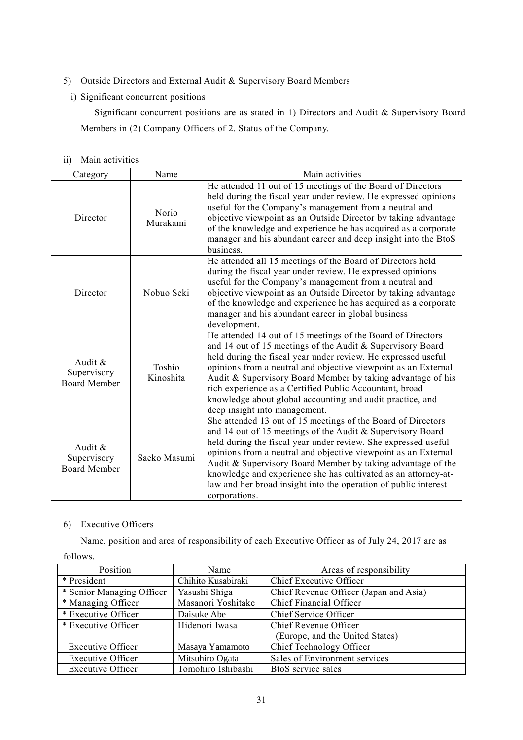5) Outside Directors and External Audit & Supervisory Board Members

i) Significant concurrent positions

Significant concurrent positions are as stated in 1) Directors and Audit & Supervisory Board Members in (2) Company Officers of 2. Status of the Company.

ii) Main activities

| Category | Name | Main activities |
|---|---|---|
| Director | Norio Murakami | He attended 11 out of 15 meetings of the Board of Directors held during the fiscal year under review. He expressed opinions useful for the Company's management from a neutral and objective viewpoint as an Outside Director by taking advantage of the knowledge and experience he has acquired as a corporate manager and his abundant career and deep insight into the BtoS business. |
| Director | Nobuo Seki | He attended all 15 meetings of the Board of Directors held during the fiscal year under review. He expressed opinions useful for the Company's management from a neutral and objective viewpoint as an Outside Director by taking advantage of the knowledge and experience he has acquired as a corporate manager and his abundant career in global business development. |
| Audit & Supervisory Board Member | Toshio Kinoshita | He attended 14 out of 15 meetings of the Board of Directors and 14 out of 15 meetings of the Audit & Supervisory Board held during the fiscal year under review. He expressed useful opinions from a neutral and objective viewpoint as an External Audit & Supervisory Board Member by taking advantage of his rich experience as a Certified Public Accountant, broad knowledge about global accounting and audit practice, and deep insight into management. |
| Audit & Supervisory Board Member | Saeko Masumi | She attended 13 out of 15 meetings of the Board of Directors and 14 out of 15 meetings of the Audit & Supervisory Board held during the fiscal year under review. She expressed useful opinions from a neutral and objective viewpoint as an External Audit & Supervisory Board Member by taking advantage of the knowledge and experience she has cultivated as an attorney-at-law and her broad insight into the operation of public interest corporations. |

6) Executive Officers

Name, position and area of responsibility of each Executive Officer as of July 24, 2017 are as follows.

| Position | Name | Areas of responsibility |
|---|---|---|
| * President | Chihito Kusabiraki | Chief Executive Officer |
| * Senior Managing Officer | Yasushi Shiga | Chief Revenue Officer (Japan and Asia) |
| * Managing Officer | Masanori Yoshitake | Chief Financial Officer |
| * Executive Officer | Daisuke Abe | Chief Service Officer |
| * Executive Officer | Hidenori Iwasa | Chief Revenue Officer (Europe, and the United States) |
| Executive Officer | Masaya Yamamoto | Chief Technology Officer |
| Executive Officer | Mitsuhiro Ogata | Sales of Environment services |
| Executive Officer | Tomohiro Ishibashi | BtoS service sales |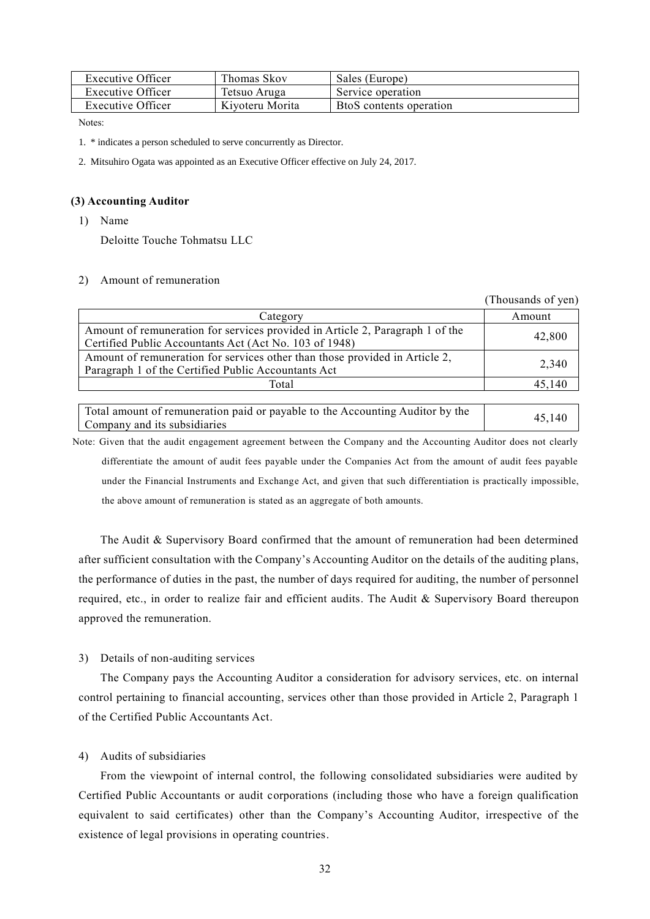| Executive Officer | Thomas Skov | Sales (Europe) |
|---|---|---|
| Executive Officer | Tetsuo Aruga | Service operation |
| Executive Officer | Kiyoteru Morita | BtoS contents operation |

Notes:

1. * indicates a person scheduled to serve concurrently as Director.

2. Mitsuhiro Ogata was appointed as an Executive Officer effective on July 24, 2017.

### (3) Accounting Auditor

1) Name

Deloitte Touche Tohmatsu LLC

2) Amount of remuneration

(Thousands of yen)

| Category | Amount |
|---|---|
| Amount of remuneration for services provided in Article 2, Paragraph 1 of the Certified Public Accountants Act (Act No. 103 of 1948) | 42,800 |
| Amount of remuneration for services other than those provided in Article 2, Paragraph 1 of the Certified Public Accountants Act | 2,340 |
| Total | 45,140 |

| | |
|---|---|
| Total amount of remuneration paid or payable to the Accounting Auditor by the Company and its subsidiaries | 45,140 |

Note: Given that the audit engagement agreement between the Company and the Accounting Auditor does not clearly differentiate the amount of audit fees payable under the Companies Act from the amount of audit fees payable under the Financial Instruments and Exchange Act, and given that such differentiation is practically impossible, the above amount of remuneration is stated as an aggregate of both amounts.

The Audit & Supervisory Board confirmed that the amount of remuneration had been determined after sufficient consultation with the Company's Accounting Auditor on the details of the auditing plans, the performance of duties in the past, the number of days required for auditing, the number of personnel required, etc., in order to realize fair and efficient audits. The Audit & Supervisory Board thereupon approved the remuneration.

3) Details of non-auditing services

The Company pays the Accounting Auditor a consideration for advisory services, etc. on internal control pertaining to financial accounting, services other than those provided in Article 2, Paragraph 1 of the Certified Public Accountants Act.

4) Audits of subsidiaries

From the viewpoint of internal control, the following consolidated subsidiaries were audited by Certified Public Accountants or audit corporations (including those who have a foreign qualification equivalent to said certificates) other than the Company's Accounting Auditor, irrespective of the existence of legal provisions in operating countries.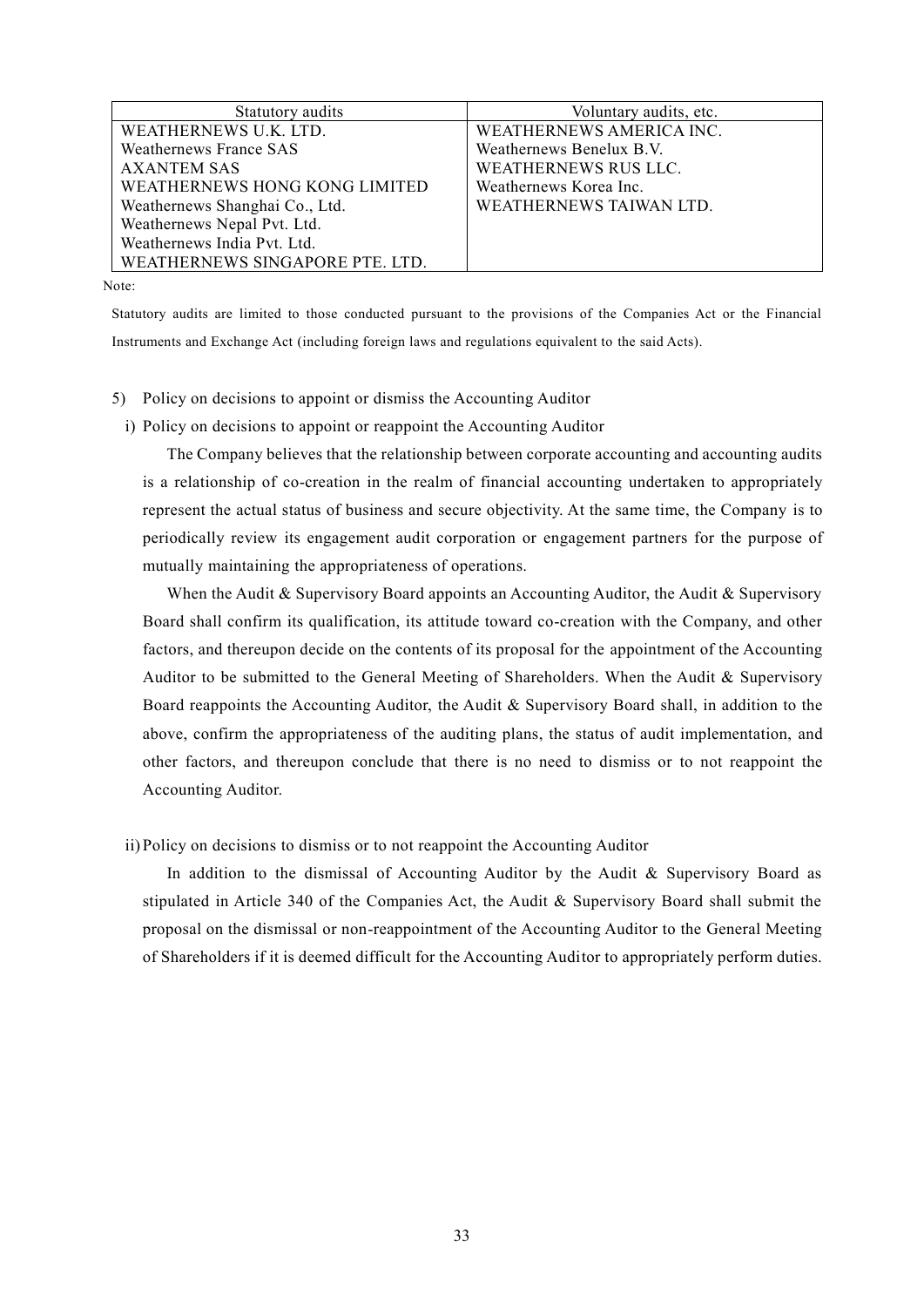| Statutory audits | Voluntary audits, etc. |
|---|---|
| WEATHERNEWS U.K. LTD. | WEATHERNEWS AMERICA INC. |
| Weathernews France SAS | Weathernews Benelux B.V. |
| AXANTEM SAS | WEATHERNEWS RUS LLC. |
| WEATHERNEWS HONG KONG LIMITED | Weathernews Korea Inc. |
| Weathernews Shanghai Co., Ltd. | WEATHERNEWS TAIWAN LTD. |
| Weathernews Nepal Pvt. Ltd. | |
| Weathernews India Pvt. Ltd. | |
| WEATHERNEWS SINGAPORE PTE. LTD. | |

Note:

Statutory audits are limited to those conducted pursuant to the provisions of the Companies Act or the Financial Instruments and Exchange Act (including foreign laws and regulations equivalent to the said Acts).

5) Policy on decisions to appoint or dismiss the Accounting Auditor

i) Policy on decisions to appoint or reappoint the Accounting Auditor

The Company believes that the relationship between corporate accounting and accounting audits is a relationship of co-creation in the realm of financial accounting undertaken to appropriately represent the actual status of business and secure objectivity. At the same time, the Company is to periodically review its engagement audit corporation or engagement partners for the purpose of mutually maintaining the appropriateness of operations.

When the Audit & Supervisory Board appoints an Accounting Auditor, the Audit & Supervisory Board shall confirm its qualification, its attitude toward co-creation with the Company, and other factors, and thereupon decide on the contents of its proposal for the appointment of the Accounting Auditor to be submitted to the General Meeting of Shareholders. When the Audit & Supervisory Board reappoints the Accounting Auditor, the Audit & Supervisory Board shall, in addition to the above, confirm the appropriateness of the auditing plans, the status of audit implementation, and other factors, and thereupon conclude that there is no need to dismiss or to not reappoint the Accounting Auditor.

ii) Policy on decisions to dismiss or to not reappoint the Accounting Auditor

In addition to the dismissal of Accounting Auditor by the Audit & Supervisory Board as stipulated in Article 340 of the Companies Act, the Audit & Supervisory Board shall submit the proposal on the dismissal or non-reappointment of the Accounting Auditor to the General Meeting of Shareholders if it is deemed difficult for the Accounting Auditor to appropriately perform duties.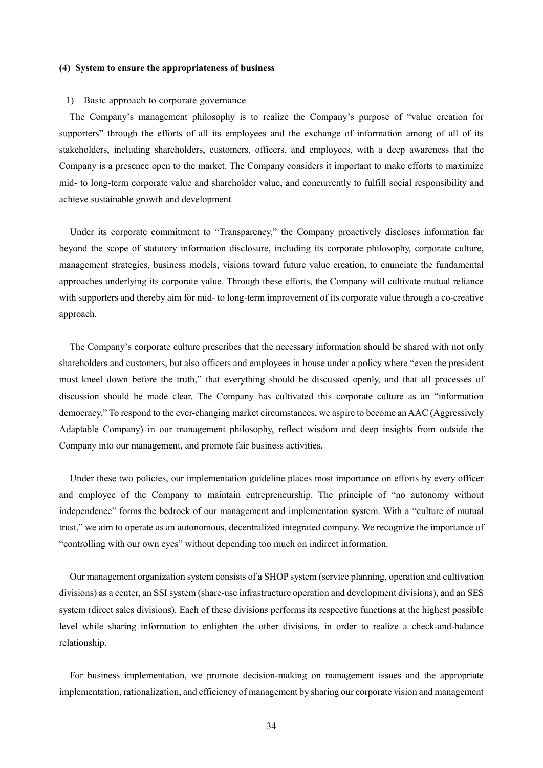#### (4) System to ensure the appropriateness of business

1) Basic approach to corporate governance

The Company's management philosophy is to realize the Company's purpose of "value creation for supporters" through the efforts of all its employees and the exchange of information among of all of its stakeholders, including shareholders, customers, officers, and employees, with a deep awareness that the Company is a presence open to the market. The Company considers it important to make efforts to maximize mid- to long-term corporate value and shareholder value, and concurrently to fulfill social responsibility and achieve sustainable growth and development.

Under its corporate commitment to "Transparency," the Company proactively discloses information far beyond the scope of statutory information disclosure, including its corporate philosophy, corporate culture, management strategies, business models, visions toward future value creation, to enunciate the fundamental approaches underlying its corporate value. Through these efforts, the Company will cultivate mutual reliance with supporters and thereby aim for mid- to long-term improvement of its corporate value through a co-creative approach.

The Company's corporate culture prescribes that the necessary information should be shared with not only shareholders and customers, but also officers and employees in house under a policy where "even the president must kneel down before the truth," that everything should be discussed openly, and that all processes of discussion should be made clear. The Company has cultivated this corporate culture as an "information democracy." To respond to the ever-changing market circumstances, we aspire to become an AAC (Aggressively Adaptable Company) in our management philosophy, reflect wisdom and deep insights from outside the Company into our management, and promote fair business activities.

Under these two policies, our implementation guideline places most importance on efforts by every officer and employee of the Company to maintain entrepreneurship. The principle of "no autonomy without independence" forms the bedrock of our management and implementation system. With a "culture of mutual trust," we aim to operate as an autonomous, decentralized integrated company. We recognize the importance of "controlling with our own eyes" without depending too much on indirect information.

Our management organization system consists of a SHOP system (service planning, operation and cultivation divisions) as a center, an SSI system (share-use infrastructure operation and development divisions), and an SES system (direct sales divisions). Each of these divisions performs its respective functions at the highest possible level while sharing information to enlighten the other divisions, in order to realize a check-and-balance relationship.

For business implementation, we promote decision-making on management issues and the appropriate implementation, rationalization, and efficiency of management by sharing our corporate vision and management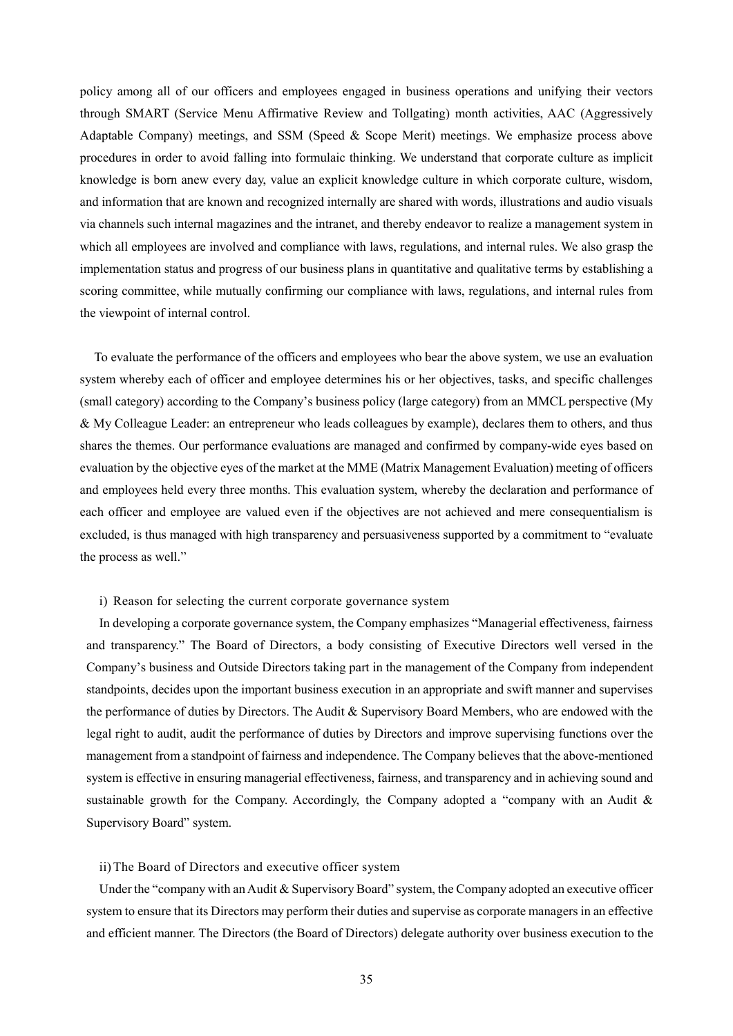policy among all of our officers and employees engaged in business operations and unifying their vectors through SMART (Service Menu Affirmative Review and Tollgating) month activities, AAC (Aggressively Adaptable Company) meetings, and SSM (Speed & Scope Merit) meetings. We emphasize process above procedures in order to avoid falling into formulaic thinking. We understand that corporate culture as implicit knowledge is born anew every day, value an explicit knowledge culture in which corporate culture, wisdom, and information that are known and recognized internally are shared with words, illustrations and audio visuals via channels such internal magazines and the intranet, and thereby endeavor to realize a management system in which all employees are involved and compliance with laws, regulations, and internal rules. We also grasp the implementation status and progress of our business plans in quantitative and qualitative terms by establishing a scoring committee, while mutually confirming our compliance with laws, regulations, and internal rules from the viewpoint of internal control.

To evaluate the performance of the officers and employees who bear the above system, we use an evaluation system whereby each of officer and employee determines his or her objectives, tasks, and specific challenges (small category) according to the Company's business policy (large category) from an MMCL perspective (My & My Colleague Leader: an entrepreneur who leads colleagues by example), declares them to others, and thus shares the themes. Our performance evaluations are managed and confirmed by company-wide eyes based on evaluation by the objective eyes of the market at the MME (Matrix Management Evaluation) meeting of officers and employees held every three months. This evaluation system, whereby the declaration and performance of each officer and employee are valued even if the objectives are not achieved and mere consequentialism is excluded, is thus managed with high transparency and persuasiveness supported by a commitment to "evaluate the process as well."

i) Reason for selecting the current corporate governance system

In developing a corporate governance system, the Company emphasizes "Managerial effectiveness, fairness and transparency." The Board of Directors, a body consisting of Executive Directors well versed in the Company's business and Outside Directors taking part in the management of the Company from independent standpoints, decides upon the important business execution in an appropriate and swift manner and supervises the performance of duties by Directors. The Audit & Supervisory Board Members, who are endowed with the legal right to audit, audit the performance of duties by Directors and improve supervising functions over the management from a standpoint of fairness and independence. The Company believes that the above-mentioned system is effective in ensuring managerial effectiveness, fairness, and transparency and in achieving sound and sustainable growth for the Company. Accordingly, the Company adopted a "company with an Audit & Supervisory Board" system.

ii) The Board of Directors and executive officer system

Under the "company with an Audit & Supervisory Board" system, the Company adopted an executive officer system to ensure that its Directors may perform their duties and supervise as corporate managers in an effective and efficient manner. The Directors (the Board of Directors) delegate authority over business execution to the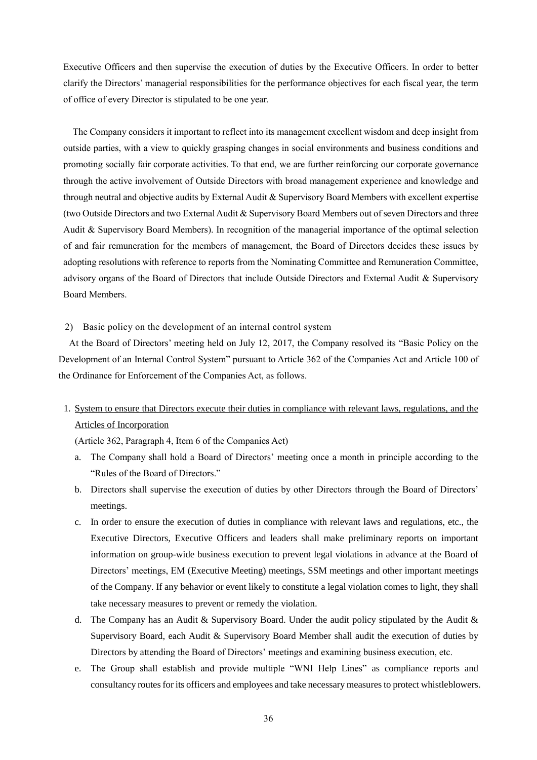Executive Officers and then supervise the execution of duties by the Executive Officers. In order to better clarify the Directors' managerial responsibilities for the performance objectives for each fiscal year, the term of office of every Director is stipulated to be one year.

The Company considers it important to reflect into its management excellent wisdom and deep insight from outside parties, with a view to quickly grasping changes in social environments and business conditions and promoting socially fair corporate activities. To that end, we are further reinforcing our corporate governance through the active involvement of Outside Directors with broad management experience and knowledge and through neutral and objective audits by External Audit & Supervisory Board Members with excellent expertise (two Outside Directors and two External Audit & Supervisory Board Members out of seven Directors and three Audit & Supervisory Board Members). In recognition of the managerial importance of the optimal selection of and fair remuneration for the members of management, the Board of Directors decides these issues by adopting resolutions with reference to reports from the Nominating Committee and Remuneration Committee, advisory organs of the Board of Directors that include Outside Directors and External Audit & Supervisory Board Members.

2) Basic policy on the development of an internal control system

At the Board of Directors' meeting held on July 12, 2017, the Company resolved its "Basic Policy on the Development of an Internal Control System" pursuant to Article 362 of the Companies Act and Article 100 of the Ordinance for Enforcement of the Companies Act, as follows.

1. <u>System to ensure that Directors execute their duties in compliance with relevant laws, regulations, and the Articles of Incorporation</u>

   (Article 362, Paragraph 4, Item 6 of the Companies Act)

   a. The Company shall hold a Board of Directors' meeting once a month in principle according to the "Rules of the Board of Directors."
   b. Directors shall supervise the execution of duties by other Directors through the Board of Directors' meetings.
   c. In order to ensure the execution of duties in compliance with relevant laws and regulations, etc., the Executive Directors, Executive Officers and leaders shall make preliminary reports on important information on group-wide business execution to prevent legal violations in advance at the Board of Directors' meetings, EM (Executive Meeting) meetings, SSM meetings and other important meetings of the Company. If any behavior or event likely to constitute a legal violation comes to light, they shall take necessary measures to prevent or remedy the violation.
   d. The Company has an Audit & Supervisory Board. Under the audit policy stipulated by the Audit & Supervisory Board, each Audit & Supervisory Board Member shall audit the execution of duties by Directors by attending the Board of Directors' meetings and examining business execution, etc.
   e. The Group shall establish and provide multiple "WNI Help Lines" as compliance reports and consultancy routes for its officers and employees and take necessary measures to protect whistleblowers.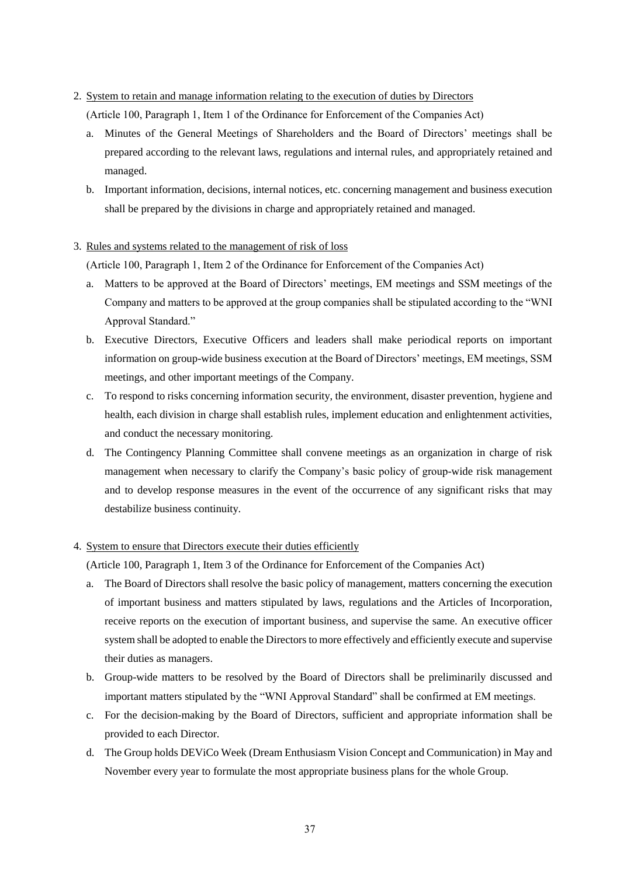2. <u>System to retain and manage information relating to the execution of duties by Directors</u>

   (Article 100, Paragraph 1, Item 1 of the Ordinance for Enforcement of the Companies Act)

   a. Minutes of the General Meetings of Shareholders and the Board of Directors' meetings shall be prepared according to the relevant laws, regulations and internal rules, and appropriately retained and managed.

   b. Important information, decisions, internal notices, etc. concerning management and business execution shall be prepared by the divisions in charge and appropriately retained and managed.

3. <u>Rules and systems related to the management of risk of loss</u>

   (Article 100, Paragraph 1, Item 2 of the Ordinance for Enforcement of the Companies Act)

   a. Matters to be approved at the Board of Directors' meetings, EM meetings and SSM meetings of the Company and matters to be approved at the group companies shall be stipulated according to the "WNI Approval Standard."

   b. Executive Directors, Executive Officers and leaders shall make periodical reports on important information on group-wide business execution at the Board of Directors' meetings, EM meetings, SSM meetings, and other important meetings of the Company.

   c. To respond to risks concerning information security, the environment, disaster prevention, hygiene and health, each division in charge shall establish rules, implement education and enlightenment activities, and conduct the necessary monitoring.

   d. The Contingency Planning Committee shall convene meetings as an organization in charge of risk management when necessary to clarify the Company's basic policy of group-wide risk management and to develop response measures in the event of the occurrence of any significant risks that may destabilize business continuity.

4. <u>System to ensure that Directors execute their duties efficiently</u>

   (Article 100, Paragraph 1, Item 3 of the Ordinance for Enforcement of the Companies Act)

   a. The Board of Directors shall resolve the basic policy of management, matters concerning the execution of important business and matters stipulated by laws, regulations and the Articles of Incorporation, receive reports on the execution of important business, and supervise the same. An executive officer system shall be adopted to enable the Directors to more effectively and efficiently execute and supervise their duties as managers.

   b. Group-wide matters to be resolved by the Board of Directors shall be preliminarily discussed and important matters stipulated by the "WNI Approval Standard" shall be confirmed at EM meetings.

   c. For the decision-making by the Board of Directors, sufficient and appropriate information shall be provided to each Director.

   d. The Group holds DEViCo Week (Dream Enthusiasm Vision Concept and Communication) in May and November every year to formulate the most appropriate business plans for the whole Group.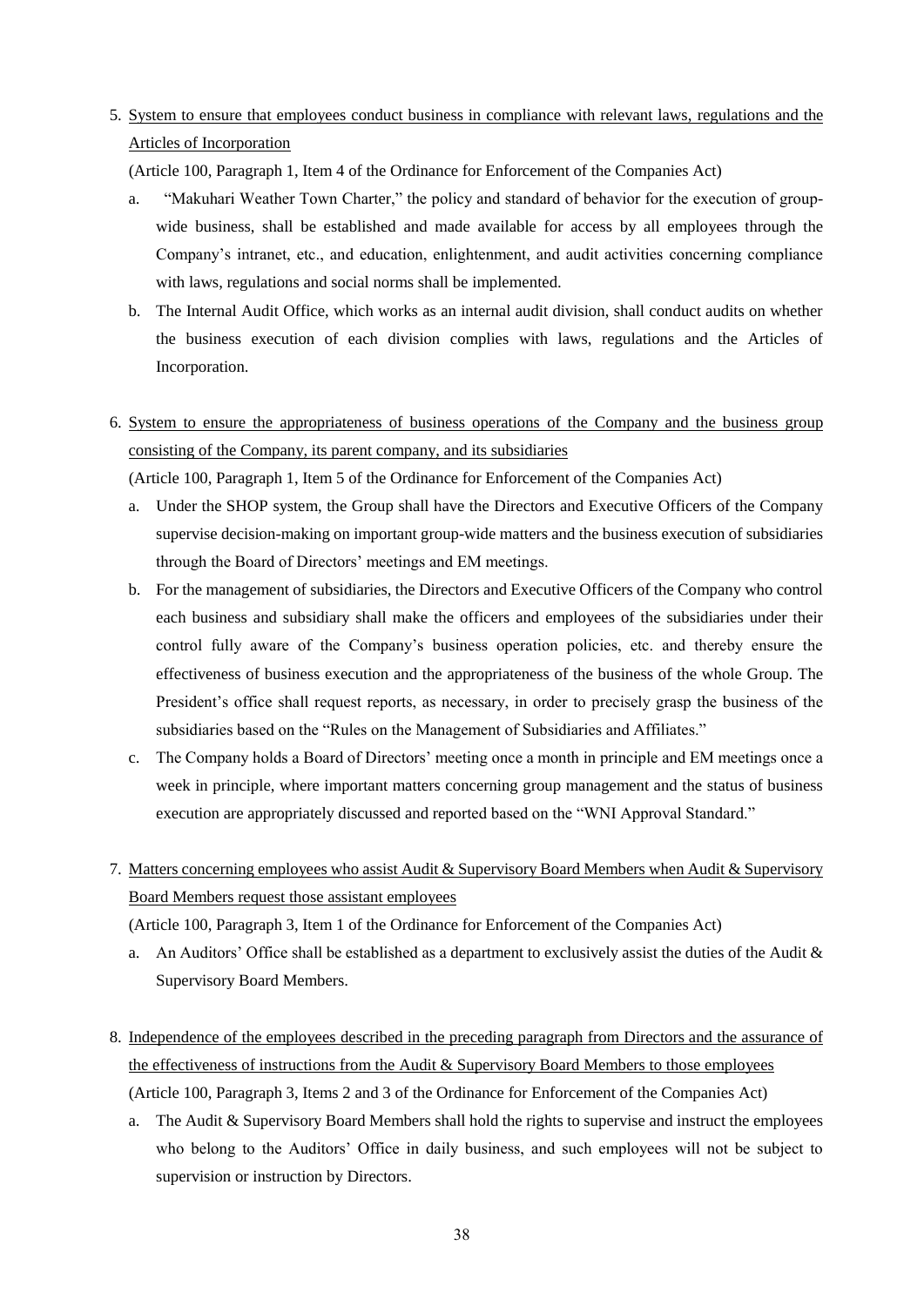5. <u>System to ensure that employees conduct business in compliance with relevant laws, regulations and the Articles of Incorporation</u>

   (Article 100, Paragraph 1, Item 4 of the Ordinance for Enforcement of the Companies Act)

   a. "Makuhari Weather Town Charter," the policy and standard of behavior for the execution of group-wide business, shall be established and made available for access by all employees through the Company's intranet, etc., and education, enlightenment, and audit activities concerning compliance with laws, regulations and social norms shall be implemented.
   b. The Internal Audit Office, which works as an internal audit division, shall conduct audits on whether the business execution of each division complies with laws, regulations and the Articles of Incorporation.

6. <u>System to ensure the appropriateness of business operations of the Company and the business group consisting of the Company, its parent company, and its subsidiaries</u>

   (Article 100, Paragraph 1, Item 5 of the Ordinance for Enforcement of the Companies Act)

   a. Under the SHOP system, the Group shall have the Directors and Executive Officers of the Company supervise decision-making on important group-wide matters and the business execution of subsidiaries through the Board of Directors' meetings and EM meetings.
   b. For the management of subsidiaries, the Directors and Executive Officers of the Company who control each business and subsidiary shall make the officers and employees of the subsidiaries under their control fully aware of the Company's business operation policies, etc. and thereby ensure the effectiveness of business execution and the appropriateness of the business of the whole Group. The President's office shall request reports, as necessary, in order to precisely grasp the business of the subsidiaries based on the "Rules on the Management of Subsidiaries and Affiliates."
   c. The Company holds a Board of Directors' meeting once a month in principle and EM meetings once a week in principle, where important matters concerning group management and the status of business execution are appropriately discussed and reported based on the "WNI Approval Standard."

7. <u>Matters concerning employees who assist Audit & Supervisory Board Members when Audit & Supervisory Board Members request those assistant employees</u>

   (Article 100, Paragraph 3, Item 1 of the Ordinance for Enforcement of the Companies Act)

   a. An Auditors' Office shall be established as a department to exclusively assist the duties of the Audit & Supervisory Board Members.

8. <u>Independence of the employees described in the preceding paragraph from Directors and the assurance of the effectiveness of instructions from the Audit & Supervisory Board Members to those employees</u>

   (Article 100, Paragraph 3, Items 2 and 3 of the Ordinance for Enforcement of the Companies Act)

   a. The Audit & Supervisory Board Members shall hold the rights to supervise and instruct the employees who belong to the Auditors' Office in daily business, and such employees will not be subject to supervision or instruction by Directors.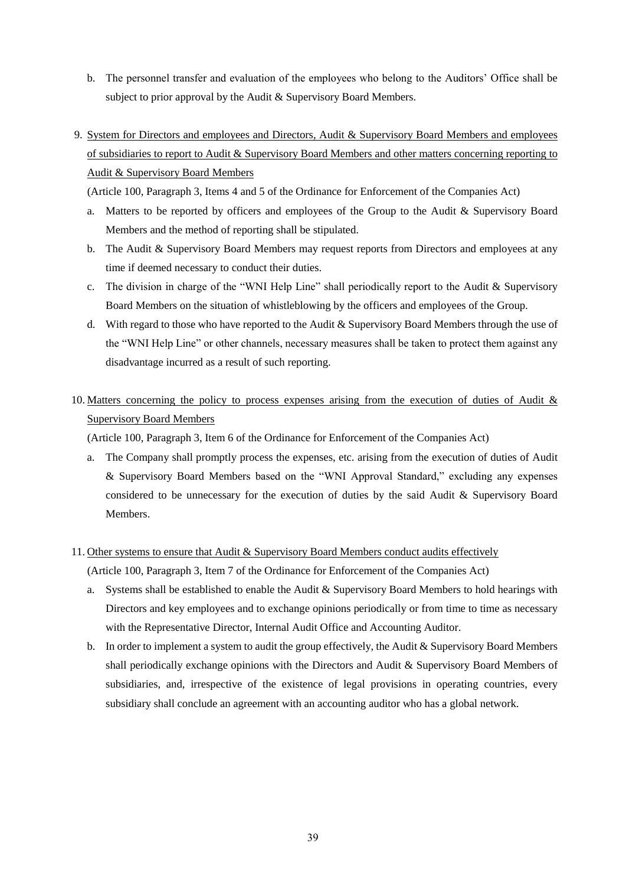b. The personnel transfer and evaluation of the employees who belong to the Auditors' Office shall be subject to prior approval by the Audit & Supervisory Board Members.

9. System for Directors and employees and Directors, Audit & Supervisory Board Members and employees of subsidiaries to report to Audit & Supervisory Board Members and other matters concerning reporting to Audit & Supervisory Board Members

   (Article 100, Paragraph 3, Items 4 and 5 of the Ordinance for Enforcement of the Companies Act)

   a. Matters to be reported by officers and employees of the Group to the Audit & Supervisory Board Members and the method of reporting shall be stipulated.
   b. The Audit & Supervisory Board Members may request reports from Directors and employees at any time if deemed necessary to conduct their duties.
   c. The division in charge of the "WNI Help Line" shall periodically report to the Audit & Supervisory Board Members on the situation of whistleblowing by the officers and employees of the Group.
   d. With regard to those who have reported to the Audit & Supervisory Board Members through the use of the "WNI Help Line" or other channels, necessary measures shall be taken to protect them against any disadvantage incurred as a result of such reporting.

10. Matters concerning the policy to process expenses arising from the execution of duties of Audit & Supervisory Board Members

    (Article 100, Paragraph 3, Item 6 of the Ordinance for Enforcement of the Companies Act)

    a. The Company shall promptly process the expenses, etc. arising from the execution of duties of Audit & Supervisory Board Members based on the "WNI Approval Standard," excluding any expenses considered to be unnecessary for the execution of duties by the said Audit & Supervisory Board Members.

11. Other systems to ensure that Audit & Supervisory Board Members conduct audits effectively

    (Article 100, Paragraph 3, Item 7 of the Ordinance for Enforcement of the Companies Act)

    a. Systems shall be established to enable the Audit & Supervisory Board Members to hold hearings with Directors and key employees and to exchange opinions periodically or from time to time as necessary with the Representative Director, Internal Audit Office and Accounting Auditor.
    b. In order to implement a system to audit the group effectively, the Audit & Supervisory Board Members shall periodically exchange opinions with the Directors and Audit & Supervisory Board Members of subsidiaries, and, irrespective of the existence of legal provisions in operating countries, every subsidiary shall conclude an agreement with an accounting auditor who has a global network.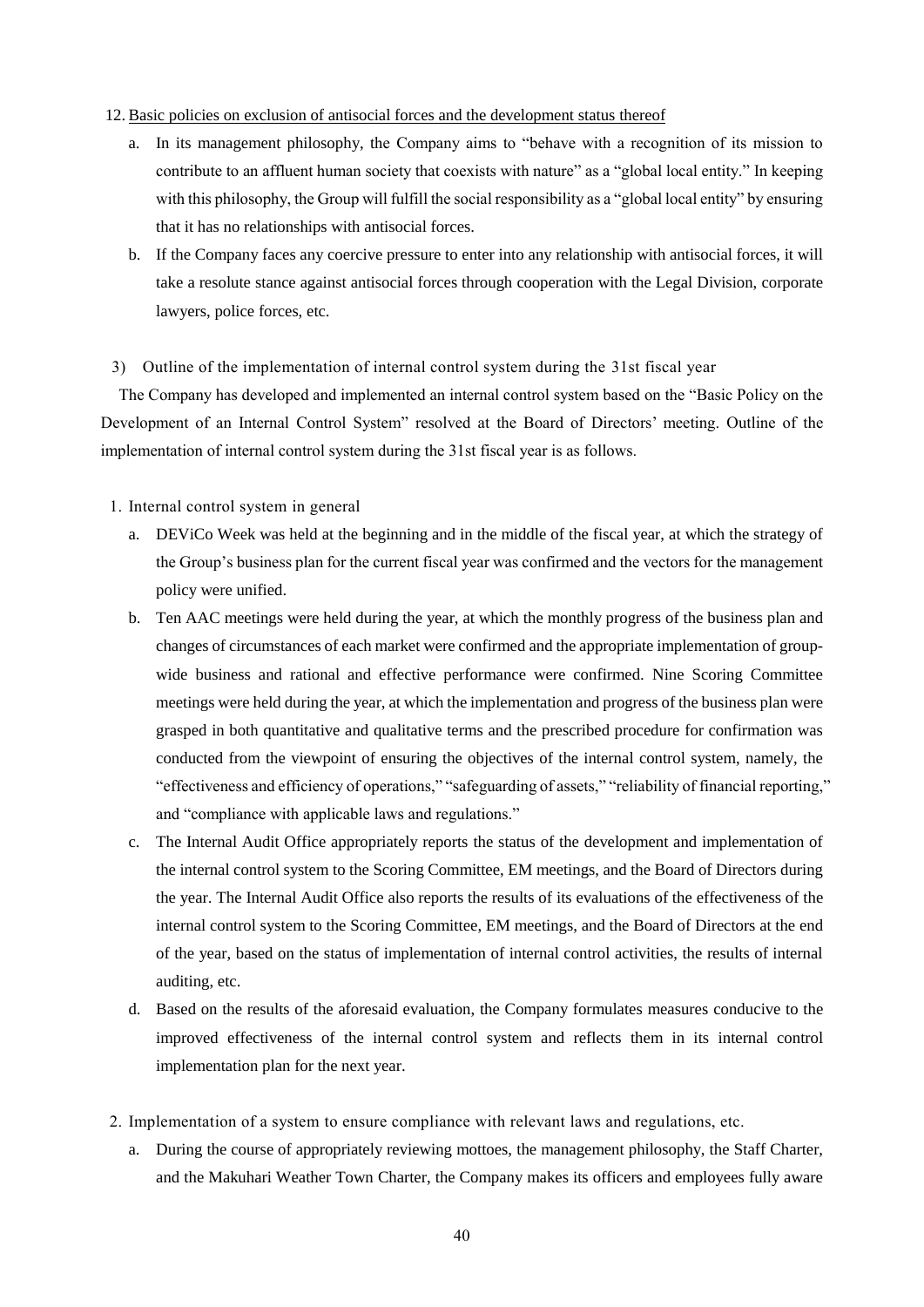12. Basic policies on exclusion of antisocial forces and the development status thereof

   a. In its management philosophy, the Company aims to "behave with a recognition of its mission to contribute to an affluent human society that coexists with nature" as a "global local entity." In keeping with this philosophy, the Group will fulfill the social responsibility as a "global local entity" by ensuring that it has no relationships with antisocial forces.

   b. If the Company faces any coercive pressure to enter into any relationship with antisocial forces, it will take a resolute stance against antisocial forces through cooperation with the Legal Division, corporate lawyers, police forces, etc.

3) Outline of the implementation of internal control system during the 31st fiscal year

The Company has developed and implemented an internal control system based on the "Basic Policy on the Development of an Internal Control System" resolved at the Board of Directors' meeting. Outline of the implementation of internal control system during the 31st fiscal year is as follows.

1. Internal control system in general

   a. DEViCo Week was held at the beginning and in the middle of the fiscal year, at which the strategy of the Group's business plan for the current fiscal year was confirmed and the vectors for the management policy were unified.

   b. Ten AAC meetings were held during the year, at which the monthly progress of the business plan and changes of circumstances of each market were confirmed and the appropriate implementation of group-wide business and rational and effective performance were confirmed. Nine Scoring Committee meetings were held during the year, at which the implementation and progress of the business plan were grasped in both quantitative and qualitative terms and the prescribed procedure for confirmation was conducted from the viewpoint of ensuring the objectives of the internal control system, namely, the "effectiveness and efficiency of operations," "safeguarding of assets," "reliability of financial reporting," and "compliance with applicable laws and regulations."

   c. The Internal Audit Office appropriately reports the status of the development and implementation of the internal control system to the Scoring Committee, EM meetings, and the Board of Directors during the year. The Internal Audit Office also reports the results of its evaluations of the effectiveness of the internal control system to the Scoring Committee, EM meetings, and the Board of Directors at the end of the year, based on the status of implementation of internal control activities, the results of internal auditing, etc.

   d. Based on the results of the aforesaid evaluation, the Company formulates measures conducive to the improved effectiveness of the internal control system and reflects them in its internal control implementation plan for the next year.

2. Implementation of a system to ensure compliance with relevant laws and regulations, etc.

   a. During the course of appropriately reviewing mottoes, the management philosophy, the Staff Charter, and the Makuhari Weather Town Charter, the Company makes its officers and employees fully aware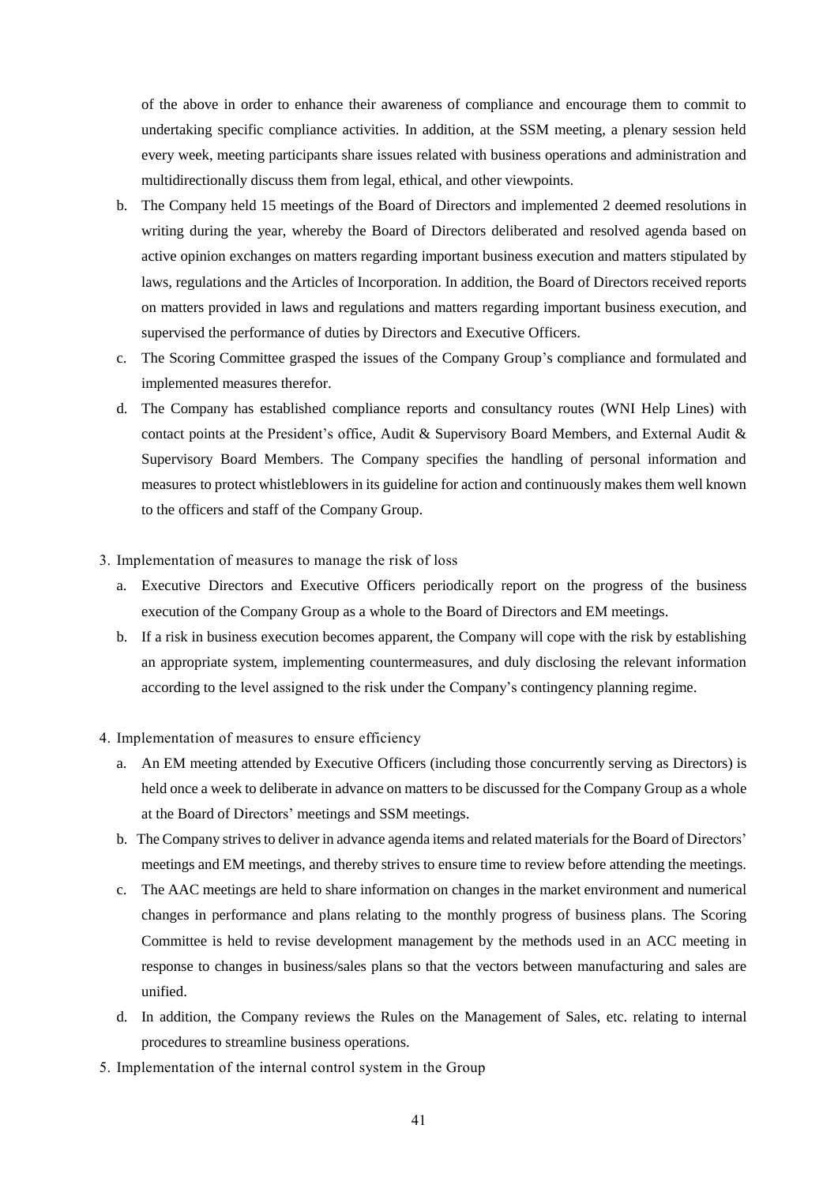of the above in order to enhance their awareness of compliance and encourage them to commit to undertaking specific compliance activities. In addition, at the SSM meeting, a plenary session held every week, meeting participants share issues related with business operations and administration and multidirectionally discuss them from legal, ethical, and other viewpoints.

b. The Company held 15 meetings of the Board of Directors and implemented 2 deemed resolutions in writing during the year, whereby the Board of Directors deliberated and resolved agenda based on active opinion exchanges on matters regarding important business execution and matters stipulated by laws, regulations and the Articles of Incorporation. In addition, the Board of Directors received reports on matters provided in laws and regulations and matters regarding important business execution, and supervised the performance of duties by Directors and Executive Officers.

c. The Scoring Committee grasped the issues of the Company Group's compliance and formulated and implemented measures therefor.

d. The Company has established compliance reports and consultancy routes (WNI Help Lines) with contact points at the President's office, Audit & Supervisory Board Members, and External Audit & Supervisory Board Members. The Company specifies the handling of personal information and measures to protect whistleblowers in its guideline for action and continuously makes them well known to the officers and staff of the Company Group.

3. Implementation of measures to manage the risk of loss

   a. Executive Directors and Executive Officers periodically report on the progress of the business execution of the Company Group as a whole to the Board of Directors and EM meetings.

   b. If a risk in business execution becomes apparent, the Company will cope with the risk by establishing an appropriate system, implementing countermeasures, and duly disclosing the relevant information according to the level assigned to the risk under the Company's contingency planning regime.

4. Implementation of measures to ensure efficiency

   a. An EM meeting attended by Executive Officers (including those concurrently serving as Directors) is held once a week to deliberate in advance on matters to be discussed for the Company Group as a whole at the Board of Directors' meetings and SSM meetings.

   b. The Company strives to deliver in advance agenda items and related materials for the Board of Directors' meetings and EM meetings, and thereby strives to ensure time to review before attending the meetings.

   c. The AAC meetings are held to share information on changes in the market environment and numerical changes in performance and plans relating to the monthly progress of business plans. The Scoring Committee is held to revise development management by the methods used in an ACC meeting in response to changes in business/sales plans so that the vectors between manufacturing and sales are unified.

   d. In addition, the Company reviews the Rules on the Management of Sales, etc. relating to internal procedures to streamline business operations.

5. Implementation of the internal control system in the Group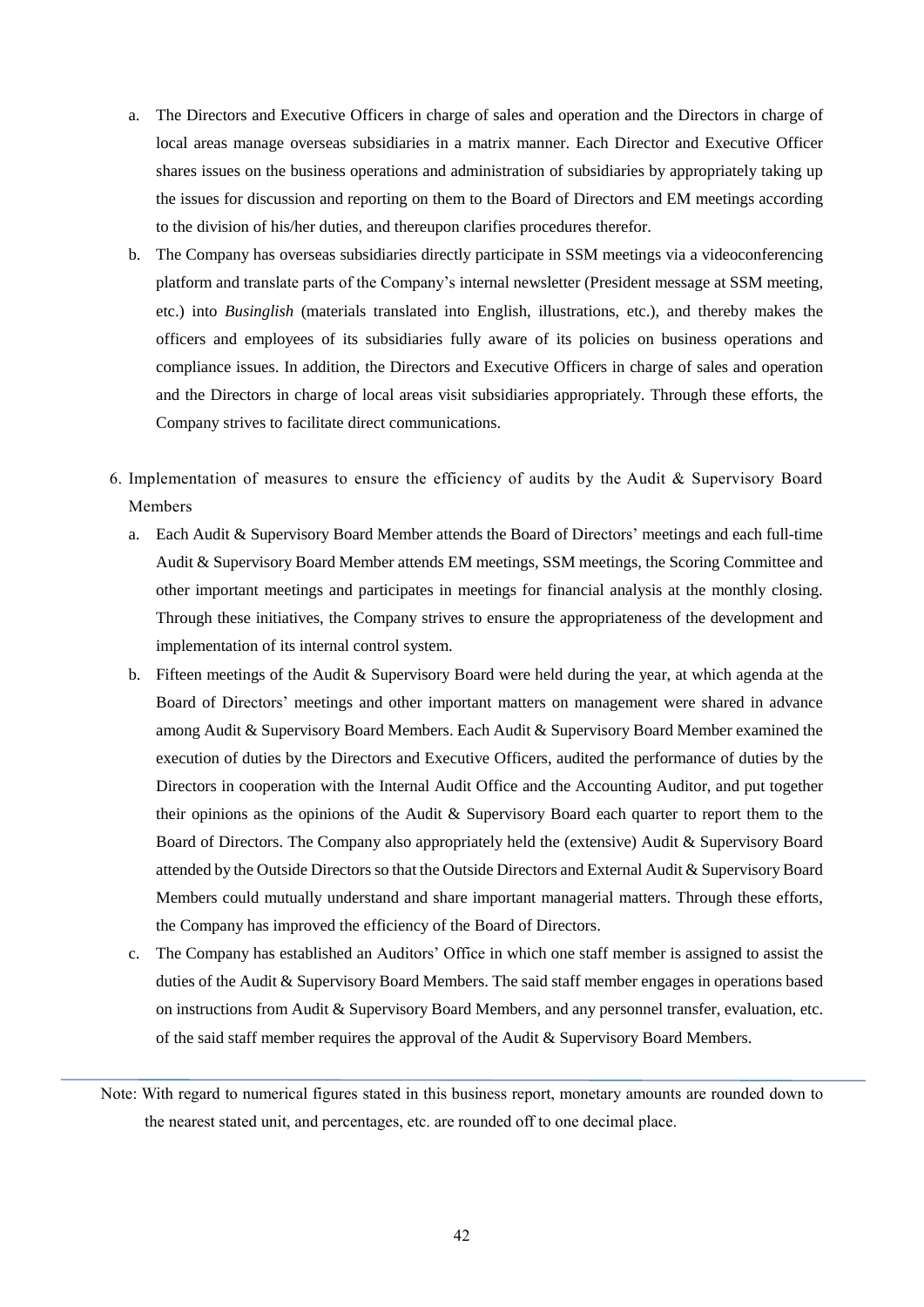a. The Directors and Executive Officers in charge of sales and operation and the Directors in charge of local areas manage overseas subsidiaries in a matrix manner. Each Director and Executive Officer shares issues on the business operations and administration of subsidiaries by appropriately taking up the issues for discussion and reporting on them to the Board of Directors and EM meetings according to the division of his/her duties, and thereupon clarifies procedures therefor.

b. The Company has overseas subsidiaries directly participate in SSM meetings via a videoconferencing platform and translate parts of the Company's internal newsletter (President message at SSM meeting, etc.) into *Businglish* (materials translated into English, illustrations, etc.), and thereby makes the officers and employees of its subsidiaries fully aware of its policies on business operations and compliance issues. In addition, the Directors and Executive Officers in charge of sales and operation and the Directors in charge of local areas visit subsidiaries appropriately. Through these efforts, the Company strives to facilitate direct communications.

6. Implementation of measures to ensure the efficiency of audits by the Audit & Supervisory Board Members

a. Each Audit & Supervisory Board Member attends the Board of Directors' meetings and each full-time Audit & Supervisory Board Member attends EM meetings, SSM meetings, the Scoring Committee and other important meetings and participates in meetings for financial analysis at the monthly closing. Through these initiatives, the Company strives to ensure the appropriateness of the development and implementation of its internal control system.

b. Fifteen meetings of the Audit & Supervisory Board were held during the year, at which agenda at the Board of Directors' meetings and other important matters on management were shared in advance among Audit & Supervisory Board Members. Each Audit & Supervisory Board Member examined the execution of duties by the Directors and Executive Officers, audited the performance of duties by the Directors in cooperation with the Internal Audit Office and the Accounting Auditor, and put together their opinions as the opinions of the Audit & Supervisory Board each quarter to report them to the Board of Directors. The Company also appropriately held the (extensive) Audit & Supervisory Board attended by the Outside Directors so that the Outside Directors and External Audit & Supervisory Board Members could mutually understand and share important managerial matters. Through these efforts, the Company has improved the efficiency of the Board of Directors.

c. The Company has established an Auditors' Office in which one staff member is assigned to assist the duties of the Audit & Supervisory Board Members. The said staff member engages in operations based on instructions from Audit & Supervisory Board Members, and any personnel transfer, evaluation, etc. of the said staff member requires the approval of the Audit & Supervisory Board Members.

---

Note: With regard to numerical figures stated in this business report, monetary amounts are rounded down to the nearest stated unit, and percentages, etc. are rounded off to one decimal place.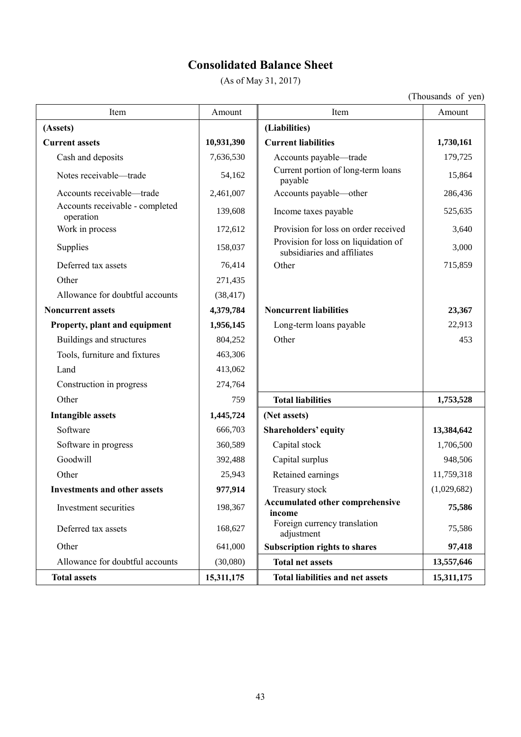# Consolidated Balance Sheet

(As of May 31, 2017)

(Thousands of yen)

| Item | Amount | Item | Amount |
|---|---|---|---|
| **(Assets)** | | **(Liabilities)** | |
| **Current assets** | **10,931,390** | **Current liabilities** | **1,730,161** |
| Cash and deposits | 7,636,530 | Accounts payable—trade | 179,725 |
| Notes receivable—trade | 54,162 | Current portion of long-term loans payable | 15,864 |
| Accounts receivable—trade | 2,461,007 | Accounts payable—other | 286,436 |
| Accounts receivable - completed operation | 139,608 | Income taxes payable | 525,635 |
| Work in process | 172,612 | Provision for loss on order received | 3,640 |
| Supplies | 158,037 | Provision for loss on liquidation of subsidiaries and affiliates | 3,000 |
| Deferred tax assets | 76,414 | Other | 715,859 |
| Other | 271,435 | | |
| Allowance for doubtful accounts | (38,417) | | |
| **Noncurrent assets** | **4,379,784** | **Noncurrent liabilities** | **23,367** |
| **Property, plant and equipment** | **1,956,145** | Long-term loans payable | 22,913 |
| Buildings and structures | 804,252 | Other | 453 |
| Tools, furniture and fixtures | 463,306 | | |
| Land | 413,062 | | |
| Construction in progress | 274,764 | | |
| Other | 759 | **Total liabilities** | **1,753,528** |
| **Intangible assets** | **1,445,724** | **(Net assets)** | |
| Software | 666,703 | **Shareholders' equity** | **13,384,642** |
| Software in progress | 360,589 | Capital stock | 1,706,500 |
| Goodwill | 392,488 | Capital surplus | 948,506 |
| Other | 25,943 | Retained earnings | 11,759,318 |
| **Investments and other assets** | **977,914** | Treasury stock | (1,029,682) |
| Investment securities | 198,367 | **Accumulated other comprehensive income** | **75,586** |
| Deferred tax assets | 168,627 | Foreign currency translation adjustment | 75,586 |
| Other | 641,000 | **Subscription rights to shares** | **97,418** |
| Allowance for doubtful accounts | (30,080) | **Total net assets** | **13,557,646** |
| **Total assets** | **15,311,175** | **Total liabilities and net assets** | **15,311,175** |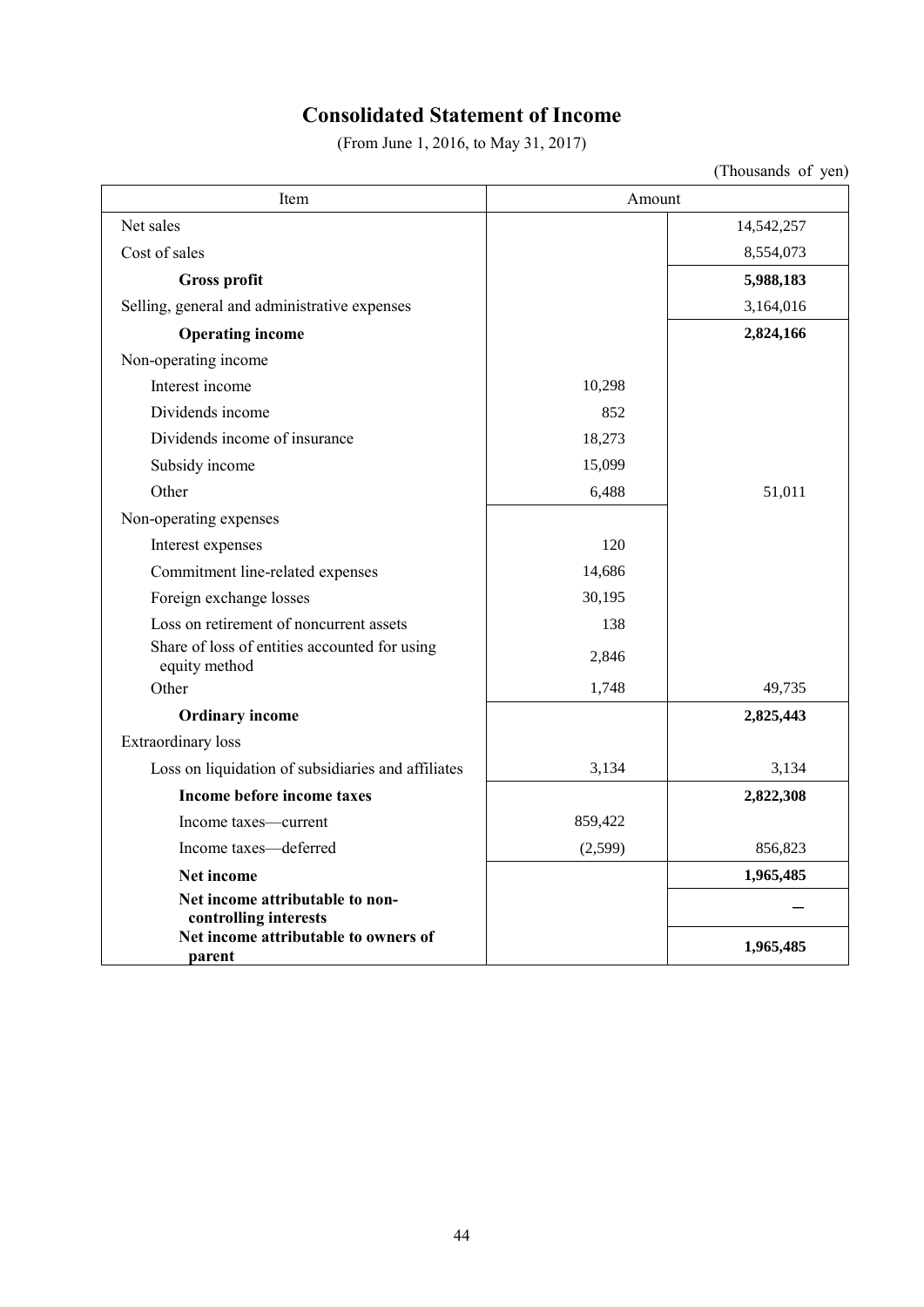# Consolidated Statement of Income

(From June 1, 2016, to May 31, 2017)

(Thousands of yen)

| Item | Amount | |
|---|---|---|
| Net sales | | 14,542,257 |
| Cost of sales | | 8,554,073 |
| **Gross profit** | | **5,988,183** |
| Selling, general and administrative expenses | | 3,164,016 |
| **Operating income** | | **2,824,166** |
| Non-operating income | | |
| Interest income | 10,298 | |
| Dividends income | 852 | |
| Dividends income of insurance | 18,273 | |
| Subsidy income | 15,099 | |
| Other | 6,488 | 51,011 |
| Non-operating expenses | | |
| Interest expenses | 120 | |
| Commitment line-related expenses | 14,686 | |
| Foreign exchange losses | 30,195 | |
| Loss on retirement of noncurrent assets | 138 | |
| Share of loss of entities accounted for using equity method | 2,846 | |
| Other | 1,748 | 49,735 |
| **Ordinary income** | | **2,825,443** |
| Extraordinary loss | | |
| Loss on liquidation of subsidiaries and affiliates | 3,134 | 3,134 |
| **Income before income taxes** | | **2,822,308** |
| Income taxes—current | 859,422 | |
| Income taxes—deferred | (2,599) | 856,823 |
| **Net income** | | **1,965,485** |
| **Net income attributable to non-controlling interests** | | **—** |
| **Net income attributable to owners of parent** | | **1,965,485** |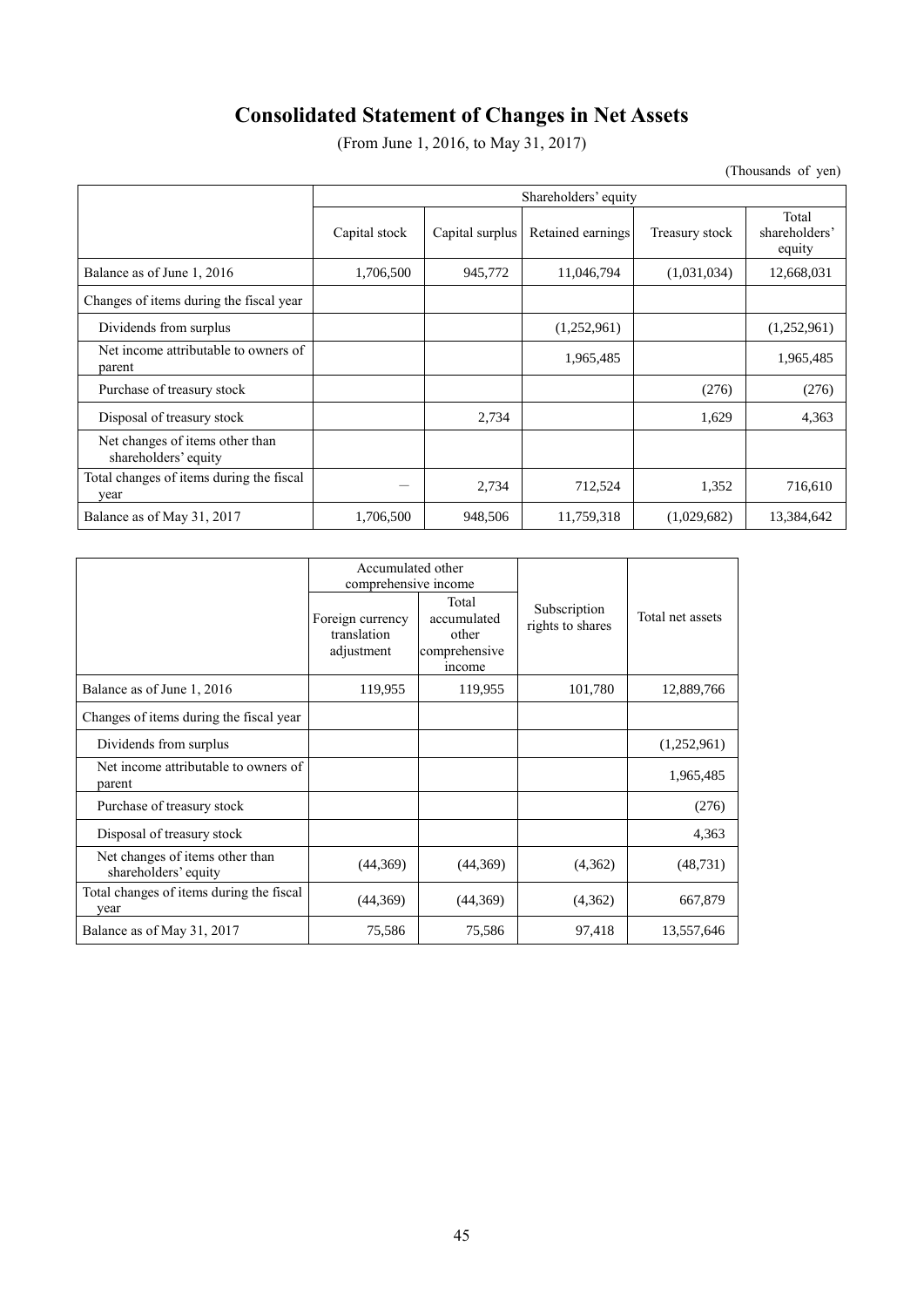# Consolidated Statement of Changes in Net Assets

(From June 1, 2016, to May 31, 2017)

(Thousands of yen)

| | Shareholders' equity | | | | |
|---|---|---|---|---|---|
| | Capital stock | Capital surplus | Retained earnings | Treasury stock | Total shareholders' equity |
| Balance as of June 1, 2016 | 1,706,500 | 945,772 | 11,046,794 | (1,031,034) | 12,668,031 |
| Changes of items during the fiscal year | | | | | |
| Dividends from surplus | | | (1,252,961) | | (1,252,961) |
| Net income attributable to owners of parent | | | 1,965,485 | | 1,965,485 |
| Purchase of treasury stock | | | | (276) | (276) |
| Disposal of treasury stock | | 2,734 | | 1,629 | 4,363 |
| Net changes of items other than shareholders' equity | | | | | |
| Total changes of items during the fiscal year | — | 2,734 | 712,524 | 1,352 | 716,610 |
| Balance as of May 31, 2017 | 1,706,500 | 948,506 | 11,759,318 | (1,029,682) | 13,384,642 |

| | Accumulated other comprehensive income | | Subscription rights to shares | Total net assets |
|---|---|---|---|---|
| | Foreign currency translation adjustment | Total accumulated other comprehensive income | | |
| Balance as of June 1, 2016 | 119,955 | 119,955 | 101,780 | 12,889,766 |
| Changes of items during the fiscal year | | | | |
| Dividends from surplus | | | | (1,252,961) |
| Net income attributable to owners of parent | | | | 1,965,485 |
| Purchase of treasury stock | | | | (276) |
| Disposal of treasury stock | | | | 4,363 |
| Net changes of items other than shareholders' equity | (44,369) | (44,369) | (4,362) | (48,731) |
| Total changes of items during the fiscal year | (44,369) | (44,369) | (4,362) | 667,879 |
| Balance as of May 31, 2017 | 75,586 | 75,586 | 97,418 | 13,557,646 |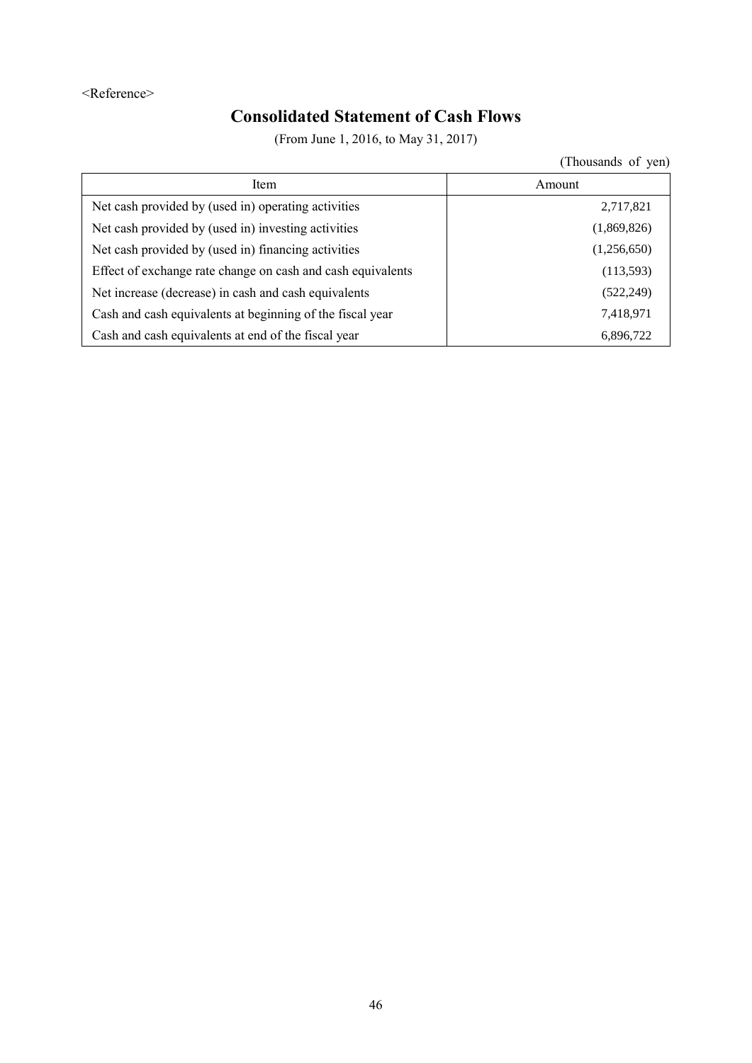<Reference>

# Consolidated Statement of Cash Flows

(From June 1, 2016, to May 31, 2017)

(Thousands of yen)

| Item | Amount |
|---|---|
| Net cash provided by (used in) operating activities | 2,717,821 |
| Net cash provided by (used in) investing activities | (1,869,826) |
| Net cash provided by (used in) financing activities | (1,256,650) |
| Effect of exchange rate change on cash and cash equivalents | (113,593) |
| Net increase (decrease) in cash and cash equivalents | (522,249) |
| Cash and cash equivalents at beginning of the fiscal year | 7,418,971 |
| Cash and cash equivalents at end of the fiscal year | 6,896,722 |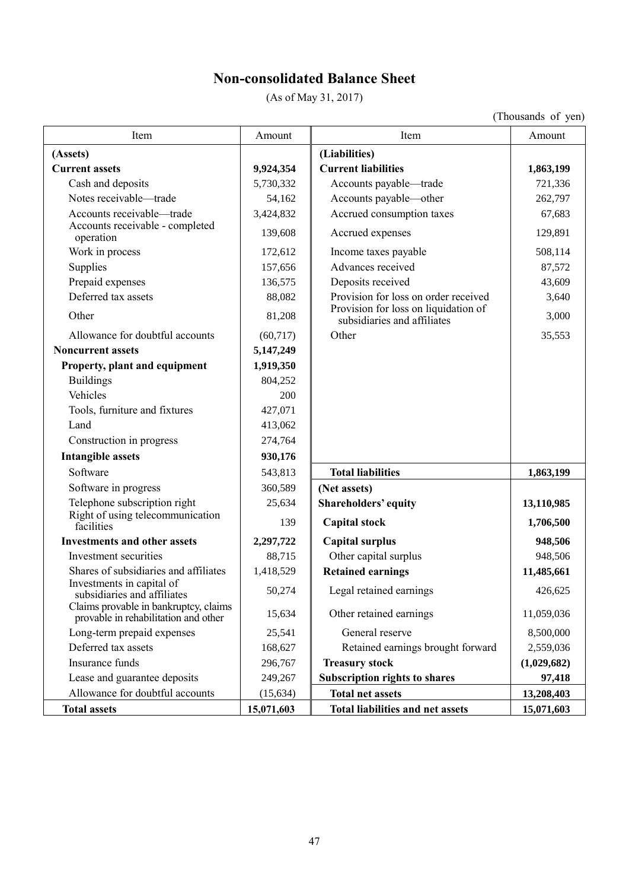# Non-consolidated Balance Sheet

(As of May 31, 2017)

(Thousands of yen)

| Item | Amount | Item | Amount |
|---|---|---|---|
| **(Assets)** | | **(Liabilities)** | |
| **Current assets** | **9,924,354** | **Current liabilities** | **1,863,199** |
| Cash and deposits | 5,730,332 | Accounts payable—trade | 721,336 |
| Notes receivable—trade | 54,162 | Accounts payable—other | 262,797 |
| Accounts receivable—trade | 3,424,832 | Accrued consumption taxes | 67,683 |
| Accounts receivable - completed operation | 139,608 | Accrued expenses | 129,891 |
| Work in process | 172,612 | Income taxes payable | 508,114 |
| Supplies | 157,656 | Advances received | 87,572 |
| Prepaid expenses | 136,575 | Deposits received | 43,609 |
| Deferred tax assets | 88,082 | Provision for loss on order received | 3,640 |
| Other | 81,208 | Provision for loss on liquidation of subsidiaries and affiliates | 3,000 |
| Allowance for doubtful accounts | (60,717) | Other | 35,553 |
| **Noncurrent assets** | **5,147,249** | | |
| **Property, plant and equipment** | **1,919,350** | | |
| Buildings | 804,252 | | |
| Vehicles | 200 | | |
| Tools, furniture and fixtures | 427,071 | | |
| Land | 413,062 | | |
| Construction in progress | 274,764 | | |
| **Intangible assets** | **930,176** | | |
| Software | 543,813 | **Total liabilities** | **1,863,199** |
| Software in progress | 360,589 | **(Net assets)** | |
| Telephone subscription right | 25,634 | **Shareholders' equity** | **13,110,985** |
| Right of using telecommunication facilities | 139 | **Capital stock** | **1,706,500** |
| **Investments and other assets** | **2,297,722** | **Capital surplus** | **948,506** |
| Investment securities | 88,715 | Other capital surplus | 948,506 |
| Shares of subsidiaries and affiliates | 1,418,529 | **Retained earnings** | **11,485,661** |
| Investments in capital of subsidiaries and affiliates | 50,274 | Legal retained earnings | 426,625 |
| Claims provable in bankruptcy, claims provable in rehabilitation and other | 15,634 | Other retained earnings | 11,059,036 |
| Long-term prepaid expenses | 25,541 | General reserve | 8,500,000 |
| Deferred tax assets | 168,627 | Retained earnings brought forward | 2,559,036 |
| Insurance funds | 296,767 | **Treasury stock** | **(1,029,682)** |
| Lease and guarantee deposits | 249,267 | **Subscription rights to shares** | **97,418** |
| Allowance for doubtful accounts | (15,634) | **Total net assets** | **13,208,403** |
| **Total assets** | **15,071,603** | **Total liabilities and net assets** | **15,071,603** |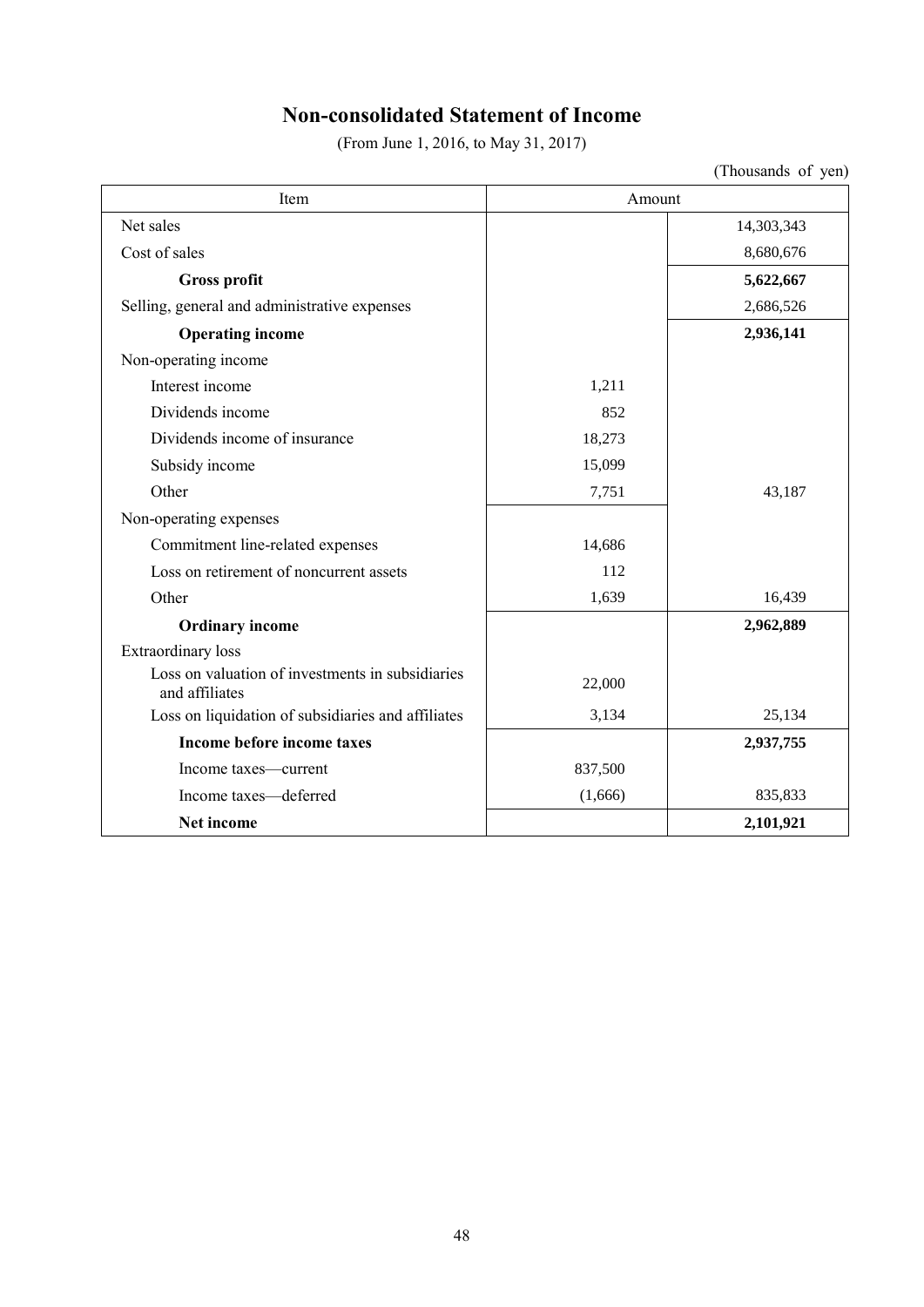# Non-consolidated Statement of Income

(From June 1, 2016, to May 31, 2017)

(Thousands of yen)

| Item | Amount | |
|---|---|---|
| Net sales | | 14,303,343 |
| Cost of sales | | 8,680,676 |
| **Gross profit** | | **5,622,667** |
| Selling, general and administrative expenses | | 2,686,526 |
| **Operating income** | | **2,936,141** |
| Non-operating income | | |
| Interest income | 1,211 | |
| Dividends income | 852 | |
| Dividends income of insurance | 18,273 | |
| Subsidy income | 15,099 | |
| Other | 7,751 | 43,187 |
| Non-operating expenses | | |
| Commitment line-related expenses | 14,686 | |
| Loss on retirement of noncurrent assets | 112 | |
| Other | 1,639 | 16,439 |
| **Ordinary income** | | **2,962,889** |
| Extraordinary loss | | |
| Loss on valuation of investments in subsidiaries and affiliates | 22,000 | |
| Loss on liquidation of subsidiaries and affiliates | 3,134 | 25,134 |
| **Income before income taxes** | | **2,937,755** |
| Income taxes—current | 837,500 | |
| Income taxes—deferred | (1,666) | 835,833 |
| **Net income** | | **2,101,921** |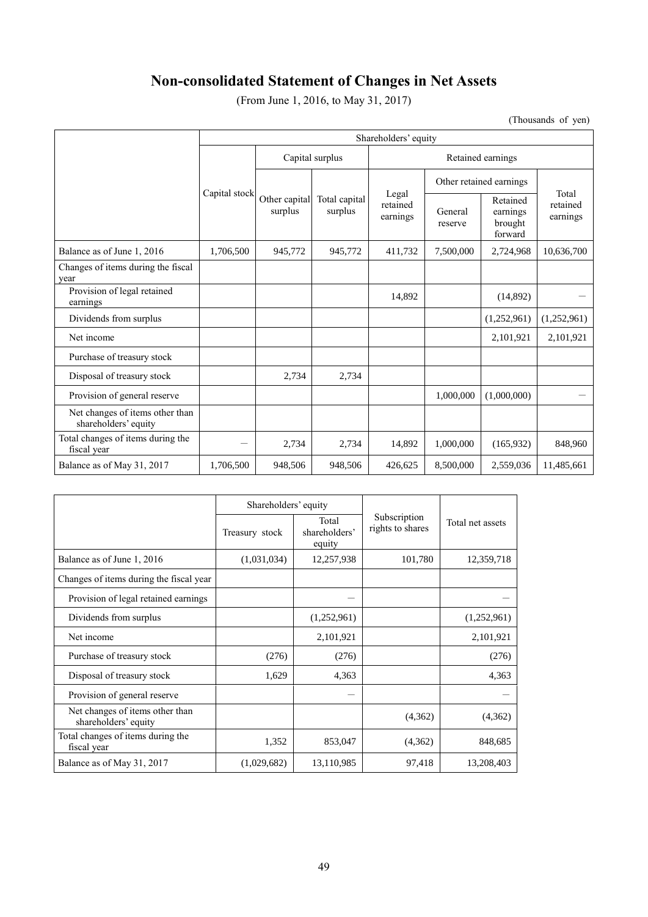# Non-consolidated Statement of Changes in Net Assets

(From June 1, 2016, to May 31, 2017)

(Thousands of yen)

| | Shareholders' equity | | | | | | |
|---|---|---|---|---|---|---|---|
| | Capital stock | Capital surplus | | Retained earnings | | | |
| | | Other capital surplus | Total capital surplus | Legal retained earnings | Other retained earnings | | Total retained earnings |
| | | | | | General reserve | Retained earnings brought forward | |
| Balance as of June 1, 2016 | 1,706,500 | 945,772 | 945,772 | 411,732 | 7,500,000 | 2,724,968 | 10,636,700 |
| Changes of items during the fiscal year | | | | | | | |
| Provision of legal retained earnings | | | | 14,892 | | (14,892) | — |
| Dividends from surplus | | | | | | (1,252,961) | (1,252,961) |
| Net income | | | | | | 2,101,921 | 2,101,921 |
| Purchase of treasury stock | | | | | | | |
| Disposal of treasury stock | | 2,734 | 2,734 | | | | |
| Provision of general reserve | | | | | 1,000,000 | (1,000,000) | — |
| Net changes of items other than shareholders' equity | | | | | | | |
| Total changes of items during the fiscal year | — | 2,734 | 2,734 | 14,892 | 1,000,000 | (165,932) | 848,960 |
| Balance as of May 31, 2017 | 1,706,500 | 948,506 | 948,506 | 426,625 | 8,500,000 | 2,559,036 | 11,485,661 |

| | Shareholders' equity | | Subscription rights to shares | Total net assets |
|---|---|---|---|---|
| | Treasury stock | Total shareholders' equity | | |
| Balance as of June 1, 2016 | (1,031,034) | 12,257,938 | 101,780 | 12,359,718 |
| Changes of items during the fiscal year | | | | |
| Provision of legal retained earnings | | — | | — |
| Dividends from surplus | | (1,252,961) | | (1,252,961) |
| Net income | | 2,101,921 | | 2,101,921 |
| Purchase of treasury stock | (276) | (276) | | (276) |
| Disposal of treasury stock | 1,629 | 4,363 | | 4,363 |
| Provision of general reserve | | — | | — |
| Net changes of items other than shareholders' equity | | | (4,362) | (4,362) |
| Total changes of items during the fiscal year | 1,352 | 853,047 | (4,362) | 848,685 |
| Balance as of May 31, 2017 | (1,029,682) | 13,110,985 | 97,418 | 13,208,403 |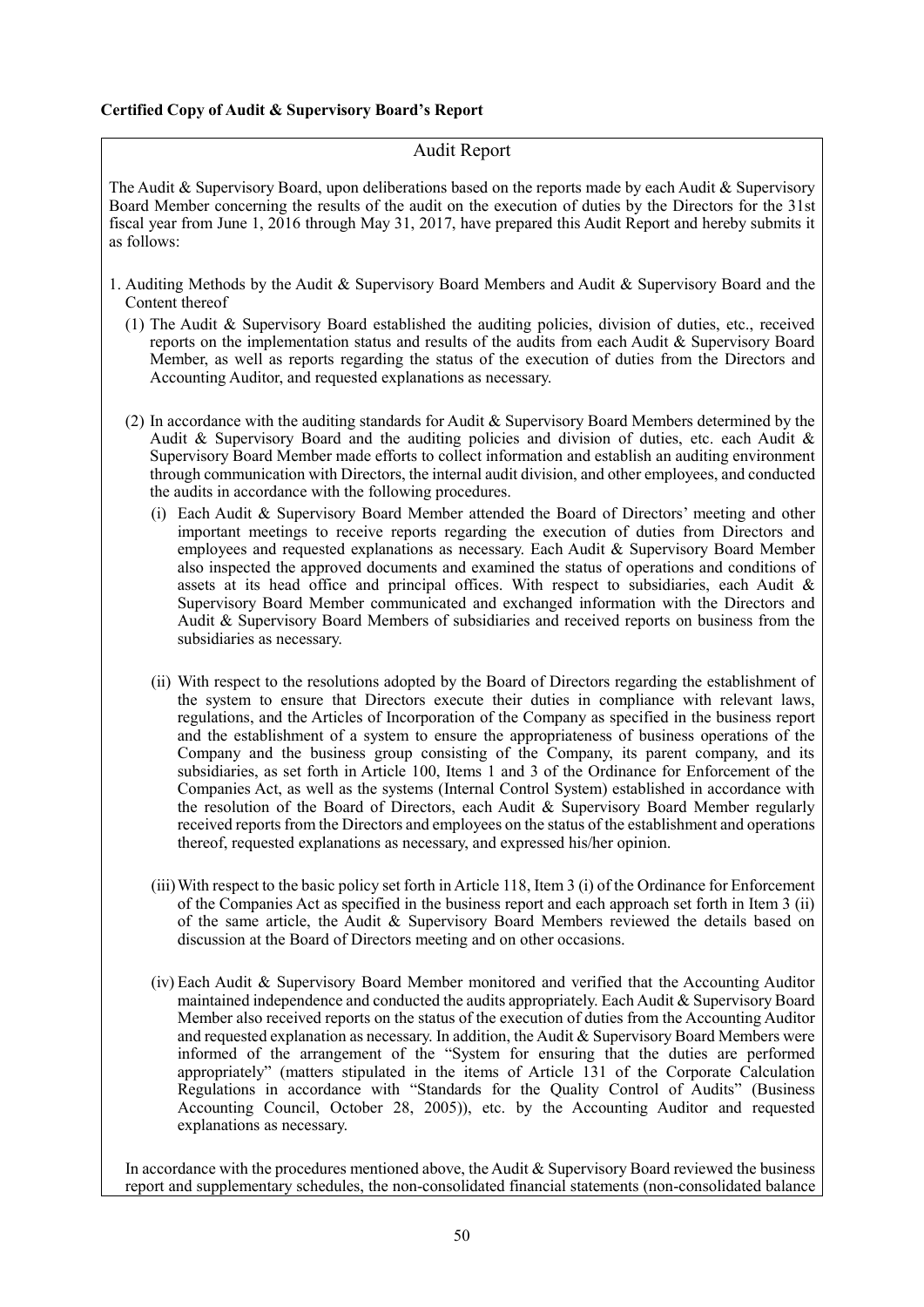**Certified Copy of Audit & Supervisory Board's Report**

## Audit Report

The Audit & Supervisory Board, upon deliberations based on the reports made by each Audit & Supervisory Board Member concerning the results of the audit on the execution of duties by the Directors for the 31st fiscal year from June 1, 2016 through May 31, 2017, have prepared this Audit Report and hereby submits it as follows:

1. Auditing Methods by the Audit & Supervisory Board Members and Audit & Supervisory Board and the Content thereof

   (1) The Audit & Supervisory Board established the auditing policies, division of duties, etc., received reports on the implementation status and results of the audits from each Audit & Supervisory Board Member, as well as reports regarding the status of the execution of duties from the Directors and Accounting Auditor, and requested explanations as necessary.

   (2) In accordance with the auditing standards for Audit & Supervisory Board Members determined by the Audit & Supervisory Board and the auditing policies and division of duties, etc. each Audit & Supervisory Board Member made efforts to collect information and establish an auditing environment through communication with Directors, the internal audit division, and other employees, and conducted the audits in accordance with the following procedures.

      (i) Each Audit & Supervisory Board Member attended the Board of Directors' meeting and other important meetings to receive reports regarding the execution of duties from Directors and employees and requested explanations as necessary. Each Audit & Supervisory Board Member also inspected the approved documents and examined the status of operations and conditions of assets at its head office and principal offices. With respect to subsidiaries, each Audit & Supervisory Board Member communicated and exchanged information with the Directors and Audit & Supervisory Board Members of subsidiaries and received reports on business from the subsidiaries as necessary.

      (ii) With respect to the resolutions adopted by the Board of Directors regarding the establishment of the system to ensure that Directors execute their duties in compliance with relevant laws, regulations, and the Articles of Incorporation of the Company as specified in the business report and the establishment of a system to ensure the appropriateness of business operations of the Company and the business group consisting of the Company, its parent company, and its subsidiaries, as set forth in Article 100, Items 1 and 3 of the Ordinance for Enforcement of the Companies Act, as well as the systems (Internal Control System) established in accordance with the resolution of the Board of Directors, each Audit & Supervisory Board Member regularly received reports from the Directors and employees on the status of the establishment and operations thereof, requested explanations as necessary, and expressed his/her opinion.

      (iii) With respect to the basic policy set forth in Article 118, Item 3 (i) of the Ordinance for Enforcement of the Companies Act as specified in the business report and each approach set forth in Item 3 (ii) of the same article, the Audit & Supervisory Board Members reviewed the details based on discussion at the Board of Directors meeting and on other occasions.

      (iv) Each Audit & Supervisory Board Member monitored and verified that the Accounting Auditor maintained independence and conducted the audits appropriately. Each Audit & Supervisory Board Member also received reports on the status of the execution of duties from the Accounting Auditor and requested explanation as necessary. In addition, the Audit & Supervisory Board Members were informed of the arrangement of the "System for ensuring that the duties are performed appropriately" (matters stipulated in the items of Article 131 of the Corporate Calculation Regulations in accordance with "Standards for the Quality Control of Audits" (Business Accounting Council, October 28, 2005)), etc. by the Accounting Auditor and requested explanations as necessary.

   In accordance with the procedures mentioned above, the Audit & Supervisory Board reviewed the business report and supplementary schedules, the non-consolidated financial statements (non-consolidated balance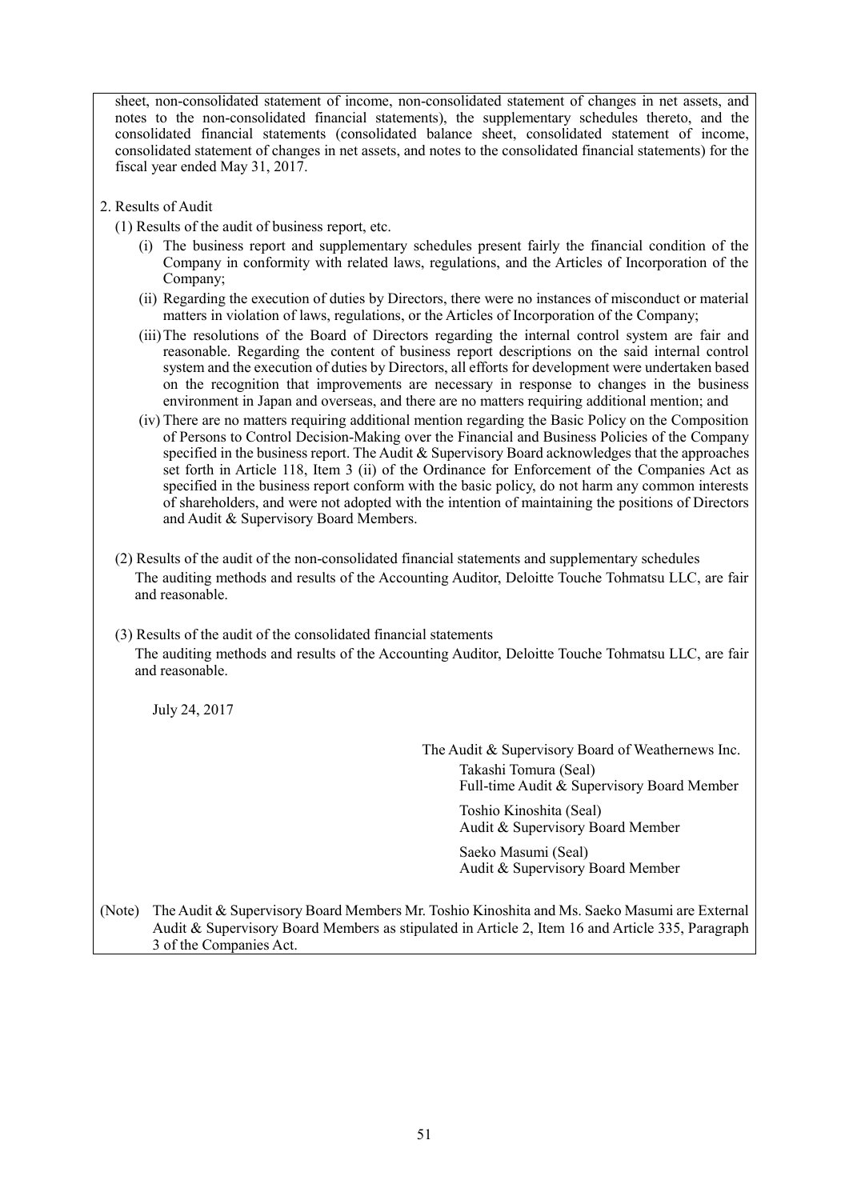sheet, non-consolidated statement of income, non-consolidated statement of changes in net assets, and notes to the non-consolidated financial statements), the supplementary schedules thereto, and the consolidated financial statements (consolidated balance sheet, consolidated statement of income, consolidated statement of changes in net assets, and notes to the consolidated financial statements) for the fiscal year ended May 31, 2017.

2. Results of Audit

(1) Results of the audit of business report, etc.

(i) The business report and supplementary schedules present fairly the financial condition of the Company in conformity with related laws, regulations, and the Articles of Incorporation of the Company;

(ii) Regarding the execution of duties by Directors, there were no instances of misconduct or material matters in violation of laws, regulations, or the Articles of Incorporation of the Company;

(iii) The resolutions of the Board of Directors regarding the internal control system are fair and reasonable. Regarding the content of business report descriptions on the said internal control system and the execution of duties by Directors, all efforts for development were undertaken based on the recognition that improvements are necessary in response to changes in the business environment in Japan and overseas, and there are no matters requiring additional mention; and

(iv) There are no matters requiring additional mention regarding the Basic Policy on the Composition of Persons to Control Decision-Making over the Financial and Business Policies of the Company specified in the business report. The Audit & Supervisory Board acknowledges that the approaches set forth in Article 118, Item 3 (ii) of the Ordinance for Enforcement of the Companies Act as specified in the business report conform with the basic policy, do not harm any common interests of shareholders, and were not adopted with the intention of maintaining the positions of Directors and Audit & Supervisory Board Members.

(2) Results of the audit of the non-consolidated financial statements and supplementary schedules

The auditing methods and results of the Accounting Auditor, Deloitte Touche Tohmatsu LLC, are fair and reasonable.

(3) Results of the audit of the consolidated financial statements

The auditing methods and results of the Accounting Auditor, Deloitte Touche Tohmatsu LLC, are fair and reasonable.

July 24, 2017

The Audit & Supervisory Board of Weathernews Inc.

Takashi Tomura (Seal)
Full-time Audit & Supervisory Board Member

Toshio Kinoshita (Seal)
Audit & Supervisory Board Member

Saeko Masumi (Seal)
Audit & Supervisory Board Member

(Note) The Audit & Supervisory Board Members Mr. Toshio Kinoshita and Ms. Saeko Masumi are External Audit & Supervisory Board Members as stipulated in Article 2, Item 16 and Article 335, Paragraph 3 of the Companies Act.